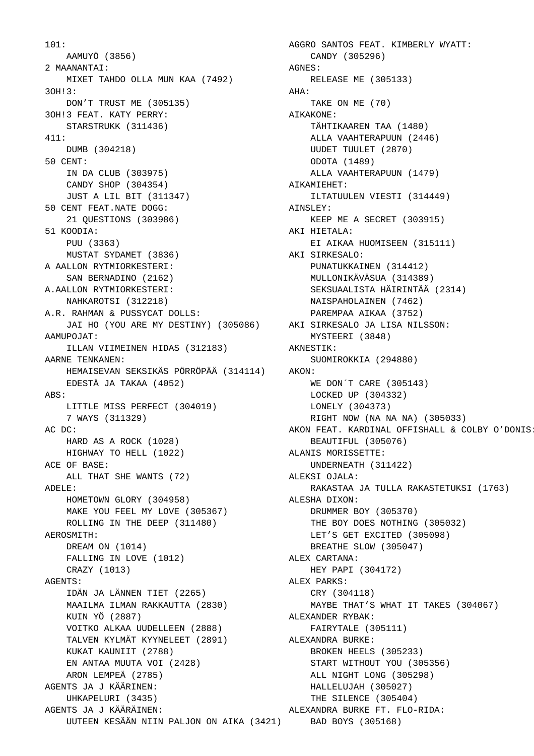101:
    AAMUYÖ (3856)
2 MAANANTAI:
    MIXET TAHDO OLLA MUN KAA (7492)
3OH!3:
    DON’T TRUST ME (305135)
3OH!3 FEAT. KATY PERRY:
    STARSTRUKK (311436)
411:
    DUMB (304218)
50 CENT:
    IN DA CLUB (303975)
    CANDY SHOP (304354)
    JUST A LIL BIT (311347)
50 CENT FEAT.NATE DOGG:
    21 QUESTIONS (303986)
51 KOODIA:
    PUU (3363)
    MUSTAT SYDAMET (3836)
A AALLON RYTMIORKESTERI:
    SAN BERNADINO (2162)
A.AALLON RYTMIORKESTERI:
    NAHKAROTSI (312218)
A.R. RAHMAN & PUSSYCAT DOLLS:
    JAI HO (YOU ARE MY DESTINY) (305086)
AAMUPOJAT:
    ILLAN VIIMEINEN HIDAS (312183)
AARNE TENKANEN:
    HEMAISEVAN SEKSIKÄS PÖRRÖPÄÄ (314114)
    EDESTÄ JA TAKAA (4052)
ABS:
    LITTLE MISS PERFECT (304019)
    7 WAYS (311329)
AC DC:
    HARD AS A ROCK (1028)
    HIGHWAY TO HELL (1022)
ACE OF BASE:
    ALL THAT SHE WANTS (72)
ADELE:
    HOMETOWN GLORY (304958)
    MAKE YOU FEEL MY LOVE (305367)
    ROLLING IN THE DEEP (311480)
AEROSMITH:
    DREAM ON (1014)
    FALLING IN LOVE (1012)
    CRAZY (1013)
AGENTS:
    IDÄN JA LÄNNEN TIET (2265)
    MAAILMA ILMAN RAKKAUTTA (2830)
    KUIN YÖ (2887)
    VOITKO ALKAA UUDELLEEN (2888)
    TALVEN KYLMÄT KYYNELEET (2891)
    KUKAT KAUNIIT (2788)
    EN ANTAA MUUTA VOI (2428)
    ARON LEMPEÄ (2785)
AGENTS JA J KÄÄRINEN:
    UHKAPELURI (3435)
AGENTS JA J KÄÄRÄINEN:
    UUTEEN KESÄÄN NIIN PALJON ON AIKA (3421)
AGGRO SANTOS FEAT. KIMBERLY WYATT:
    CANDY (305296)
AGNES:
    RELEASE ME (305133)
AHA:
    TAKE ON ME (70)
AIKAKONE:
    TÄHTIKAAREN TAA (1480)
    ALLA VAAHTERAPUUN (2446)
    UUDET TUULET (2870)
    ODOTA (1489)
    ALLA VAAHTERAPUUN (1479)
AIKAMIEHET:
    ILTATUULEN VIESTI (314449)
AINSLEY:
    KEEP ME A SECRET (303915)
AKI HIETALA:
    EI AIKAA HUOMISEEN (315111)
AKI SIRKESALO:
    PUNATUKKAINEN (314412)
    MULLONIKÄVÄSUA (314389)
    SEKSUAALISTA HÄIRINTÄÄ (2314)
    NAISPAHOLAINEN (7462)
    PAREMPAA AIKAA (3752)
AKI SIRKESALO JA LISA NILSSON:
    MYSTEERI (3848)
AKNESTIK:
    SUOMIROKKIA (294880)
AKON:
    WE DON´T CARE (305143)
    LOCKED UP (304332)
    LONELY (304373)
    RIGHT NOW (NA NA NA) (305033)
AKON FEAT. KARDINAL OFFISHALL & COLBY O’DONIS:
    BEAUTIFUL (305076)
ALANIS MORISSETTE:
    UNDERNEATH (311422)
ALEKSI OJALA:
    RAKASTAA JA TULLA RAKASTETUKSI (1763)
ALESHA DIXON:
    DRUMMER BOY (305370)
    THE BOY DOES NOTHING (305032)
    LET’S GET EXCITED (305098)
    BREATHE SLOW (305047)
ALEX CARTANA:
    HEY PAPI (304172)
ALEX PARKS:
    CRY (304118)
    MAYBE THAT’S WHAT IT TAKES (304067)
ALEXANDER RYBAK:
    FAIRYTALE (305111)
ALEXANDRA BURKE:
    BROKEN HEELS (305233)
    START WITHOUT YOU (305356)
    ALL NIGHT LONG (305298)
    HALLELUJAH (305027)
    THE SILENCE (305404)
ALEXANDRA BURKE FT. FLO-RIDA:
    BAD BOYS (305168)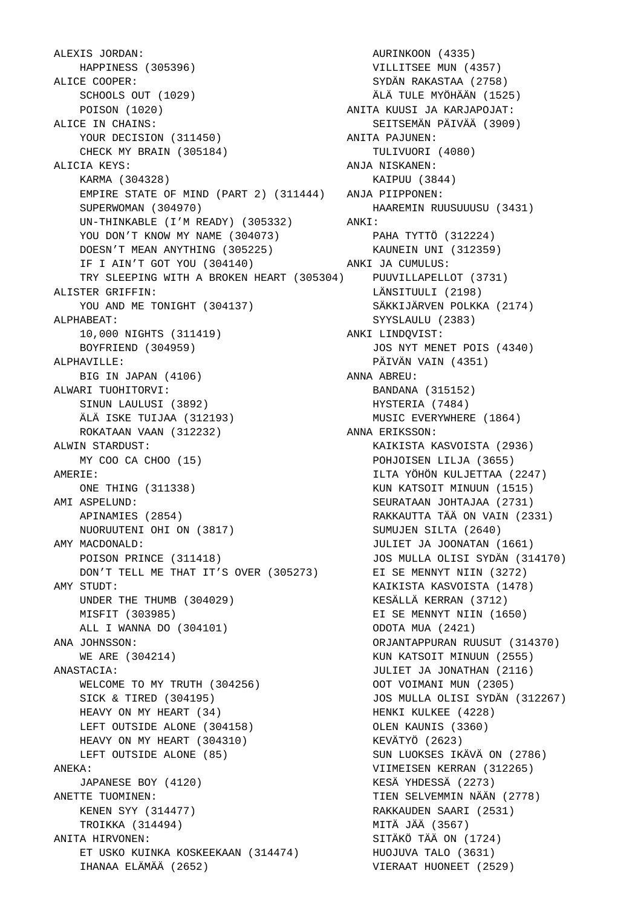ALEXIS JORDAN:
    HAPPINESS (305396)
ALICE COOPER:
    SCHOOLS OUT (1029)
    POISON (1020)
ALICE IN CHAINS:
    YOUR DECISION (311450)
    CHECK MY BRAIN (305184)
ALICIA KEYS:
    KARMA (304328)
    EMPIRE STATE OF MIND (PART 2) (311444)
    SUPERWOMAN (304970)
    UN-THINKABLE (I'M READY) (305332)
    YOU DON'T KNOW MY NAME (304073)
    DOESN'T MEAN ANYTHING (305225)
    IF I AIN'T GOT YOU (304140)
    TRY SLEEPING WITH A BROKEN HEART (305304)
ALISTER GRIFFIN:
    YOU AND ME TONIGHT (304137)
ALPHABEAT:
    10,000 NIGHTS (311419)
    BOYFRIEND (304959)
ALPHAVILLE:
    BIG IN JAPAN (4106)
ALWARI TUOHITORVI:
    SINUN LAULUSI (3892)
    ÄLÄ ISKE TUIJAA (312193)
    ROKATAAN VAAN (312232)
ALWIN STARDUST:
    MY COO CA CHOO (15)
AMERIE:
    ONE THING (311338)
AMI ASPELUND:
    APINAMIES (2854)
    NUORUUTENI OHI ON (3817)
AMY MACDONALD:
    POISON PRINCE (311418)
    DON'T TELL ME THAT IT'S OVER (305273)
AMY STUDT:
    UNDER THE THUMB (304029)
    MISFIT (303985)
    ALL I WANNA DO (304101)
ANA JOHNSSON:
    WE ARE (304214)
ANASTACIA:
    WELCOME TO MY TRUTH (304256)
    SICK & TIRED (304195)
    HEAVY ON MY HEART (34)
    LEFT OUTSIDE ALONE (304158)
    HEAVY ON MY HEART (304310)
    LEFT OUTSIDE ALONE (85)
ANEKA:
    JAPANESE BOY (4120)
ANETTE TUOMINEN:
    KENEN SYY (314477)
    TROIKKA (314494)
ANITA HIRVONEN:
    ET USKO KUINKA KOSKEEKAAN (314474)
    IHANAA ELÄMÄÄ (2652)
    AURINKOON (4335)
    VILLITSEE MUN (4357)
    SYDÄN RAKASTAA (2758)
    ÄLÄ TULE MYÖHÄÄN (1525)
ANITA KUUSI JA KARJAPOJAT:
    SEITSEMÄN PÄIVÄÄ (3909)
ANITA PAJUNEN:
    TULIVUORI (4080)
ANJA NISKANEN:
    KAIPUU (3844)
ANJA PIIPPONEN:
    HAAREMIN RUUSUUUSU (3431)
ANKI:
    PAHA TYTTÖ (312224)
    KAUNEIN UNI (312359)
ANKI JA CUMULUS:
    PUUVILLAPELLOT (3731)
    LÄNSITUULI (2198)
    SÄKKIJÄRVEN POLKKA (2174)
    SYYSLAULU (2383)
ANKI LINDQVIST:
    JOS NYT MENET POIS (4340)
    PÄIVÄN VAIN (4351)
ANNA ABREU:
    BANDANA (315152)
    HYSTERIA (7484)
    MUSIC EVERYWHERE (1864)
ANNA ERIKSSON:
    KAIKISTA KASVOISTA (2936)
    POHJOISEN LILJA (3655)
    ILTA YÖHÖN KULJETTAA (2247)
    KUN KATSOIT MINUUN (1515)
    SEURATAAN JOHTAJAA (2731)
    RAKKAUTTA TÄÄ ON VAIN (2331)
    SUMUJEN SILTA (2640)
    JULIET JA JOONATAN (1661)
    JOS MULLA OLISI SYDÄN (314170)
    EI SE MENNYT NIIN (3272)
    KAIKISTA KASVOISTA (1478)
    KESÄLLÄ KERRAN (3712)
    EI SE MENNYT NIIN (1650)
    ODOTA MUA (2421)
    ORJANTAPPURAN RUUSUT (314370)
    KUN KATSOIT MINUUN (2555)
    JULIET JA JONATHAN (2116)
    OOT VOIMANI MUN (2305)
    JOS MULLA OLISI SYDÄN (312267)
    HENKI KULKEE (4228)
    OLEN KAUNIS (3360)
    KEVÄTYÖ (2623)
    SUN LUOKSES IKÄVÄ ON (2786)
    VIIMEISEN KERRAN (312265)
    KESÄ YHDESSÄ (2273)
    TIEN SELVEMMIN NÄÄN (2778)
    RAKKAUDEN SAARI (2531)
    MITÄ JÄÄ (3567)
    SITÄKÖ TÄÄ ON (1724)
    HUOJUVA TALO (3631)
    VIERAAT HUONEET (2529)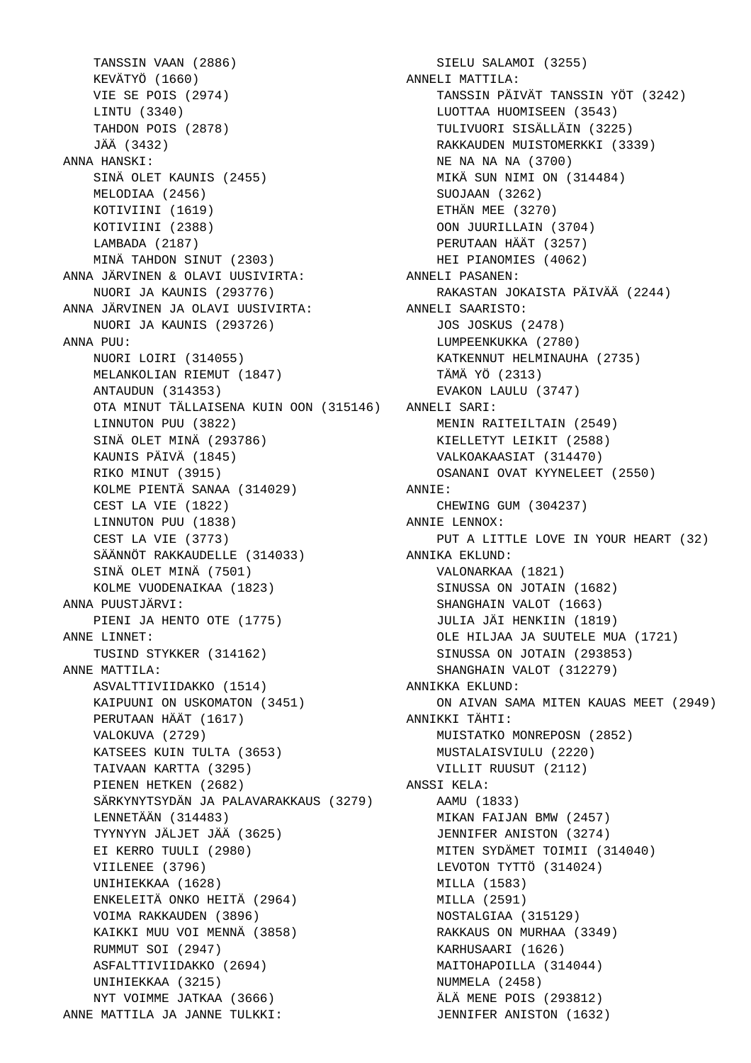TANSSIN VAAN (2886)
KEVÄTYÖ (1660)
VIE SE POIS (2974)
LINTU (3340)
TAHDON POIS (2878)
JÄÄ (3432)

ANNA HANSKI:
- SINÄ OLET KAUNIS (2455)
- MELODIAA (2456)
- KOTIVIINI (1619)
- KOTIVIINI (2388)
- LAMBADA (2187)
- MINÄ TAHDON SINUT (2303)

ANNA JÄRVINEN & OLAVI UUSIVIRTA:
- NUORI JA KAUNIS (293776)

ANNA JÄRVINEN JA OLAVI UUSIVIRTA:
- NUORI JA KAUNIS (293726)

ANNA PUU:
- NUORI LOIRI (314055)
- MELANKOLIAN RIEMUT (1847)
- ANTAUDUN (314353)
- OTA MINUT TÄLLAISENA KUIN OON (315146)
- LINNUTON PUU (3822)
- SINÄ OLET MINÄ (293786)
- KAUNIS PÄIVÄ (1845)
- RIKO MINUT (3915)
- KOLME PIENTÄ SANAA (314029)
- CEST LA VIE (1822)
- LINNUTON PUU (1838)
- CEST LA VIE (3773)
- SÄÄNNÖT RAKKAUDELLE (314033)
- SINÄ OLET MINÄ (7501)
- KOLME VUODENAIKAA (1823)

ANNA PUUSTJÄRVI:
- PIENI JA HENTO OTE (1775)

ANNE LINNET:
- TUSIND STYKKER (314162)

ANNE MATTILA:
- ASVALTTIVIIDAKKO (1514)
- KAIPUUNI ON USKOMATON (3451)
- PERUTAAN HÄÄT (1617)
- VALOKUVA (2729)
- KATSEES KUIN TULTA (3653)
- TAIVAAN KARTTA (3295)
- PIENEN HETKEN (2682)
- SÄRKYNYTSYDÄN JA PALAVARAKKAUS (3279)
- LENNETÄÄN (314483)
- TYYNYYN JÄLJET JÄÄ (3625)
- EI KERRO TUULI (2980)
- VIILENEE (3796)
- UNIHIEKKAA (1628)
- ENKELEITÄ ONKO HEITÄ (2964)
- VOIMA RAKKAUDEN (3896)
- KAIKKI MUU VOI MENNÄ (3858)
- RUMMUT SOI (2947)
- ASFALTTIVIIDAKKO (2694)
- UNIHIEKKAA (3215)
- NYT VOIMME JATKAA (3666)

ANNE MATTILA JA JANNE TULKKI:
- SIELU SALAMOI (3255)

ANNELI MATTILA:
- TANSSIN PÄIVÄT TANSSIN YÖT (3242)
- LUOTTAA HUOMISEEN (3543)
- TULIVUORI SISÄLLÄIN (3225)
- RAKKAUDEN MUISTOMERKKI (3339)
- NE NA NA NA (3700)
- MIKÄ SUN NIMI ON (314484)
- SUOJAAN (3262)
- ETHÄN MEE (3270)
- OON JUURILLAIN (3704)
- PERUTAAN HÄÄT (3257)
- HEI PIANOMIES (4062)

ANNELI PASANEN:
- RAKASTAN JOKAISTA PÄIVÄÄ (2244)

ANNELI SAARISTO:
- JOS JOSKUS (2478)
- LUMPEENKUKKA (2780)
- KATKENNUT HELMINAUHA (2735)
- TÄMÄ YÖ (2313)
- EVAKON LAULU (3747)

ANNELI SARI:
- MENIN RAITEILTAIN (2549)
- KIELLETYT LEIKIT (2588)
- VALKOAKAASIAT (314470)
- OSANANI OVAT KYYNELEET (2550)

ANNIE:
- CHEWING GUM (304237)

ANNIE LENNOX:
- PUT A LITTLE LOVE IN YOUR HEART (32)

ANNIKA EKLUND:
- VALONARKAA (1821)
- SINUSSA ON JOTAIN (1682)
- SHANGHAIN VALOT (1663)
- JULIA JÄI HENKIIN (1819)
- OLE HILJAA JA SUUTELE MUA (1721)
- SINUSSA ON JOTAIN (293853)
- SHANGHAIN VALOT (312279)

ANNIKKA EKLUND:
- ON AIVAN SAMA MITEN KAUAS MEET (2949)

ANNIKKI TÄHTI:
- MUISTATKO MONREPOSN (2852)
- MUSTALAISVIULU (2220)
- VILLIT RUUSUT (2112)

ANSSI KELA:
- AAMU (1833)
- MIKAN FAIJAN BMW (2457)
- JENNIFER ANISTON (3274)
- MITEN SYDÄMET TOIMII (314040)
- LEVOTON TYTTÖ (314024)
- MILLA (1583)
- MILLA (2591)
- NOSTALGIAA (315129)
- RAKKAUS ON MURHAA (3349)
- KARHUSAARI (1626)
- MAITOHAPOILLA (314044)
- NUMMELA (2458)
- ÄLÄ MENE POIS (293812)
- JENNIFER ANISTON (1632)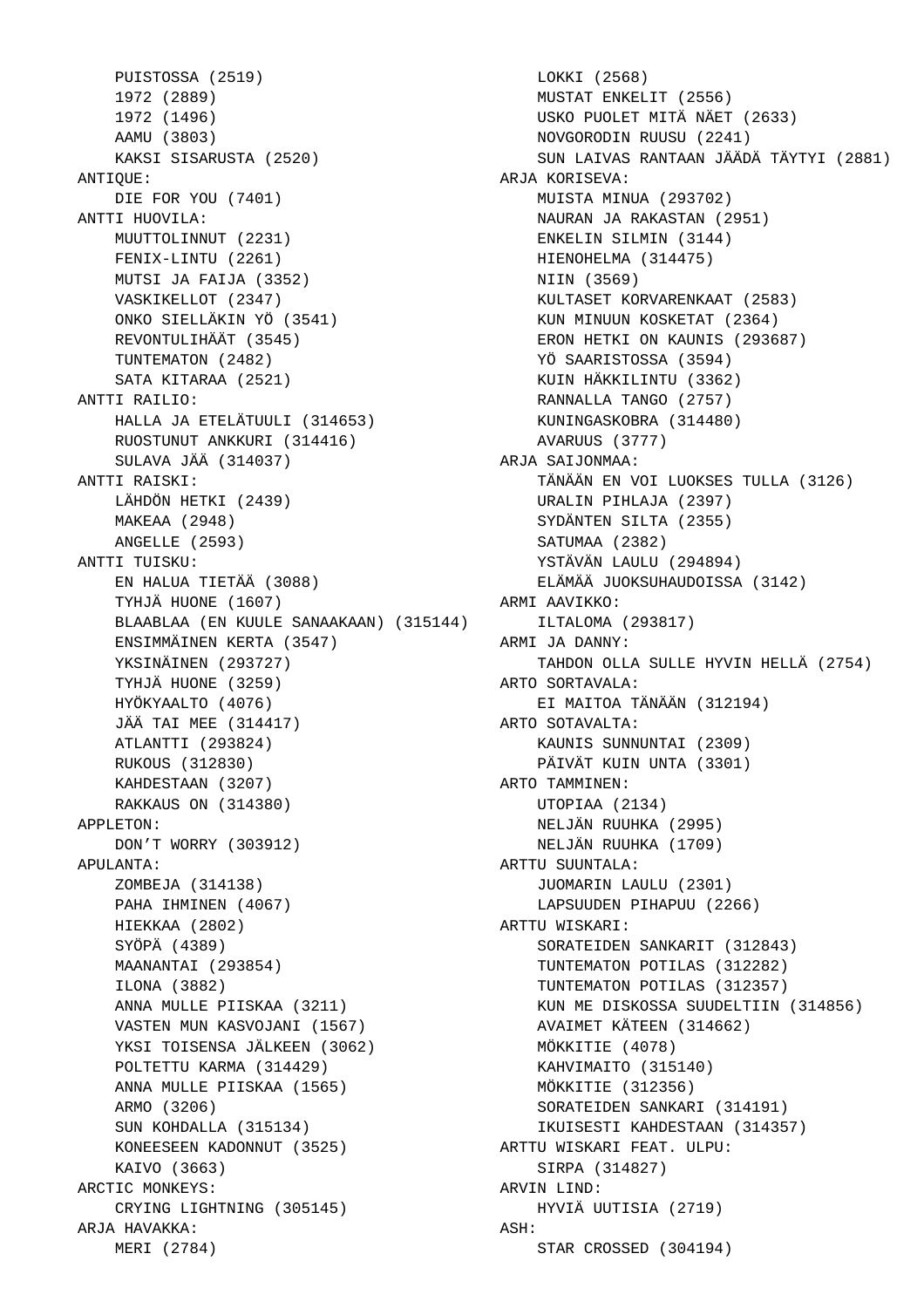PUISTOSSA (2519)
1972 (2889)
1972 (1496)
AAMU (3803)
KAKSI SISARUSTA (2520)

ANTIQUE:
DIE FOR YOU (7401)

ANTTI HUOVILA:
MUUTTOLINNUT (2231)
FENIX-LINTU (2261)
MUTSI JA FAIJA (3352)
VASKIKELLOT (2347)
ONKO SIELLÄKIN YÖ (3541)
REVONTULIHÄÄT (3545)
TUNTEMATON (2482)
SATA KITARAA (2521)

ANTTI RAILIO:
HALLA JA ETELÄTUULI (314653)
RUOSTUNUT ANKKURI (314416)
SULAVA JÄÄ (314037)

ANTTI RAISKI:
LÄHDÖN HETKI (2439)
MAKEAA (2948)
ANGELLE (2593)

ANTTI TUISKU:
EN HALUA TIETÄÄ (3088)
TYHJÄ HUONE (1607)
BLAABLAA (EN KUULE SANAAKAAN) (315144)
ENSIMMÄINEN KERTA (3547)
YKSINÄINEN (293727)
TYHJÄ HUONE (3259)
HYÖKYAALTO (4076)
JÄÄ TAI MEE (314417)
ATLANTTI (293824)
RUKOUS (312830)
KAHDESTAAN (3207)
RAKKAUS ON (314380)

APPLETON:
DON'T WORRY (303912)

APULANTA:
ZOMBEJA (314138)
PAHA IHMINEN (4067)
HIEKKAA (2802)
SYÖPÄ (4389)
MAANANTAI (293854)
ILONA (3882)
ANNA MULLE PIISKAA (3211)
VASTEN MUN KASVOJANI (1567)
YKSI TOISENSA JÄLKEEN (3062)
POLTETTU KARMA (314429)
ANNA MULLE PIISKAA (1565)
ARMO (3206)
SUN KOHDALLA (315134)
KONEESEEN KADONNUT (3525)
KAIVO (3663)

ARCTIC MONKEYS:
CRYING LIGHTNING (305145)

ARJA HAVAKKA:
MERI (2784)
LOKKI (2568)
MUSTAT ENKELIT (2556)
USKO PUOLET MITÄ NÄET (2633)
NOVGORODIN RUUSU (2241)
SUN LAIVAS RANTAAN JÄÄDÄ TÄYTYI (2881)

ARJA KORISEVA:
MUISTA MINUA (293702)
NAURAN JA RAKASTAN (2951)
ENKELIN SILMIN (3144)
HIENOHELMA (314475)
NIIN (3569)
KULTASET KORVARENKAAT (2583)
KUN MINUUN KOSKETAT (2364)
ERON HETKI ON KAUNIS (293687)
YÖ SAARISTOSSA (3594)
KUIN HÄKKILINTU (3362)
RANNALLA TANGO (2757)
KUNINGASKOBRA (314480)
AVARUUS (3777)

ARJA SAIJONMAA:
TÄNÄÄN EN VOI LUOKSES TULLA (3126)
URALIN PIHLAJA (2397)
SYDÄNTEN SILTA (2355)
SATUMAA (2382)
YSTÄVÄN LAULU (294894)
ELÄMÄÄ JUOKSUHAUDOISSA (3142)

ARMI AAVIKKO:
ILTALOMA (293817)

ARMI JA DANNY:
TAHDON OLLA SULLE HYVIN HELLÄ (2754)

ARTO SORTAVALA:
EI MAITOA TÄNÄÄN (312194)

ARTO SOTAVALTA:
KAUNIS SUNNUNTAI (2309)
PÄIVÄT KUIN UNTA (3301)

ARTO TAMMINEN:
UTOPIAA (2134)
NELJÄN RUUHKA (2995)
NELJÄN RUUHKA (1709)

ARTTU SUUNTALA:
JUOMARIN LAULU (2301)
LAPSUUDEN PIHAPUU (2266)

ARTTU WISKARI:
SORATEIDEN SANKARIT (312843)
TUNTEMATON POTILAS (312282)
TUNTEMATON POTILAS (312357)
KUN ME DISKOSSA SUUDELTIIN (314856)
AVAIMET KÄTEEN (314662)
MÖKKITIE (4078)
KAHVIMAITO (315140)
MÖKKITIE (312356)
SORATEIDEN SANKARI (314191)
IKUISESTI KAHDESTAAN (314357)

ARTTU WISKARI FEAT. ULPU:
SIRPA (314827)

ARVIN LIND:
HYVIÄ UUTISIA (2719)

ASH:
STAR CROSSED (304194)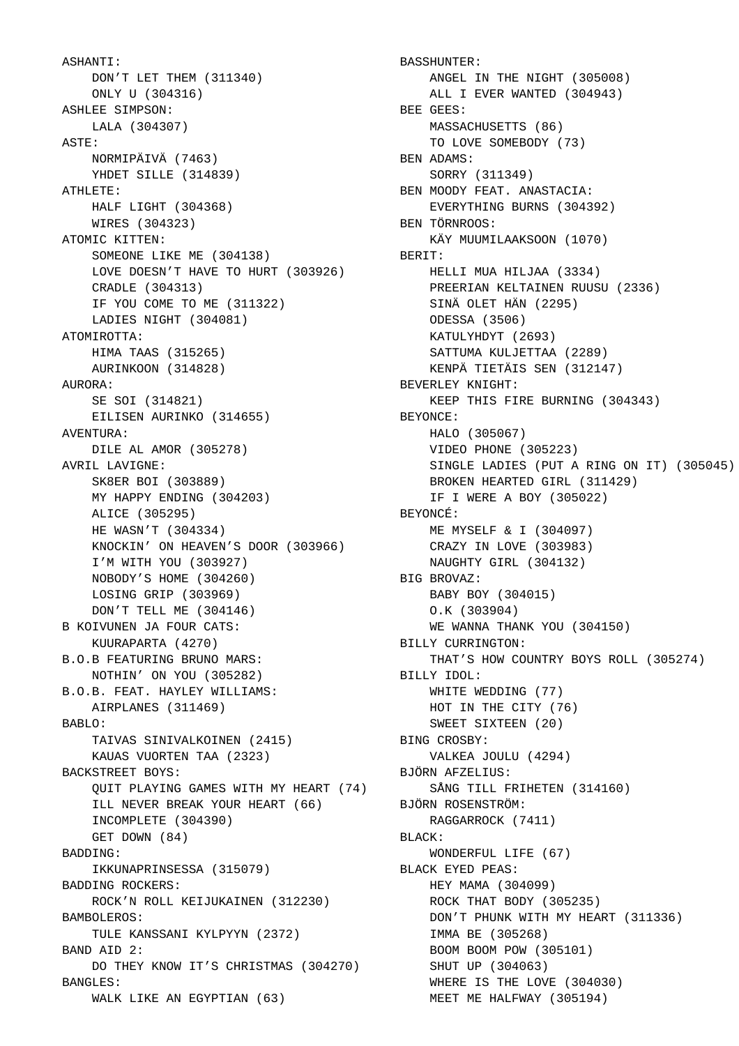ASHANTI:
    DON’T LET THEM (311340)
    ONLY U (304316)
ASHLEE SIMPSON:
    LALA (304307)
ASTE:
    NORMIPÄIVÄ (7463)
    YHDET SILLE (314839)
ATHLETE:
    HALF LIGHT (304368)
    WIRES (304323)
ATOMIC KITTEN:
    SOMEONE LIKE ME (304138)
    LOVE DOESN’T HAVE TO HURT (303926)
    CRADLE (304313)
    IF YOU COME TO ME (311322)
    LADIES NIGHT (304081)
ATOMIROTTA:
    HIMA TAAS (315265)
    AURINKOON (314828)
AURORA:
    SE SOI (314821)
    EILISEN AURINKO (314655)
AVENTURA:
    DILE AL AMOR (305278)
AVRIL LAVIGNE:
    SK8ER BOI (303889)
    MY HAPPY ENDING (304203)
    ALICE (305295)
    HE WASN’T (304334)
    KNOCKIN’ ON HEAVEN’S DOOR (303966)
    I’M WITH YOU (303927)
    NOBODY’S HOME (304260)
    LOSING GRIP (303969)
    DON’T TELL ME (304146)
B KOIVUNEN JA FOUR CATS:
    KUURAPARTA (4270)
B.O.B FEATURING BRUNO MARS:
    NOTHIN’ ON YOU (305282)
B.O.B. FEAT. HAYLEY WILLIAMS:
    AIRPLANES (311469)
BABLO:
    TAIVAS SINIVALKOINEN (2415)
    KAUAS VUORTEN TAA (2323)
BACKSTREET BOYS:
    QUIT PLAYING GAMES WITH MY HEART (74)
    ILL NEVER BREAK YOUR HEART (66)
    INCOMPLETE (304390)
    GET DOWN (84)
BADDING:
    IKKUNAPRINSESSA (315079)
BADDING ROCKERS:
    ROCK’N ROLL KEIJUKAINEN (312230)
BAMBOLEROS:
    TULE KANSSANI KYLPYYN (2372)
BAND AID 2:
    DO THEY KNOW IT’S CHRISTMAS (304270)
BANGLES:
    WALK LIKE AN EGYPTIAN (63)
BASSHUNTER:
    ANGEL IN THE NIGHT (305008)
    ALL I EVER WANTED (304943)
BEE GEES:
    MASSACHUSETTS (86)
    TO LOVE SOMEBODY (73)
BEN ADAMS:
    SORRY (311349)
BEN MOODY FEAT. ANASTACIA:
    EVERYTHING BURNS (304392)
BEN TÖRNROOS:
    KÄY MUUMILAAKSOON (1070)
BERIT:
    HELLI MUA HILJAA (3334)
    PREERIAN KELTAINEN RUUSU (2336)
    SINÄ OLET HÄN (2295)
    ODESSA (3506)
    KATULYHDYT (2693)
    SATTUMA KULJETTAA (2289)
    KENPÄ TIETÄIS SEN (312147)
BEVERLEY KNIGHT:
    KEEP THIS FIRE BURNING (304343)
BEYONCE:
    HALO (305067)
    VIDEO PHONE (305223)
    SINGLE LADIES (PUT A RING ON IT) (305045)
    BROKEN HEARTED GIRL (311429)
    IF I WERE A BOY (305022)
BEYONCÉ:
    ME MYSELF & I (304097)
    CRAZY IN LOVE (303983)
    NAUGHTY GIRL (304132)
BIG BROVAZ:
    BABY BOY (304015)
    O.K (303904)
    WE WANNA THANK YOU (304150)
BILLY CURRINGTON:
    THAT’S HOW COUNTRY BOYS ROLL (305274)
BILLY IDOL:
    WHITE WEDDING (77)
    HOT IN THE CITY (76)
    SWEET SIXTEEN (20)
BING CROSBY:
    VALKEA JOULU (4294)
BJÖRN AFZELIUS:
    SÅNG TILL FRIHETEN (314160)
BJÖRN ROSENSTRÖM:
    RAGGARROCK (7411)
BLACK:
    WONDERFUL LIFE (67)
BLACK EYED PEAS:
    HEY MAMA (304099)
    ROCK THAT BODY (305235)
    DON’T PHUNK WITH MY HEART (311336)
    IMMA BE (305268)
    BOOM BOOM POW (305101)
    SHUT UP (304063)
    WHERE IS THE LOVE (304030)
    MEET ME HALFWAY (305194)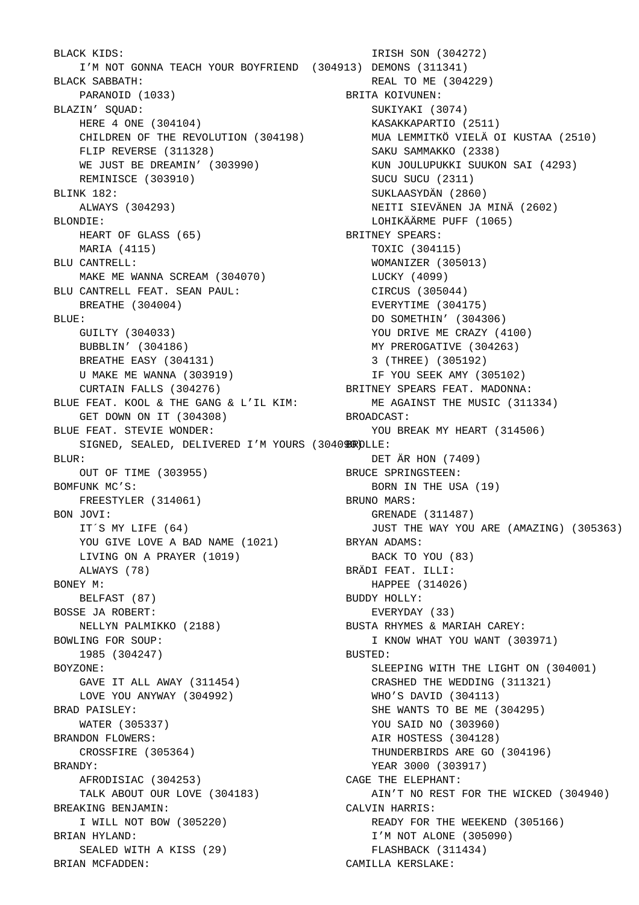BLACK KIDS:
    I’M NOT GONNA TEACH YOUR BOYFRIEND (304913)
BLACK SABBATH:
    PARANOID (1033)
BLAZIN’ SQUAD:
    HERE 4 ONE (304104)
    CHILDREN OF THE REVOLUTION (304198)
    FLIP REVERSE (311328)
    WE JUST BE DREAMIN’ (303990)
    REMINISCE (303910)
BLINK 182:
    ALWAYS (304293)
BLONDIE:
    HEART OF GLASS (65)
    MARIA (4115)
BLU CANTRELL:
    MAKE ME WANNA SCREAM (304070)
BLU CANTRELL FEAT. SEAN PAUL:
    BREATHE (304004)
BLUE:
    GUILTY (304033)
    BUBBLIN’ (304186)
    BREATHE EASY (304131)
    U MAKE ME WANNA (303919)
    CURTAIN FALLS (304276)
BLUE FEAT. KOOL & THE GANG & L’IL KIM:
    GET DOWN ON IT (304308)
BLUE FEAT. STEVIE WONDER:
    SIGNED, SEALED, DELIVERED I’M YOURS (304098)
BLUR:
    OUT OF TIME (303955)
BOMFUNK MC’S:
    FREESTYLER (314061)
BON JOVI:
    IT´S MY LIFE (64)
    YOU GIVE LOVE A BAD NAME (1021)
    LIVING ON A PRAYER (1019)
    ALWAYS (78)
BONEY M:
    BELFAST (87)
BOSSE JA ROBERT:
    NELLYN PALMIKKO (2188)
BOWLING FOR SOUP:
    1985 (304247)
BOYZONE:
    GAVE IT ALL AWAY (311454)
    LOVE YOU ANYWAY (304992)
BRAD PAISLEY:
    WATER (305337)
BRANDON FLOWERS:
    CROSSFIRE (305364)
BRANDY:
    AFRODISIAC (304253)
    TALK ABOUT OUR LOVE (304183)
BREAKING BENJAMIN:
    I WILL NOT BOW (305220)
BRIAN HYLAND:
    SEALED WITH A KISS (29)
BRIAN MCFADDEN:
    IRISH SON (304272)
    DEMONS (311341)
    REAL TO ME (304229)
BRITA KOIVUNEN:
    SUKIYAKI (3074)
    KASAKKAPARTIO (2511)
    MUA LEMMITKÖ VIELÄ OI KUSTAA (2510)
    SAKU SAMMAKKO (2338)
    KUN JOULUPUKKI SUUKON SAI (4293)
    SUCU SUCU (2311)
    SUKLAASYDÄN (2860)
    NEITI SIEVÄNEN JA MINÄ (2602)
    LOHIKÄÄRME PUFF (1065)
BRITNEY SPEARS:
    TOXIC (304115)
    WOMANIZER (305013)
    LUCKY (4099)
    CIRCUS (305044)
    EVERYTIME (304175)
    DO SOMETHIN’ (304306)
    YOU DRIVE ME CRAZY (4100)
    MY PREROGATIVE (304263)
    3 (THREE) (305192)
    IF YOU SEEK AMY (305102)
BRITNEY SPEARS FEAT. MADONNA:
    ME AGAINST THE MUSIC (311334)
BROADCAST:
    YOU BREAK MY HEART (314506)
BROLLE:
    DET ÄR HON (7409)
BRUCE SPRINGSTEEN:
    BORN IN THE USA (19)
BRUNO MARS:
    GRENADE (311487)
    JUST THE WAY YOU ARE (AMAZING) (305363)
BRYAN ADAMS:
    BACK TO YOU (83)
BRÄDI FEAT. ILLI:
    HAPPEE (314026)
BUDDY HOLLY:
    EVERYDAY (33)
BUSTA RHYMES & MARIAH CAREY:
    I KNOW WHAT YOU WANT (303971)
BUSTED:
    SLEEPING WITH THE LIGHT ON (304001)
    CRASHED THE WEDDING (311321)
    WHO’S DAVID (304113)
    SHE WANTS TO BE ME (304295)
    YOU SAID NO (303960)
    AIR HOSTESS (304128)
    THUNDERBIRDS ARE GO (304196)
    YEAR 3000 (303917)
CAGE THE ELEPHANT:
    AIN’T NO REST FOR THE WICKED (304940)
CALVIN HARRIS:
    READY FOR THE WEEKEND (305166)
    I’M NOT ALONE (305090)
    FLASHBACK (311434)
CAMILLA KERSLAKE: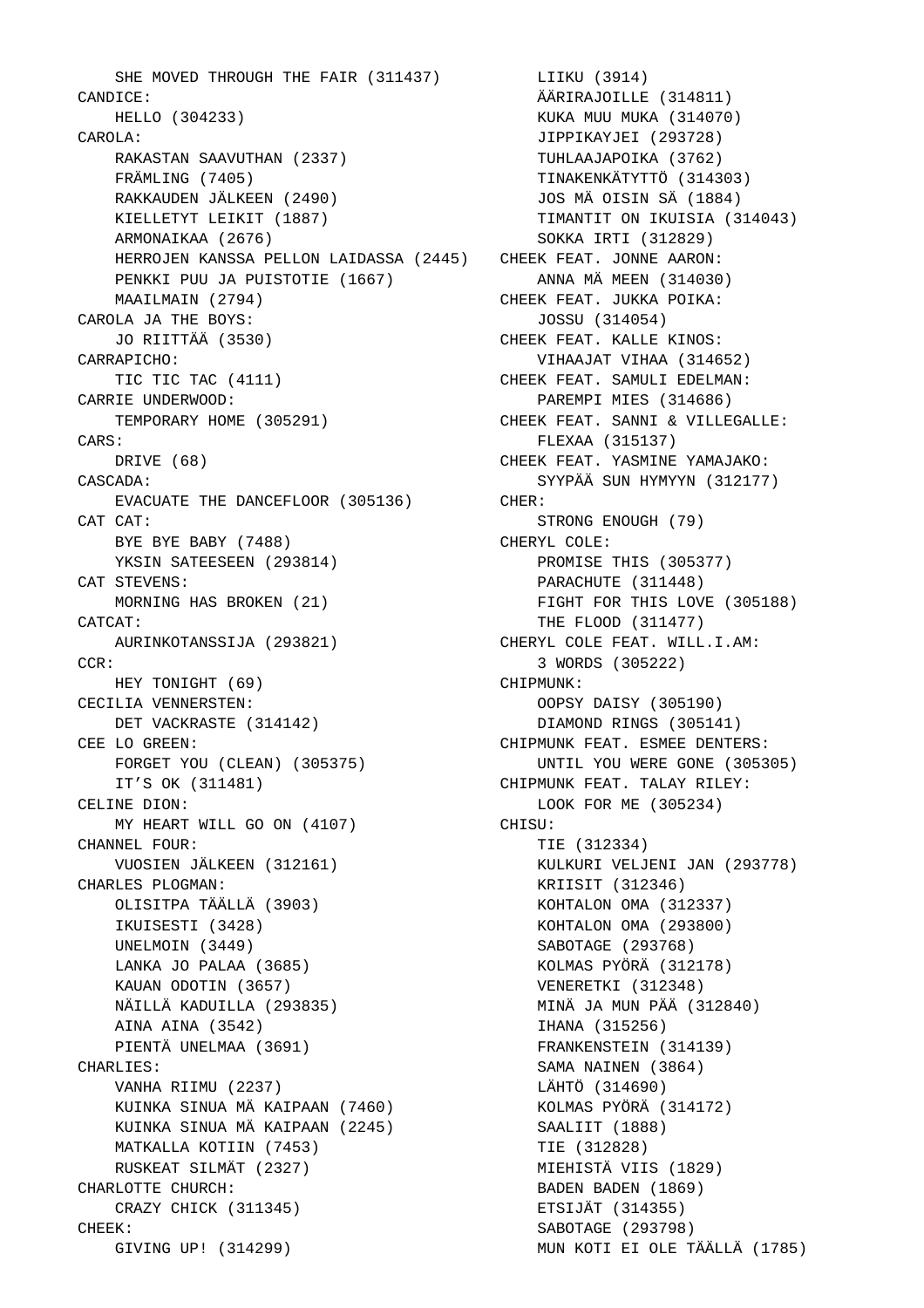SHE MOVED THROUGH THE FAIR (311437)

CANDICE:

HELLO (304233)

CAROLA:

RAKASTAN SAAVUTHAN (2337)
FRÄMLING (7405)
RAKKAUDEN JÄLKEEN (2490)
KIELLETYT LEIKIT (1887)
ARMONAIKAA (2676)
HERROJEN KANSSA PELLON LAIDASSA (2445)
PENKKI PUU JA PUISTOTIE (1667)
MAAILMAIN (2794)

CAROLA JA THE BOYS:

JO RIITTÄÄ (3530)

CARRAPICHO:

TIC TIC TAC (4111)

CARRIE UNDERWOOD:

TEMPORARY HOME (305291)

CARS:

DRIVE (68)

CASCADA:

EVACUATE THE DANCEFLOOR (305136)

CAT CAT:

BYE BYE BABY (7488)
YKSIN SATEESEEN (293814)

CAT STEVENS:

MORNING HAS BROKEN (21)

CATCAT:

AURINKOTANSSIJA (293821)

CCR:

HEY TONIGHT (69)

CECILIA VENNERSTEN:

DET VACKRASTE (314142)

CEE LO GREEN:

FORGET YOU (CLEAN) (305375)
IT’S OK (311481)

CELINE DION:

MY HEART WILL GO ON (4107)

CHANNEL FOUR:

VUOSIEN JÄLKEEN (312161)

CHARLES PLOGMAN:

OLISITPA TÄÄLLÄ (3903)
IKUISESTI (3428)
UNELMOIN (3449)
LANKA JO PALAA (3685)
KAUAN ODOTIN (3657)
NÄILLÄ KADUILLA (293835)
AINA AINA (3542)
PIENTÄ UNELMAA (3691)

CHARLIES:

VANHA RIIMU (2237)
KUINKA SINUA MÄ KAIPAAN (7460)
KUINKA SINUA MÄ KAIPAAN (2245)
MATKALLA KOTIIN (7453)
RUSKEAT SILMÄT (2327)

CHARLOTTE CHURCH:

CRAZY CHICK (311345)

CHEEK:

GIVING UP! (314299)
LIIKU (3914)
ÄÄRIRAJOILLE (314811)
KUKA MUU MUKA (314070)
JIPPIKAYJEI (293728)
TUHLAAJAPOIKA (3762)
TINAKENKÄTYTTÖ (314303)
JOS MÄ OISIN SÄ (1884)
TIMANTIT ON IKUISIA (314043)
SOKKA IRTI (312829)

CHEEK FEAT. JONNE AARON:

ANNA MÄ MEEN (314030)

CHEEK FEAT. JUKKA POIKA:

JOSSU (314054)

CHEEK FEAT. KALLE KINOS:

VIHAAJAT VIHAA (314652)

CHEEK FEAT. SAMULI EDELMAN:

PAREMPI MIES (314686)

CHEEK FEAT. SANNI & VILLEGALLE:

FLEXAA (315137)

CHEEK FEAT. YASMINE YAMAJAKO:

SYYPÄÄ SUN HYMYYN (312177)

CHER:

STRONG ENOUGH (79)

CHERYL COLE:

PROMISE THIS (305377)
PARACHUTE (311448)
FIGHT FOR THIS LOVE (305188)
THE FLOOD (311477)

CHERYL COLE FEAT. WILL.I.AM:

3 WORDS (305222)

CHIPMUNK:

OOPSY DAISY (305190)
DIAMOND RINGS (305141)

CHIPMUNK FEAT. ESMEE DENTERS:

UNTIL YOU WERE GONE (305305)

CHIPMUNK FEAT. TALAY RILEY:

LOOK FOR ME (305234)

CHISU:

TIE (312334)
KULKURI VELJENI JAN (293778)
KRIISIT (312346)
KOHTALON OMA (312337)
KOHTALON OMA (293800)
SABOTAGE (293768)
KOLMAS PYÖRÄ (312178)
VENERETKI (312348)
MINÄ JA MUN PÄÄ (312840)
IHANA (315256)
FRANKENSTEIN (314139)
SAMA NAINEN (3864)
LÄHTÖ (314690)
KOLMAS PYÖRÄ (314172)
SAALIIT (1888)
TIE (312828)
MIEHISTÄ VIIS (1829)
BADEN BADEN (1869)
ETSIJÄT (314355)
SABOTAGE (293798)
MUN KOTI EI OLE TÄÄLLÄ (1785)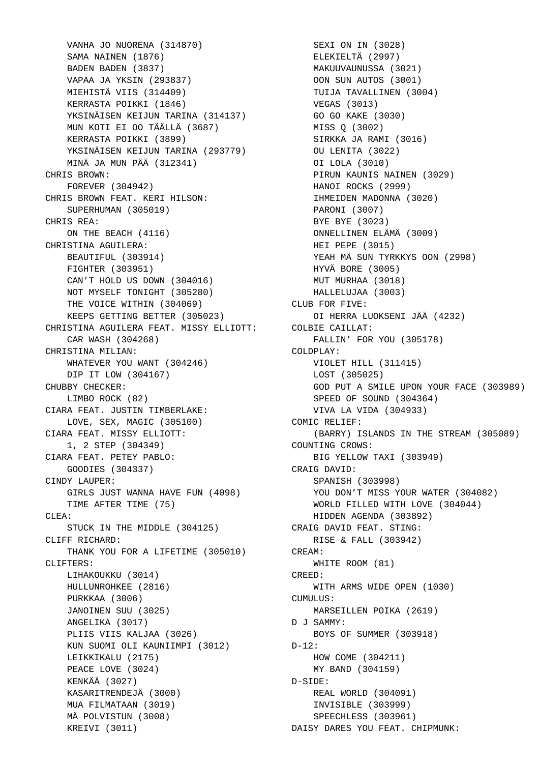VANHA JO NUORENA (314870)
SAMA NAINEN (1876)
BADEN BADEN (3837)
VAPAA JA YKSIN (293837)
MIEHISTÄ VIIS (314409)
KERRASTA POIKKI (1846)
YKSINÄISEN KEIJUN TARINA (314137)
MUN KOTI EI OO TÄÄLLÄ (3687)
KERRASTA POIKKI (3899)
YKSINÄISEN KEIJUN TARINA (293779)
MINÄ JA MUN PÄÄ (312341)

CHRIS BROWN:
FOREVER (304942)

CHRIS BROWN FEAT. KERI HILSON:
SUPERHUMAN (305019)

CHRIS REA:
ON THE BEACH (4116)

CHRISTINA AGUILERA:
BEAUTIFUL (303914)
FIGHTER (303951)
CAN'T HOLD US DOWN (304016)
NOT MYSELF TONIGHT (305280)
THE VOICE WITHIN (304069)
KEEPS GETTING BETTER (305023)

CHRISTINA AGUILERA FEAT. MISSY ELLIOTT:
CAR WASH (304268)

CHRISTINA MILIAN:
WHATEVER YOU WANT (304246)
DIP IT LOW (304167)

CHUBBY CHECKER:
LIMBO ROCK (82)

CIARA FEAT. JUSTIN TIMBERLAKE:
LOVE, SEX, MAGIC (305100)

CIARA FEAT. MISSY ELLIOTT:
1, 2 STEP (304349)

CIARA FEAT. PETEY PABLO:
GOODIES (304337)

CINDY LAUPER:
GIRLS JUST WANNA HAVE FUN (4098)
TIME AFTER TIME (75)

CLEA:
STUCK IN THE MIDDLE (304125)

CLIFF RICHARD:
THANK YOU FOR A LIFETIME (305010)

CLIFTERS:
LIHAKOUKKU (3014)
HULLUNROHKEE (2816)
PURKKAA (3006)
JANOINEN SUU (3025)
ANGELIKA (3017)
PLIIS VIIS KALJAA (3026)
KUN SUOMI OLI KAUNIIMPI (3012)
LEIKKIKALU (2175)
PEACE LOVE (3024)
KENKÄÄ (3027)
KASARITRENDEJÄ (3000)
MUA FILMATAAN (3019)
MÄ POLVISTUN (3008)
KREIVI (3011)
SEXI ON IN (3028)
ELEKIELTÄ (2997)
MAKUUVAUNUSSA (3021)
OON SUN AUTOS (3001)
TUIJA TAVALLINEN (3004)
VEGAS (3013)
GO GO KAKE (3030)
MISS Q (3002)
SIRKKA JA RAMI (3016)
OU LENITA (3022)
OI LOLA (3010)
PIRUN KAUNIS NAINEN (3029)
HANOI ROCKS (2999)
IHMEIDEN MADONNA (3020)
PARONI (3007)
BYE BYE (3023)
ONNELLINEN ELÄMÄ (3009)
HEI PEPE (3015)
YEAH MÄ SUN TYRKKYS OON (2998)
HYVÄ BORE (3005)
MUT MURHAA (3018)
HALLELUJAA (3003)

CLUB FOR FIVE:
OI HERRA LUOKSENI JÄÄ (4232)

COLBIE CAILLAT:
FALLIN' FOR YOU (305178)

COLDPLAY:
VIOLET HILL (311415)
LOST (305025)
GOD PUT A SMILE UPON YOUR FACE (303989)
SPEED OF SOUND (304364)
VIVA LA VIDA (304933)

COMIC RELIEF:
(BARRY) ISLANDS IN THE STREAM (305089)

COUNTING CROWS:
BIG YELLOW TAXI (303949)

CRAIG DAVID:
SPANISH (303998)
YOU DON'T MISS YOUR WATER (304082)
WORLD FILLED WITH LOVE (304044)
HIDDEN AGENDA (303892)

CRAIG DAVID FEAT. STING:
RISE & FALL (303942)

CREAM:
WHITE ROOM (81)

CREED:
WITH ARMS WIDE OPEN (1030)

CUMULUS:
MARSEILLEN POIKA (2619)

D J SAMMY:
BOYS OF SUMMER (303918)

D-12:
HOW COME (304211)
MY BAND (304159)

D-SIDE:
REAL WORLD (304091)
INVISIBLE (303999)
SPEECHLESS (303961)

DAISY DARES YOU FEAT. CHIPMUNK: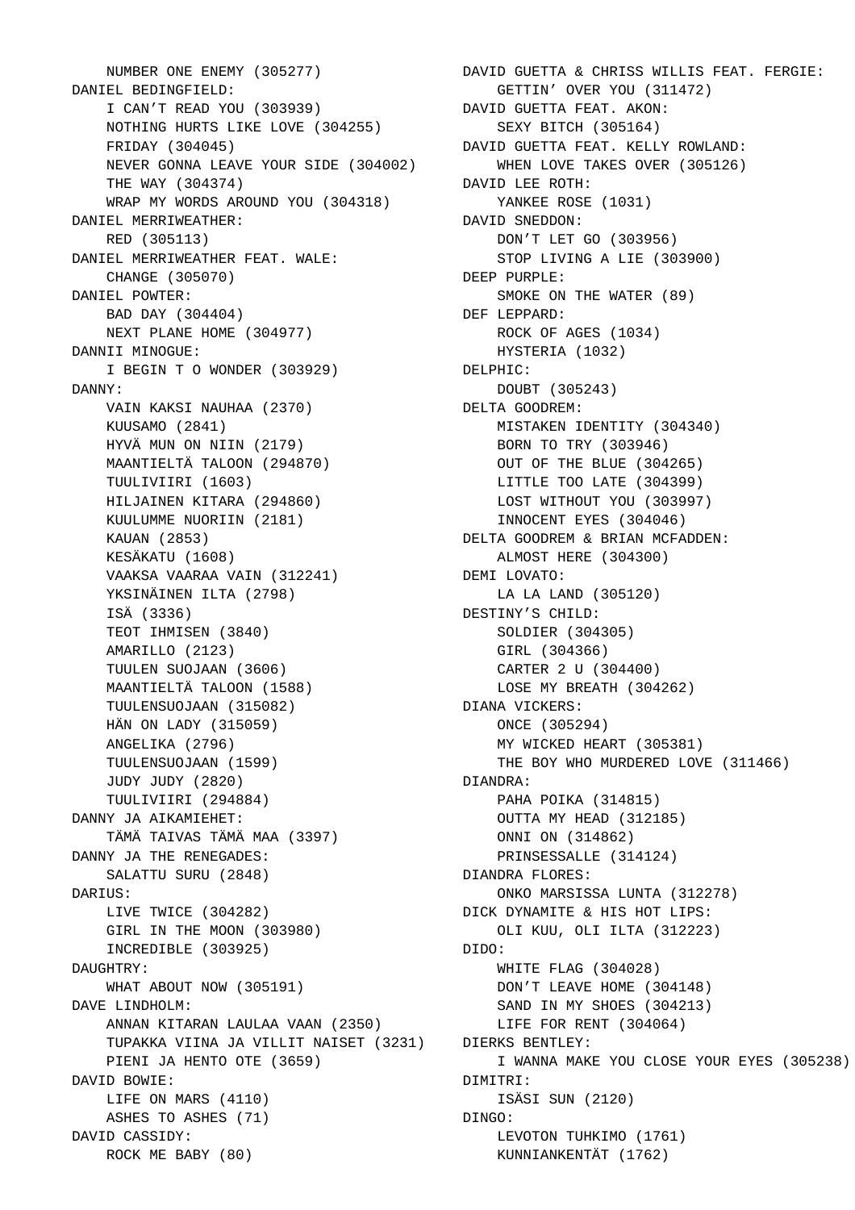NUMBER ONE ENEMY (305277)

DANIEL BEDINGFIELD:
- I CAN'T READ YOU (303939)
- NOTHING HURTS LIKE LOVE (304255)
- FRIDAY (304045)
- NEVER GONNA LEAVE YOUR SIDE (304002)
- THE WAY (304374)
- WRAP MY WORDS AROUND YOU (304318)

DANIEL MERRIWEATHER:
- RED (305113)

DANIEL MERRIWEATHER FEAT. WALE:
- CHANGE (305070)

DANIEL POWTER:
- BAD DAY (304404)
- NEXT PLANE HOME (304977)

DANNII MINOGUE:
- I BEGIN T O WONDER (303929)

DANNY:
- VAIN KAKSI NAUHAA (2370)
- KUUSAMO (2841)
- HYVÄ MUN ON NIIN (2179)
- MAANTIELTÄ TALOON (294870)
- TUULIVIIRI (1603)
- HILJAINEN KITARA (294860)
- KUULUMME NUORIIN (2181)
- KAUAN (2853)
- KESÄKATU (1608)
- VAAKSA VAARAA VAIN (312241)
- YKSINÄINEN ILTA (2798)
- ISÄ (3336)
- TEOT IHMISEN (3840)
- AMARILLO (2123)
- TUULEN SUOJAAN (3606)
- MAANTIELTÄ TALOON (1588)
- TUULENSUOJAAN (315082)
- HÄN ON LADY (315059)
- ANGELIKA (2796)
- TUULENSUOJAAN (1599)
- JUDY JUDY (2820)
- TUULIVIIRI (294884)

DANNY JA AIKAMIEHET:
- TÄMÄ TAIVAS TÄMÄ MAA (3397)

DANNY JA THE RENEGADES:
- SALATTU SURU (2848)

DARIUS:
- LIVE TWICE (304282)
- GIRL IN THE MOON (303980)
- INCREDIBLE (303925)

DAUGHTRY:
- WHAT ABOUT NOW (305191)

DAVE LINDHOLM:
- ANNAN KITARAN LAULAA VAAN (2350)
- TUPAKKA VIINA JA VILLIT NAISET (3231)
- PIENI JA HENTO OTE (3659)

DAVID BOWIE:
- LIFE ON MARS (4110)
- ASHES TO ASHES (71)

DAVID CASSIDY:
- ROCK ME BABY (80)

DAVID GUETTA & CHRISS WILLIS FEAT. FERGIE:
- GETTIN' OVER YOU (311472)

DAVID GUETTA FEAT. AKON:
- SEXY BITCH (305164)

DAVID GUETTA FEAT. KELLY ROWLAND:
- WHEN LOVE TAKES OVER (305126)

DAVID LEE ROTH:
- YANKEE ROSE (1031)

DAVID SNEDDON:
- DON'T LET GO (303956)
- STOP LIVING A LIE (303900)

DEEP PURPLE:
- SMOKE ON THE WATER (89)

DEF LEPPARD:
- ROCK OF AGES (1034)
- HYSTERIA (1032)

DELPHIC:
- DOUBT (305243)

DELTA GOODREM:
- MISTAKEN IDENTITY (304340)
- BORN TO TRY (303946)
- OUT OF THE BLUE (304265)
- LITTLE TOO LATE (304399)
- LOST WITHOUT YOU (303997)
- INNOCENT EYES (304046)

DELTA GOODREM & BRIAN MCFADDEN:
- ALMOST HERE (304300)

DEMI LOVATO:
- LA LA LAND (305120)

DESTINY'S CHILD:
- SOLDIER (304305)
- GIRL (304366)
- CARTER 2 U (304400)
- LOSE MY BREATH (304262)

DIANA VICKERS:
- ONCE (305294)
- MY WICKED HEART (305381)
- THE BOY WHO MURDERED LOVE (311466)

DIANDRA:
- PAHA POIKA (314815)
- OUTTA MY HEAD (312185)
- ONNI ON (314862)
- PRINSESSALLE (314124)

DIANDRA FLORES:
- ONKO MARSISSA LUNTA (312278)

DICK DYNAMITE & HIS HOT LIPS:
- OLI KUU, OLI ILTA (312223)

DIDO:
- WHITE FLAG (304028)
- DON'T LEAVE HOME (304148)
- SAND IN MY SHOES (304213)
- LIFE FOR RENT (304064)

DIERKS BENTLEY:
- I WANNA MAKE YOU CLOSE YOUR EYES (305238)

DIMITRI:
- ISÄSI SUN (2120)

DINGO:
- LEVOTON TUHKIMO (1761)
- KUNNIANKENTÄT (1762)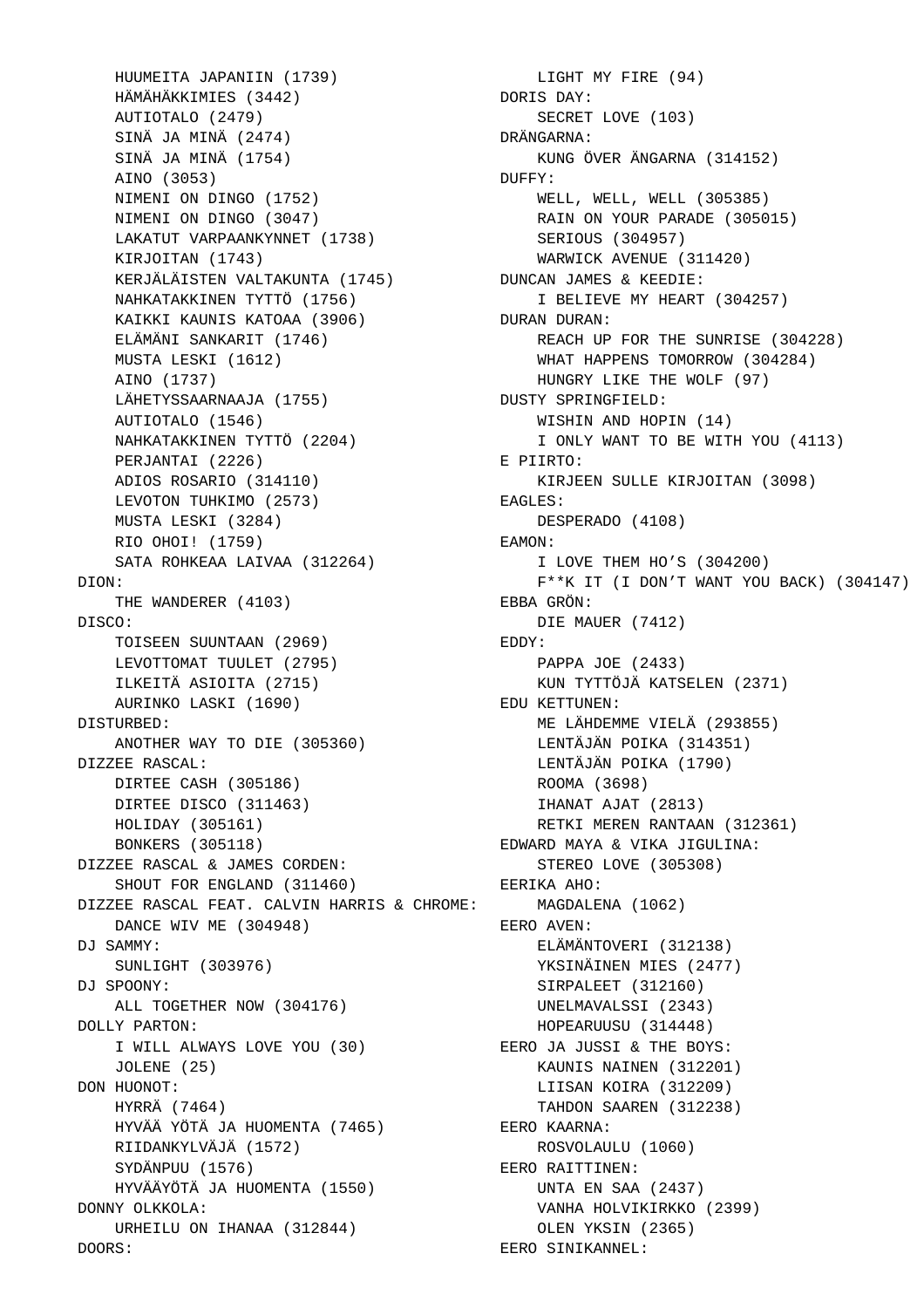HUUMEITA JAPANIIN (1739)
HÄMÄHÄKKIMIES (3442)
AUTIOTALO (2479)
SINÄ JA MINÄ (2474)
SINÄ JA MINÄ (1754)
AINO (3053)
NIMENI ON DINGO (1752)
NIMENI ON DINGO (3047)
LAKATUT VARPAANKYNNET (1738)
KIRJOITAN (1743)
KERJÄLÄISTEN VALTAKUNTA (1745)
NAHKATAKKINEN TYTTÖ (1756)
KAIKKI KAUNIS KATOAA (3906)
ELÄMÄNI SANKARIT (1746)
MUSTA LESKI (1612)
AINO (1737)
LÄHETYSSAARNAAJA (1755)
AUTIOTALO (1546)
NAHKATAKKINEN TYTTÖ (2204)
PERJANTAI (2226)
ADIOS ROSARIO (314110)
LEVOTON TUHKIMO (2573)
MUSTA LESKI (3284)
RIO OHOI! (1759)
SATA ROHKEAA LAIVAA (312264)

DION:
THE WANDERER (4103)

DISCO:
TOISEEN SUUNTAAN (2969)
LEVOTTOMAT TUULET (2795)
ILKEITÄ ASIOITA (2715)
AURINKO LASKI (1690)

DISTURBED:
ANOTHER WAY TO DIE (305360)

DIZZEE RASCAL:
DIRTEE CASH (305186)
DIRTEE DISCO (311463)
HOLIDAY (305161)
BONKERS (305118)

DIZZEE RASCAL & JAMES CORDEN:
SHOUT FOR ENGLAND (311460)

DIZZEE RASCAL FEAT. CALVIN HARRIS & CHROME:
DANCE WIV ME (304948)

DJ SAMMY:
SUNLIGHT (303976)

DJ SPOONY:
ALL TOGETHER NOW (304176)

DOLLY PARTON:
I WILL ALWAYS LOVE YOU (30)
JOLENE (25)

DON HUONOT:
HYRRÄ (7464)
HYVÄÄ YÖTÄ JA HUOMENTA (7465)
RIIDANKYLVÄJÄ (1572)
SYDÄNPUU (1576)
HYVÄÄYÖTÄ JA HUOMENTA (1550)

DONNY OLKKOLA:
URHEILU ON IHANAA (312844)

DOORS:
LIGHT MY FIRE (94)

DORIS DAY:
SECRET LOVE (103)

DRÄNGARNA:
KUNG ÖVER ÄNGARNA (314152)

DUFFY:
WELL, WELL, WELL (305385)
RAIN ON YOUR PARADE (305015)
SERIOUS (304957)
WARWICK AVENUE (311420)

DUNCAN JAMES & KEEDIE:
I BELIEVE MY HEART (304257)

DURAN DURAN:
REACH UP FOR THE SUNRISE (304228)
WHAT HAPPENS TOMORROW (304284)
HUNGRY LIKE THE WOLF (97)

DUSTY SPRINGFIELD:
WISHIN AND HOPIN (14)
I ONLY WANT TO BE WITH YOU (4113)

E PIIRTO:
KIRJEEN SULLE KIRJOITAN (3098)

EAGLES:
DESPERADO (4108)

EAMON:
I LOVE THEM HO’S (304200)
F**K IT (I DON’T WANT YOU BACK) (304147)

EBBA GRÖN:
DIE MAUER (7412)

EDDY:
PAPPA JOE (2433)
KUN TYTTÖJÄ KATSELEN (2371)

EDU KETTUNEN:
ME LÄHDEMME VIELÄ (293855)
LENTÄJÄN POIKA (314351)
LENTÄJÄN POIKA (1790)
ROOMA (3698)
IHANAT AJAT (2813)
RETKI MEREN RANTAAN (312361)

EDWARD MAYA & VIKA JIGULINA:
STEREO LOVE (305308)

EERIKA AHO:
MAGDALENA (1062)

EERO AVEN:
ELÄMÄNTOVERI (312138)
YKSINÄINEN MIES (2477)
SIRPALEET (312160)
UNELMAVALSSI (2343)
HOPEARUUSU (314448)

EERO JA JUSSI & THE BOYS:
KAUNIS NAINEN (312201)
LIISAN KOIRA (312209)
TAHDON SAAREN (312238)

EERO KAARNA:
ROSVOLAULU (1060)

EERO RAITTINEN:
UNTA EN SAA (2437)
VANHA HOLVIKIRKKO (2399)
OLEN YKSIN (2365)

EERO SINIKANNEL: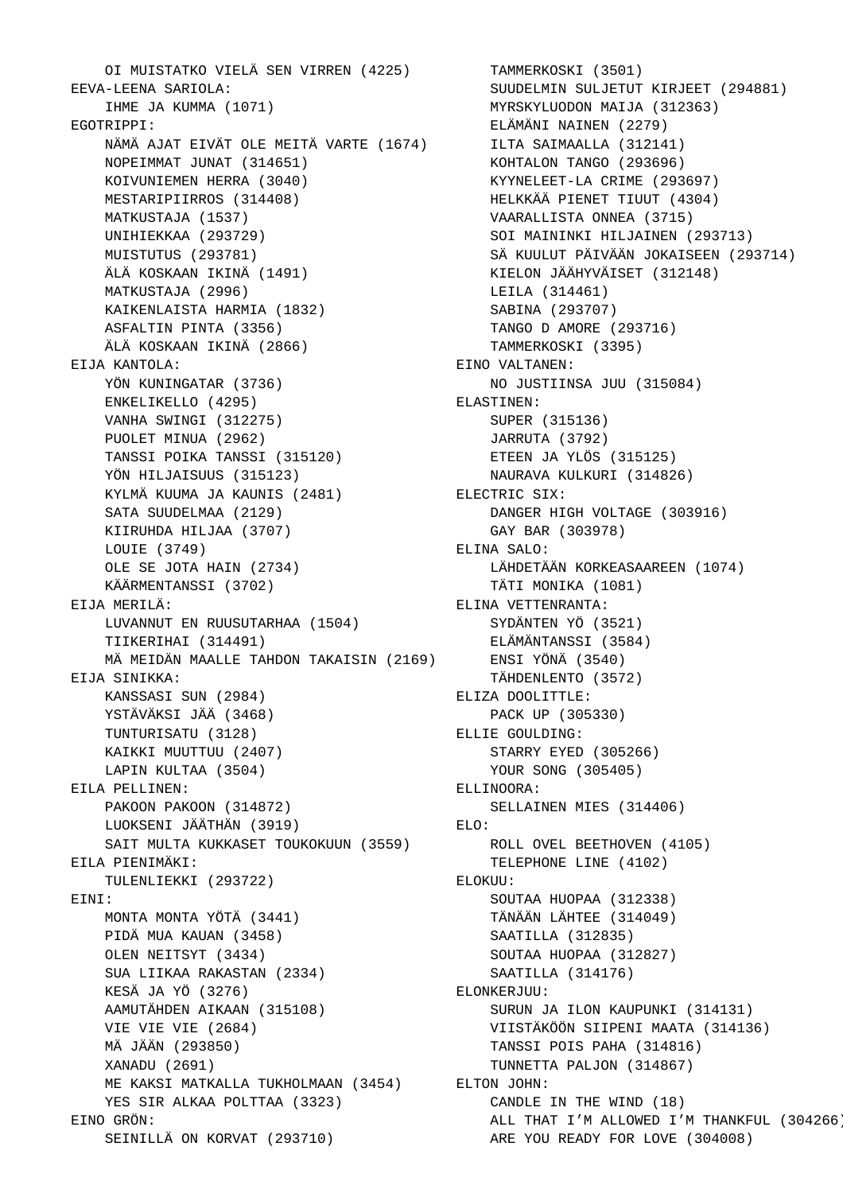OI MUISTATKO VIELÄ SEN VIRREN (4225)

EEVA-LEENA SARIOLA:
- IHME JA KUMMA (1071)

EGOTRIPPI:
- NÄMÄ AJAT EIVÄT OLE MEITÄ VARTE (1674)
- NOPEIMMAT JUNAT (314651)
- KOIVUNIEMEN HERRA (3040)
- MESTARIPIIRROS (314408)
- MATKUSTAJA (1537)
- UNIHIEKKAA (293729)
- MUISTUTUS (293781)
- ÄLÄ KOSKAAN IKINÄ (1491)
- MATKUSTAJA (2996)
- KAIKENLAISTA HARMIA (1832)
- ASFALTIN PINTA (3356)
- ÄLÄ KOSKAAN IKINÄ (2866)

EIJA KANTOLA:
- YÖN KUNINGATAR (3736)
- ENKELIKELLO (4295)
- VANHA SWINGI (312275)
- PUOLET MINUA (2962)
- TANSSI POIKA TANSSI (315120)
- YÖN HILJAISUUS (315123)
- KYLMÄ KUUMA JA KAUNIS (2481)
- SATA SUUDELMAA (2129)
- KIIRUHDA HILJAA (3707)
- LOUIE (3749)
- OLE SE JOTA HAIN (2734)
- KÄÄRMENTANSSI (3702)

EIJA MERILÄ:
- LUVANNUT EN RUUSUTARHAA (1504)
- TIIKERIHAI (314491)
- MÄ MEIDÄN MAALLE TAHDON TAKAISIN (2169)

EIJA SINIKKA:
- KANSSASI SUN (2984)
- YSTÄVÄKSI JÄÄ (3468)
- TUNTURISATU (3128)
- KAIKKI MUUTTUU (2407)
- LAPIN KULTAA (3504)

EILA PELLINEN:
- PAKOON PAKOON (314872)
- LUOKSENI JÄÄTHÄN (3919)
- SAIT MULTA KUKKASET TOUKOKUUN (3559)

EILA PIENIMÄKI:
- TULENLIEKKI (293722)

EINI:
- MONTA MONTA YÖTÄ (3441)
- PIDÄ MUA KAUAN (3458)
- OLEN NEITSYT (3434)
- SUA LIIKAA RAKASTAN (2334)
- KESÄ JA YÖ (3276)
- AAMUTÄHDEN AIKAAN (315108)
- VIE VIE VIE (2684)
- MÄ JÄÄN (293850)
- XANADU (2691)
- ME KAKSI MATKALLA TUKHOLMAAN (3454)
- YES SIR ALKAA POLTTAA (3323)

EINO GRÖN:
- SEINILLÄ ON KORVAT (293710)
- TAMMERKOSKI (3501)
- SUUDELMIN SULJETUT KIRJEET (294881)
- MYRSKYLUODON MAIJA (312363)
- ELÄMÄNI NAINEN (2279)
- ILTA SAIMAALLA (312141)
- KOHTALON TANGO (293696)
- KYYNELEET-LA CRIME (293697)
- HELKKÄÄ PIENET TIUUT (4304)
- VAARALLISTA ONNEA (3715)
- SOI MAININKI HILJAINEN (293713)
- SÄ KUULUT PÄIVÄÄN JOKAISEEN (293714)
- KIELON JÄÄHYVÄISET (312148)
- LEILA (314461)
- SABINA (293707)
- TANGO D AMORE (293716)
- TAMMERKOSKI (3395)

EINO VALTANEN:
- NO JUSTIINSA JUU (315084)

ELASTINEN:
- SUPER (315136)
- JARRUTA (3792)
- ETEEN JA YLÖS (315125)
- NAURAVA KULKURI (314826)

ELECTRIC SIX:
- DANGER HIGH VOLTAGE (303916)
- GAY BAR (303978)

ELINA SALO:
- LÄHDETÄÄN KORKEASAAREEN (1074)
- TÄTI MONIKA (1081)

ELINA VETTENRANTA:
- SYDÄNTEN YÖ (3521)
- ELÄMÄNTANSSI (3584)
- ENSI YÖNÄ (3540)
- TÄHDENLENTO (3572)

ELIZA DOOLITTLE:
- PACK UP (305330)

ELLIE GOULDING:
- STARRY EYED (305266)
- YOUR SONG (305405)

ELLINOORA:
- SELLAINEN MIES (314406)

ELO:
- ROLL OVEL BEETHOVEN (4105)
- TELEPHONE LINE (4102)

ELOKUU:
- SOUTAA HUOPAA (312338)
- TÄNÄÄN LÄHTEE (314049)
- SAATILLA (312835)
- SOUTAA HUOPAA (312827)
- SAATILLA (314176)

ELONKERJUU:
- SURUN JA ILON KAUPUNKI (314131)
- VIISTÄKÖÖN SIIPENI MAATA (314136)
- TANSSI POIS PAHA (314816)
- TUNNETTA PALJON (314867)

ELTON JOHN:
- CANDLE IN THE WIND (18)
- ALL THAT I’M ALLOWED I’M THANKFUL (304266)
- ARE YOU READY FOR LOVE (304008)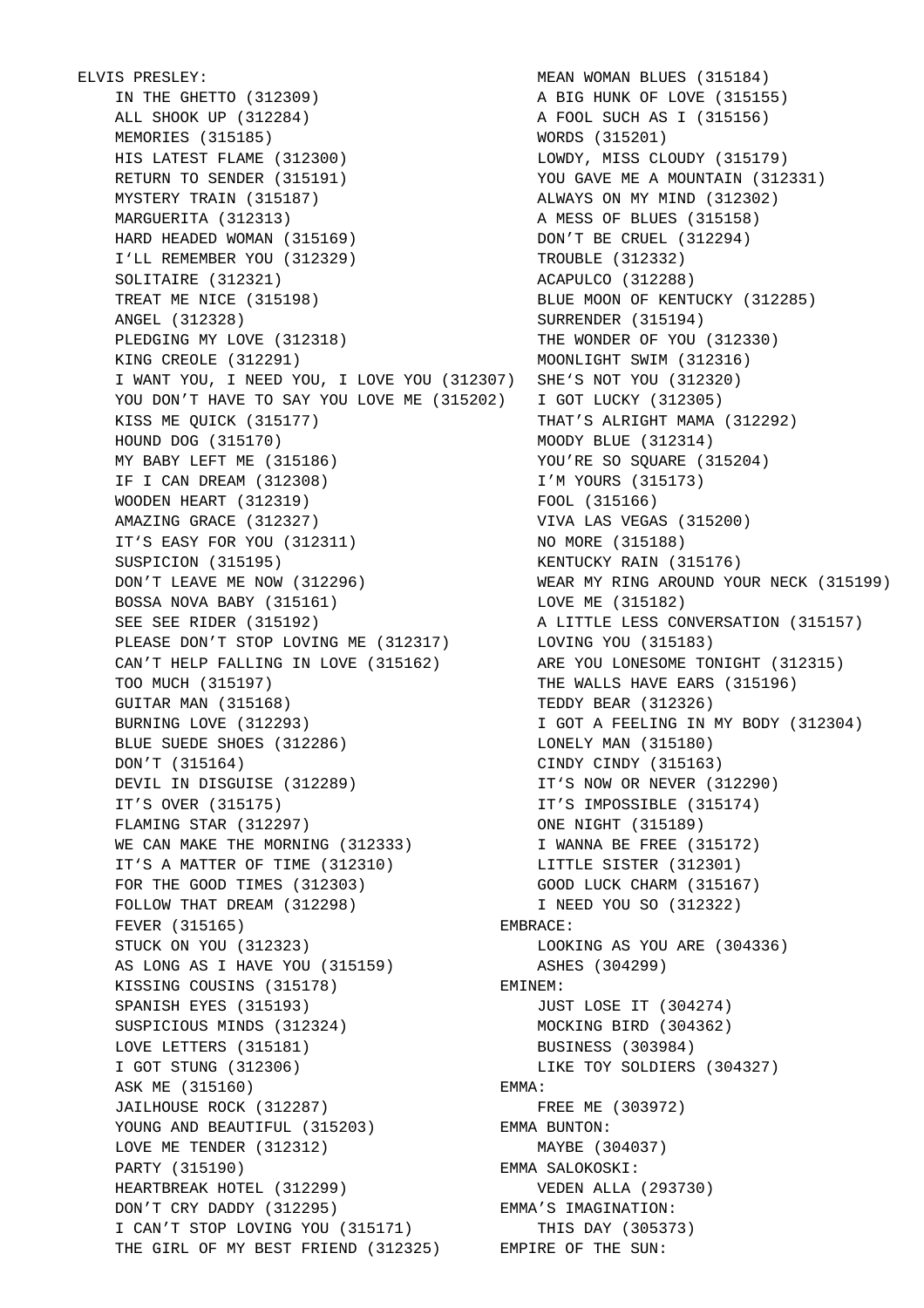ELVIS PRESLEY:

- IN THE GHETTO (312309)
- ALL SHOOK UP (312284)
- MEMORIES (315185)
- HIS LATEST FLAME (312300)
- RETURN TO SENDER (315191)
- MYSTERY TRAIN (315187)
- MARGUERITA (312313)
- HARD HEADED WOMAN (315169)
- I'LL REMEMBER YOU (312329)
- SOLITAIRE (312321)
- TREAT ME NICE (315198)
- ANGEL (312328)
- PLEDGING MY LOVE (312318)
- KING CREOLE (312291)
- I WANT YOU, I NEED YOU, I LOVE YOU (312307)
- YOU DON'T HAVE TO SAY YOU LOVE ME (315202)
- KISS ME QUICK (315177)
- HOUND DOG (315170)
- MY BABY LEFT ME (315186)
- IF I CAN DREAM (312308)
- WOODEN HEART (312319)
- AMAZING GRACE (312327)
- IT'S EASY FOR YOU (312311)
- SUSPICION (315195)
- DON'T LEAVE ME NOW (312296)
- BOSSA NOVA BABY (315161)
- SEE SEE RIDER (315192)
- PLEASE DON'T STOP LOVING ME (312317)
- CAN'T HELP FALLING IN LOVE (315162)
- TOO MUCH (315197)
- GUITAR MAN (315168)
- BURNING LOVE (312293)
- BLUE SUEDE SHOES (312286)
- DON'T (315164)
- DEVIL IN DISGUISE (312289)
- IT'S OVER (315175)
- FLAMING STAR (312297)
- WE CAN MAKE THE MORNING (312333)
- IT'S A MATTER OF TIME (312310)
- FOR THE GOOD TIMES (312303)
- FOLLOW THAT DREAM (312298)
- FEVER (315165)
- STUCK ON YOU (312323)
- AS LONG AS I HAVE YOU (315159)
- KISSING COUSINS (315178)
- SPANISH EYES (315193)
- SUSPICIOUS MINDS (312324)
- LOVE LETTERS (315181)
- I GOT STUNG (312306)
- ASK ME (315160)
- JAILHOUSE ROCK (312287)
- YOUNG AND BEAUTIFUL (315203)
- LOVE ME TENDER (312312)
- PARTY (315190)
- HEARTBREAK HOTEL (312299)
- DON'T CRY DADDY (312295)
- I CAN'T STOP LOVING YOU (315171)
- THE GIRL OF MY BEST FRIEND (312325)
- MEAN WOMAN BLUES (315184)
- A BIG HUNK OF LOVE (315155)
- A FOOL SUCH AS I (315156)
- WORDS (315201)
- LOWDY, MISS CLOUDY (315179)
- YOU GAVE ME A MOUNTAIN (312331)
- ALWAYS ON MY MIND (312302)
- A MESS OF BLUES (315158)
- DON'T BE CRUEL (312294)
- TROUBLE (312332)
- ACAPULCO (312288)
- BLUE MOON OF KENTUCKY (312285)
- SURRENDER (315194)
- THE WONDER OF YOU (312330)
- MOONLIGHT SWIM (312316)
- SHE'S NOT YOU (312320)
- I GOT LUCKY (312305)
- THAT'S ALRIGHT MAMA (312292)
- MOODY BLUE (312314)
- YOU'RE SO SQUARE (315204)
- I'M YOURS (315173)
- FOOL (315166)
- VIVA LAS VEGAS (315200)
- NO MORE (315188)
- KENTUCKY RAIN (315176)
- WEAR MY RING AROUND YOUR NECK (315199)
- LOVE ME (315182)
- A LITTLE LESS CONVERSATION (315157)
- LOVING YOU (315183)
- ARE YOU LONESOME TONIGHT (312315)
- THE WALLS HAVE EARS (315196)
- TEDDY BEAR (312326)
- I GOT A FEELING IN MY BODY (312304)
- LONELY MAN (315180)
- CINDY CINDY (315163)
- IT'S NOW OR NEVER (312290)
- IT'S IMPOSSIBLE (315174)
- ONE NIGHT (315189)
- I WANNA BE FREE (315172)
- LITTLE SISTER (312301)
- GOOD LUCK CHARM (315167)
- I NEED YOU SO (312322)

EMBRACE:

- LOOKING AS YOU ARE (304336)
- ASHES (304299)

EMINEM:

- JUST LOSE IT (304274)
- MOCKING BIRD (304362)
- BUSINESS (303984)
- LIKE TOY SOLDIERS (304327)

EMMA:

- FREE ME (303972)

EMMA BUNTON:

- MAYBE (304037)

EMMA SALOKOSKI:

- VEDEN ALLA (293730)

EMMA'S IMAGINATION:

- THIS DAY (305373)

EMPIRE OF THE SUN: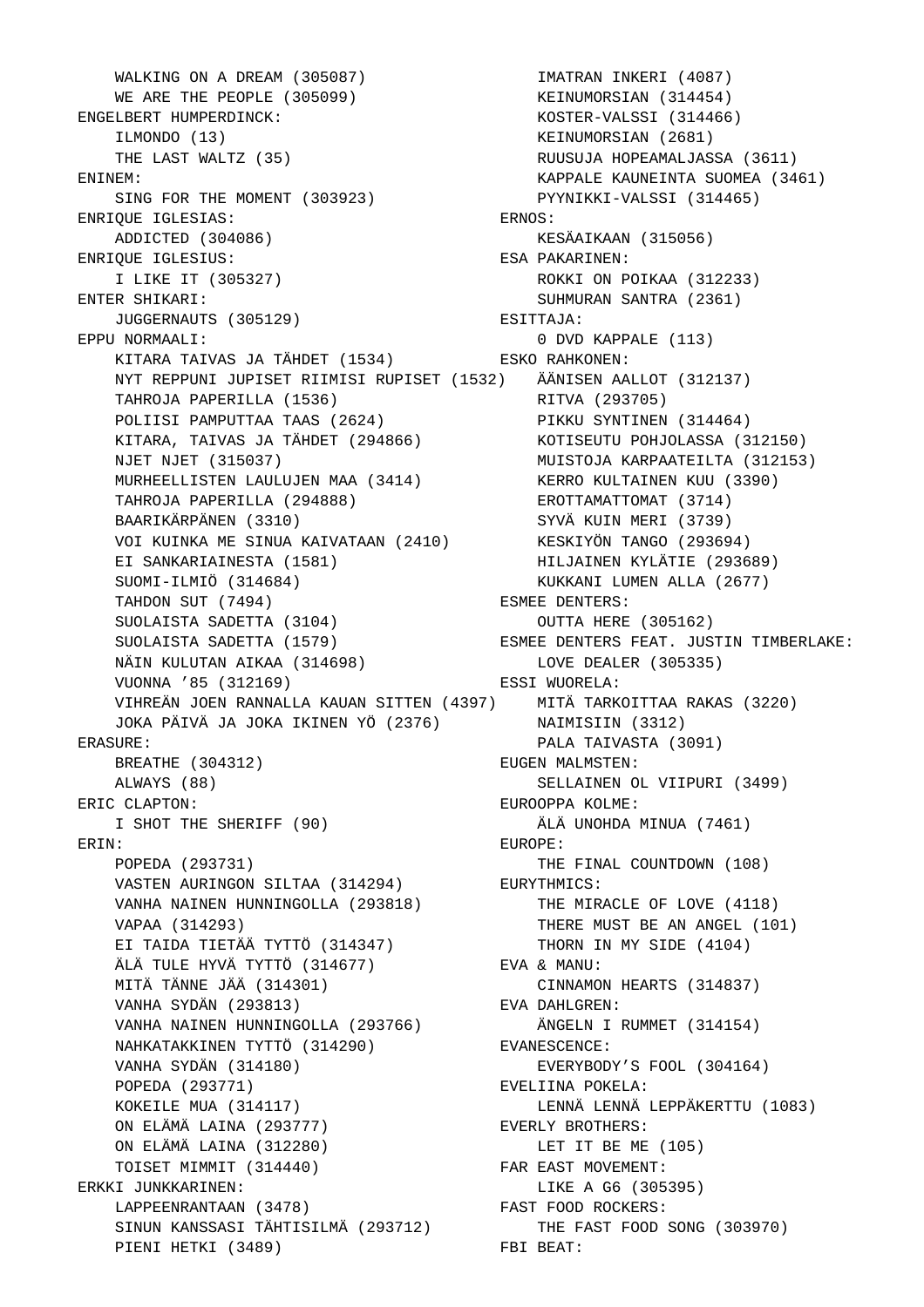WALKING ON A DREAM (305087)
WE ARE THE PEOPLE (305099)

ENGELBERT HUMPERDINCK:
ILMONDO (13)
THE LAST WALTZ (35)

ENINEM:
SING FOR THE MOMENT (303923)

ENRIQUE IGLESIAS:
ADDICTED (304086)

ENRIQUE IGLESIUS:
I LIKE IT (305327)

ENTER SHIKARI:
JUGGERNAUTS (305129)

EPPU NORMAALI:
KITARA TAIVAS JA TÄHDET (1534)
NYT REPPUNI JUPISET RIIMISI RUPISET (1532)
TAHROJA PAPERILLA (1536)
POLIISI PAMPUTTAA TAAS (2624)
KITARA, TAIVAS JA TÄHDET (294866)
NJET NJET (315037)
MURHEELLISTEN LAULUJEN MAA (3414)
TAHROJA PAPERILLA (294888)
BAARIKÄRPÄNEN (3310)
VOI KUINKA ME SINUA KAIVATAAN (2410)
EI SANKARIAINESTA (1581)
SUOMI-ILMIÖ (314684)
TAHDON SUT (7494)
SUOLAISTA SADETTA (3104)
SUOLAISTA SADETTA (1579)
NÄIN KULUTAN AIKAA (314698)
VUONNA ’85 (312169)
VIHREÄN JOEN RANNALLA KAUAN SITTEN (4397)
JOKA PÄIVÄ JA JOKA IKINEN YÖ (2376)

ERASURE:
BREATHE (304312)
ALWAYS (88)

ERIC CLAPTON:
I SHOT THE SHERIFF (90)

ERIN:
POPEDA (293731)
VASTEN AURINGON SILTAA (314294)
VANHA NAINEN HUNNINGOLLA (293818)
VAPAA (314293)
EI TAIDA TIETÄÄ TYTTÖ (314347)
ÄLÄ TULE HYVÄ TYTTÖ (314677)
MITÄ TÄNNE JÄÄ (314301)
VANHA SYDÄN (293813)
VANHA NAINEN HUNNINGOLLA (293766)
NAHKATAKKINEN TYTTÖ (314290)
VANHA SYDÄN (314180)
POPEDA (293771)
KOKEILE MUA (314117)
ON ELÄMÄ LAINA (293777)
ON ELÄMÄ LAINA (312280)
TOISET MIMMIT (314440)

ERKKI JUNKKARINEN:
LAPPEENRANTAAN (3478)
SINUN KANSSASI TÄHTISILMÄ (293712)
PIENI HETKI (3489)
IMATRAN INKERI (4087)
KEINUMORSIAN (314454)
KOSTER-VALSSI (314466)
KEINUMORSIAN (2681)
RUUSUJA HOPEAMALJASSA (3611)
KAPPALE KAUNEINTA SUOMEA (3461)
PYYNIKKI-VALSSI (314465)

ERNOS:
KESÄAIKAAN (315056)

ESA PAKARINEN:
ROKKI ON POIKAA (312233)
SUHMURAN SANTRA (2361)

ESITTAJA:
0 DVD KAPPALE (113)

ESKO RAHKONEN:
ÄÄNISEN AALLOT (312137)
RITVA (293705)
PIKKU SYNTINEN (314464)
KOTISEUTU POHJOLASSA (312150)
MUISTOJA KARPAATEILTA (312153)
KERRO KULTAINEN KUU (3390)
EROTTAMATTOMAT (3714)
SYVÄ KUIN MERI (3739)
KESKIYÖN TANGO (293694)
HILJAINEN KYLÄTIE (293689)
KUKKANI LUMEN ALLA (2677)

ESMEE DENTERS:
OUTTA HERE (305162)

ESMEE DENTERS FEAT. JUSTIN TIMBERLAKE:
LOVE DEALER (305335)

ESSI WUORELA:
MITÄ TARKOITTAA RAKAS (3220)
NAIMISIIN (3312)
PALA TAIVASTA (3091)

EUGEN MALMSTEN:
SELLAINEN OL VIIPURI (3499)

EUROOPPA KOLME:
ÄLÄ UNOHDA MINUA (7461)

EUROPE:
THE FINAL COUNTDOWN (108)

EURYTHMICS:
THE MIRACLE OF LOVE (4118)
THERE MUST BE AN ANGEL (101)
THORN IN MY SIDE (4104)

EVA & MANU:
CINNAMON HEARTS (314837)

EVA DAHLGREN:
ÄNGELN I RUMMET (314154)

EVANESCENCE:
EVERYBODY’S FOOL (304164)

EVELIINA POKELA:
LENNÄ LENNÄ LEPPÄKERTTU (1083)

EVERLY BROTHERS:
LET IT BE ME (105)

FAR EAST MOVEMENT:
LIKE A G6 (305395)

FAST FOOD ROCKERS:
THE FAST FOOD SONG (303970)

FBI BEAT: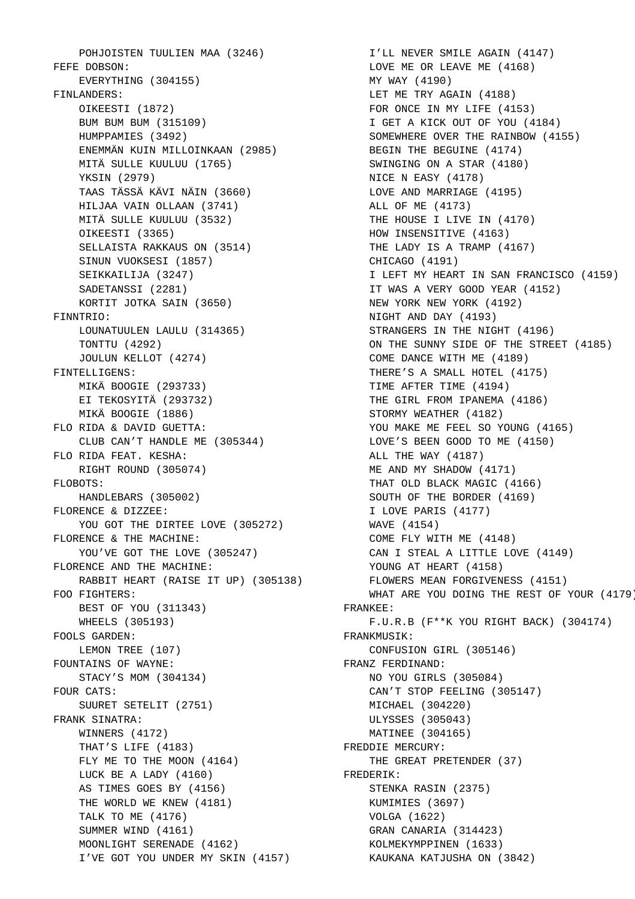POHJOISTEN TUULIEN MAA (3246)

FEFE DOBSON:

    EVERYTHING (304155)

FINLANDERS:

    OIKEESTI (1872)
    BUM BUM BUM (315109)
    HUMPPAMIES (3492)
    ENEMMÄN KUIN MILLOINKAAN (2985)
    MITÄ SULLE KUULUU (1765)
    YKSIN (2979)
    TAAS TÄSSÄ KÄVI NÄIN (3660)
    HILJAA VAIN OLLAAN (3741)
    MITÄ SULLE KUULUU (3532)
    OIKEESTI (3365)
    SELLAISTA RAKKAUS ON (3514)
    SINUN VUOKSESI (1857)
    SEIKKAILIJA (3247)
    SADETANSSI (2281)
    KORTIT JOTKA SAIN (3650)

FINNTRIO:

    LOUNATUULEN LAULU (314365)
    TONTTU (4292)
    JOULUN KELLOT (4274)

FINTELLIGENS:

    MIKÄ BOOGIE (293733)
    EI TEKOSYITÄ (293732)
    MIKÄ BOOGIE (1886)

FLO RIDA & DAVID GUETTA:

    CLUB CAN’T HANDLE ME (305344)

FLO RIDA FEAT. KESHA:

    RIGHT ROUND (305074)

FLOBOTS:

    HANDLEBARS (305002)

FLORENCE & DIZZEE:

    YOU GOT THE DIRTEE LOVE (305272)

FLORENCE & THE MACHINE:

    YOU’VE GOT THE LOVE (305247)

FLORENCE AND THE MACHINE:

    RABBIT HEART (RAISE IT UP) (305138)

FOO FIGHTERS:

    BEST OF YOU (311343)
    WHEELS (305193)

FOOLS GARDEN:

    LEMON TREE (107)

FOUNTAINS OF WAYNE:

    STACY’S MOM (304134)

FOUR CATS:

    SUURET SETELIT (2751)

FRANK SINATRA:

    WINNERS (4172)
    THAT’S LIFE (4183)
    FLY ME TO THE MOON (4164)
    LUCK BE A LADY (4160)
    AS TIMES GOES BY (4156)
    THE WORLD WE KNEW (4181)
    TALK TO ME (4176)
    SUMMER WIND (4161)
    MOONLIGHT SERENADE (4162)
    I’VE GOT YOU UNDER MY SKIN (4157)
    I’LL NEVER SMILE AGAIN (4147)
    LOVE ME OR LEAVE ME (4168)
    MY WAY (4190)
    LET ME TRY AGAIN (4188)
    FOR ONCE IN MY LIFE (4153)
    I GET A KICK OUT OF YOU (4184)
    SOMEWHERE OVER THE RAINBOW (4155)
    BEGIN THE BEGUINE (4174)
    SWINGING ON A STAR (4180)
    NICE N EASY (4178)
    LOVE AND MARRIAGE (4195)
    ALL OF ME (4173)
    THE HOUSE I LIVE IN (4170)
    HOW INSENSITIVE (4163)
    THE LADY IS A TRAMP (4167)
    CHICAGO (4191)
    I LEFT MY HEART IN SAN FRANCISCO (4159)
    IT WAS A VERY GOOD YEAR (4152)
    NEW YORK NEW YORK (4192)
    NIGHT AND DAY (4193)
    STRANGERS IN THE NIGHT (4196)
    ON THE SUNNY SIDE OF THE STREET (4185)
    COME DANCE WITH ME (4189)
    THERE’S A SMALL HOTEL (4175)
    TIME AFTER TIME (4194)
    THE GIRL FROM IPANEMA (4186)
    STORMY WEATHER (4182)
    YOU MAKE ME FEEL SO YOUNG (4165)
    LOVE’S BEEN GOOD TO ME (4150)
    ALL THE WAY (4187)
    ME AND MY SHADOW (4171)
    THAT OLD BLACK MAGIC (4166)
    SOUTH OF THE BORDER (4169)
    I LOVE PARIS (4177)
    WAVE (4154)
    COME FLY WITH ME (4148)
    CAN I STEAL A LITTLE LOVE (4149)
    YOUNG AT HEART (4158)
    FLOWERS MEAN FORGIVENESS (4151)
    WHAT ARE YOU DOING THE REST OF YOUR (4179)

FRANKEE:

    F.U.R.B (F**K YOU RIGHT BACK) (304174)

FRANKMUSIK:

    CONFUSION GIRL (305146)

FRANZ FERDINAND:

    NO YOU GIRLS (305084)
    CAN’T STOP FEELING (305147)
    MICHAEL (304220)
    ULYSSES (305043)
    MATINEE (304165)

FREDDIE MERCURY:

    THE GREAT PRETENDER (37)

FREDERIK:

    STENKA RASIN (2375)
    KUMIMIES (3697)
    VOLGA (1622)
    GRAN CANARIA (314423)
    KOLMEKYMPPINEN (1633)
    KAUKANA KATJUSHA ON (3842)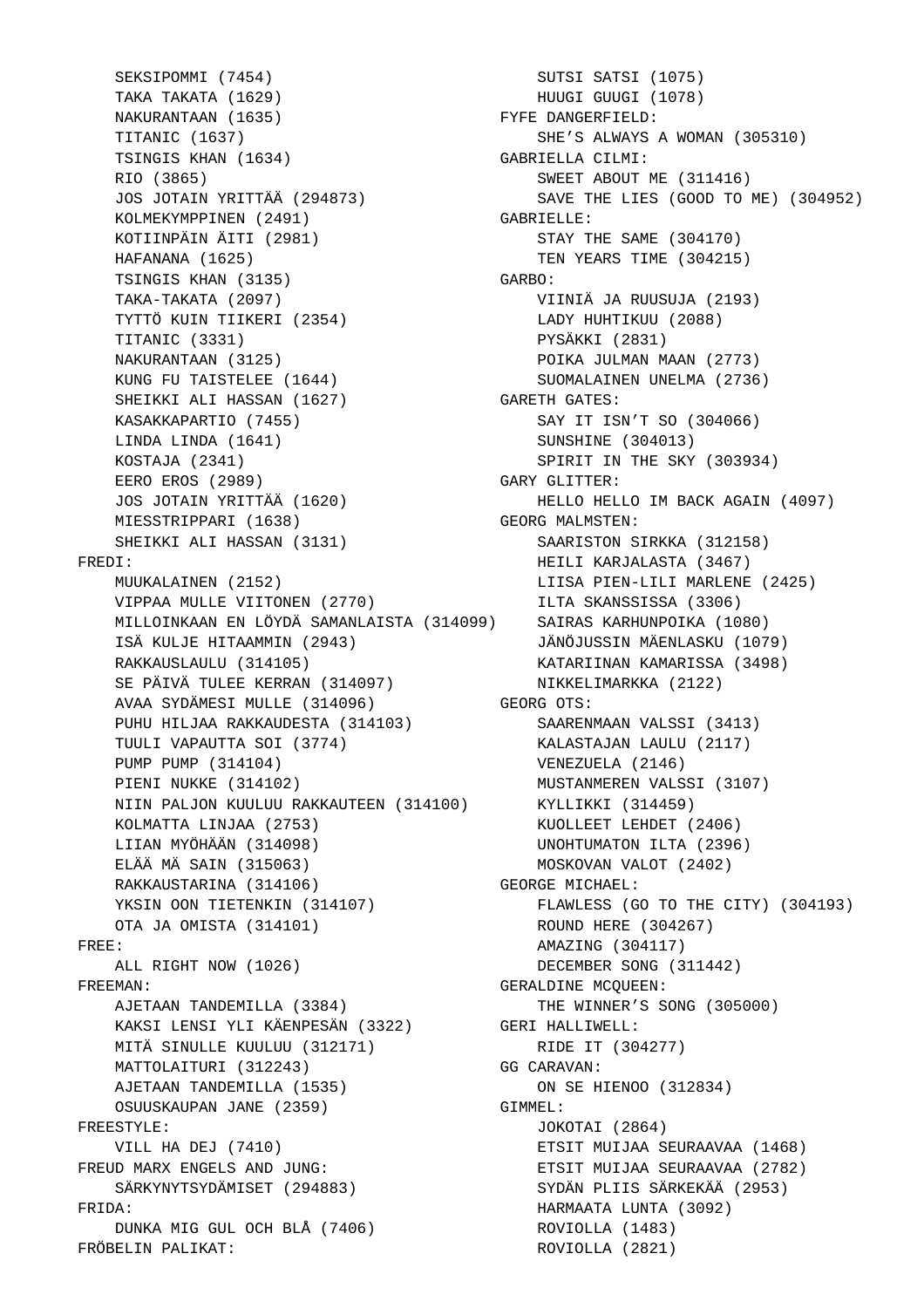SEKSIPOMMI (7454)
TAKA TAKATA (1629)
NAKURANTAAN (1635)
TITANIC (1637)
TSINGIS KHAN (1634)
RIO (3865)
JOS JOTAIN YRITTÄÄ (294873)
KOLMEKYMPPINEN (2491)
KOTIINPÄIN ÄITI (2981)
HAFANANA (1625)
TSINGIS KHAN (3135)
TAKA-TAKATA (2097)
TYTTÖ KUIN TIIKERI (2354)
TITANIC (3331)
NAKURANTAAN (3125)
KUNG FU TAISTELEE (1644)
SHEIKKI ALI HASSAN (1627)
KASAKKAPARTIO (7455)
LINDA LINDA (1641)
KOSTAJA (2341)
EERO EROS (2989)
JOS JOTAIN YRITTÄÄ (1620)
MIESSTRIPPARI (1638)
SHEIKKI ALI HASSAN (3131)

FREDI:
MUUKALAINEN (2152)
VIPPAA MULLE VIITONEN (2770)
MILLOINKAAN EN LÖYDÄ SAMANLAISTA (314099)
ISÄ KULJE HITAAMMIN (2943)
RAKKAUSLAULU (314105)
SE PÄIVÄ TULEE KERRAN (314097)
AVAA SYDÄMESI MULLE (314096)
PUHU HILJAA RAKKAUDESTA (314103)
TUULI VAPAUTTA SOI (3774)
PUMP PUMP (314104)
PIENI NUKKE (314102)
NIIN PALJON KUULUU RAKKAUTEEN (314100)
KOLMATTA LINJAA (2753)
LIIAN MYÖHÄÄN (314098)
ELÄÄ MÄ SAIN (315063)
RAKKAUSTARINA (314106)
YKSIN OON TIETENKIN (314107)
OTA JA OMISTA (314101)

FREE:
ALL RIGHT NOW (1026)

FREEMAN:
AJETAAN TANDEMILLA (3384)
KAKSI LENSI YLI KÄENPESÄN (3322)
MITÄ SINULLE KUULUU (312171)
MATTOLAITURI (312243)
AJETAAN TANDEMILLA (1535)
OSUUSKAUPAN JANE (2359)

FREESTYLE:
VILL HA DEJ (7410)

FREUD MARX ENGELS AND JUNG:
SÄRKYNYTSYDÄMISET (294883)

FRIDA:
DUNKA MIG GUL OCH BLÅ (7406)

FRÖBELIN PALIKAT:
SUTSI SATSI (1075)
HUUGI GUUGI (1078)

FYFE DANGERFIELD:
SHE’S ALWAYS A WOMAN (305310)

GABRIELLA CILMI:
SWEET ABOUT ME (311416)
SAVE THE LIES (GOOD TO ME) (304952)

GABRIELLE:
STAY THE SAME (304170)
TEN YEARS TIME (304215)

GARBO:
VIINIÄ JA RUUSUJA (2193)
LADY HUHTIKUU (2088)
PYSÄKKI (2831)
POIKA JULMAN MAAN (2773)
SUOMALAINEN UNELMA (2736)

GARETH GATES:
SAY IT ISN’T SO (304066)
SUNSHINE (304013)
SPIRIT IN THE SKY (303934)

GARY GLITTER:
HELLO HELLO IM BACK AGAIN (4097)

GEORG MALMSTEN:
SAARISTON SIRKKA (312158)
HEILI KARJALASTA (3467)
LIISA PIEN-LILI MARLENE (2425)
ILTA SKANSSISSA (3306)
SAIRAS KARHUNPOIKA (1080)
JÄNÖJUSSIN MÄENLASKU (1079)
KATARIINAN KAMARISSA (3498)
NIKKELIMARKKA (2122)

GEORG OTS:
SAARENMAAN VALSSI (3413)
KALASTAJAN LAULU (2117)
VENEZUELA (2146)
MUSTANMEREN VALSSI (3107)
KYLLIKKI (314459)
KUOLLEET LEHDET (2406)
UNOHTUMATON ILTA (2396)
MOSKOVAN VALOT (2402)

GEORGE MICHAEL:
FLAWLESS (GO TO THE CITY) (304193)
ROUND HERE (304267)
AMAZING (304117)
DECEMBER SONG (311442)

GERALDINE MCQUEEN:
THE WINNER’S SONG (305000)

GERI HALLIWELL:
RIDE IT (304277)

GG CARAVAN:
ON SE HIENOO (312834)

GIMMEL:
JOKOTAI (2864)
ETSIT MUIJAA SEURAAVAA (1468)
ETSIT MUIJAA SEURAAVAA (2782)
SYDÄN PLIIS SÄRKEKÄÄ (2953)
HARMAATA LUNTA (3092)
ROVIOLLA (1483)
ROVIOLLA (2821)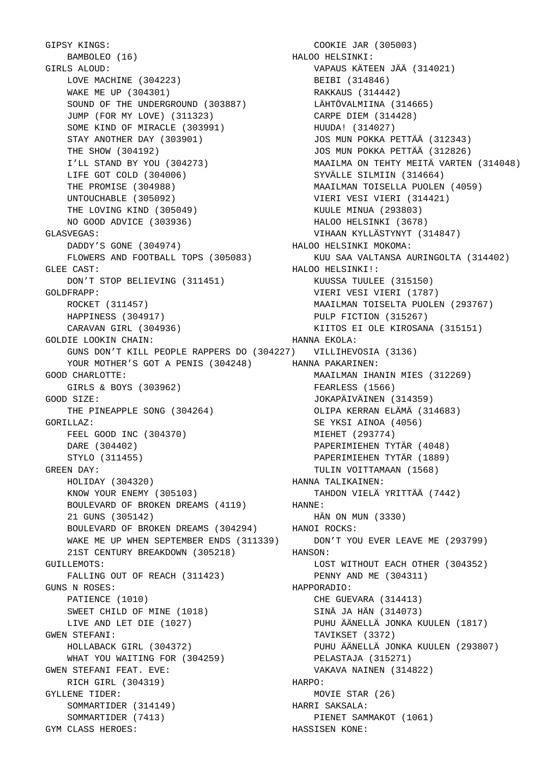GIPSY KINGS:
- BAMBOLEO (16)

GIRLS ALOUD:
- LOVE MACHINE (304223)
- WAKE ME UP (304301)
- SOUND OF THE UNDERGROUND (303887)
- JUMP (FOR MY LOVE) (311323)
- SOME KIND OF MIRACLE (303991)
- STAY ANOTHER DAY (303901)
- THE SHOW (304192)
- I’LL STAND BY YOU (304273)
- LIFE GOT COLD (304006)
- THE PROMISE (304988)
- UNTOUCHABLE (305092)
- THE LOVING KIND (305049)
- NO GOOD ADVICE (303936)

GLASVEGAS:
- DADDY’S GONE (304974)
- FLOWERS AND FOOTBALL TOPS (305083)

GLEE CAST:
- DON’T STOP BELIEVING (311451)

GOLDFRAPP:
- ROCKET (311457)
- HAPPINESS (304917)
- CARAVAN GIRL (304936)

GOLDIE LOOKIN CHAIN:
- GUNS DON’T KILL PEOPLE RAPPERS DO (304227)
- YOUR MOTHER’S GOT A PENIS (304248)

GOOD CHARLOTTE:
- GIRLS & BOYS (303962)

GOOD SIZE:
- THE PINEAPPLE SONG (304264)

GORILLAZ:
- FEEL GOOD INC (304370)
- DARE (304402)
- STYLO (311455)

GREEN DAY:
- HOLIDAY (304320)
- KNOW YOUR ENEMY (305103)
- BOULEVARD OF BROKEN DREAMS (4119)
- 21 GUNS (305142)
- BOULEVARD OF BROKEN DREAMS (304294)
- WAKE ME UP WHEN SEPTEMBER ENDS (311339)
- 21ST CENTURY BREAKDOWN (305218)

GUILLEMOTS:
- FALLING OUT OF REACH (311423)

GUNS N ROSES:
- PATIENCE (1010)
- SWEET CHILD OF MINE (1018)
- LIVE AND LET DIE (1027)

GWEN STEFANI:
- HOLLABACK GIRL (304372)
- WHAT YOU WAITING FOR (304259)

GWEN STEFANI FEAT. EVE:
- RICH GIRL (304319)

GYLLENE TIDER:
- SOMMARTIDER (314149)
- SOMMARTIDER (7413)

GYM CLASS HEROES:
- COOKIE JAR (305003)

HALOO HELSINKI:
- VAPAUS KÄTEEN JÄÄ (314021)
- BEIBI (314846)
- RAKKAUS (314442)
- LÄHTÖVALMIINA (314665)
- CARPE DIEM (314428)
- HUUDA! (314027)
- JOS MUN POKKA PETTÄÄ (312343)
- JOS MUN POKKA PETTÄÄ (312826)
- MAAILMA ON TEHTY MEITÄ VARTEN (314048)
- SYVÄLLE SILMIIN (314664)
- MAAILMAN TOISELLA PUOLEN (4059)
- VIERI VESI VIERI (314421)
- KUULE MINUA (293803)
- HALOO HELSINKI (3678)
- VIHAAN KYLLÄSTYNYT (314847)

HALOO HELSINKI MOKOMA:
- KUU SAA VALTANSA AURINGOLTA (314402)

HALOO HELSINKI!:
- KUUSSA TUULEE (315150)
- VIERI VESI VIERI (1787)
- MAAILMAN TOISELTA PUOLEN (293767)
- PULP FICTION (315267)
- KIITOS EI OLE KIROSANA (315151)

HANNA EKOLA:
- VILLIHEVOSIA (3136)

HANNA PAKARINEN:
- MAAILMAN IHANIN MIES (312269)
- FEARLESS (1566)
- JOKAPÄIVÄINEN (314359)
- OLIPA KERRAN ELÄMÄ (314683)
- SE YKSI AINOA (4056)
- MIEHET (293774)
- PAPERIMIEHEN TYTÄR (4048)
- PAPERIMIEHEN TYTÄR (1889)
- TULIN VOITTAMAAN (1568)

HANNA TALIKAINEN:
- TAHDON VIELÄ YRITTÄÄ (7442)

HANNE:
- HÄN ON MUN (3330)

HANOI ROCKS:
- DON’T YOU EVER LEAVE ME (293799)

HANSON:
- LOST WITHOUT EACH OTHER (304352)
- PENNY AND ME (304311)

HAPPORADIO:
- CHE GUEVARA (314413)
- SINÄ JA HÄN (314073)
- PUHU ÄÄNELLÄ JONKA KUULEN (1817)
- TAVIKSET (3372)
- PUHU ÄÄNELLÄ JONKA KUULEN (293807)
- PELASTAJA (315271)
- VAKAVA NAINEN (314822)

HARPO:
- MOVIE STAR (26)

HARRI SAKSALA:
- PIENET SAMMAKOT (1061)

HASSISEN KONE: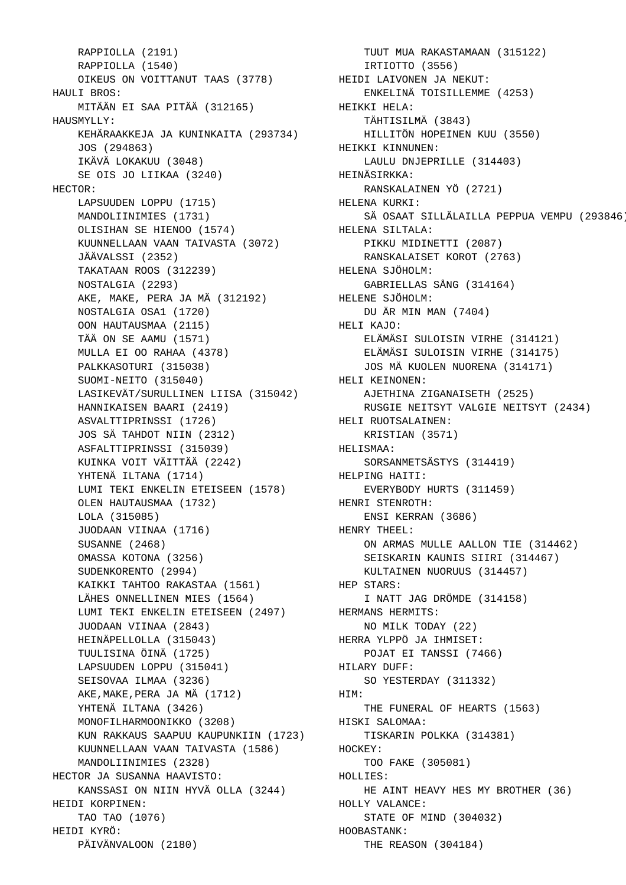RAPPIOLLA (2191)
RAPPIOLLA (1540)
OIKEUS ON VOITTANUT TAAS (3778)

HAULI BROS:
MITÄÄN EI SAA PITÄÄ (312165)

HAUSMYLLY:
KEHÄRAAKKEJA JA KUNINKAITA (293734)
JOS (294863)
IKÄVÄ LOKAKUU (3048)
SE OIS JO LIIKAA (3240)

HECTOR:
LAPSUUDEN LOPPU (1715)
MANDOLIINIMIES (1731)
OLISIHAN SE HIENOO (1574)
KUUNNELLAAN VAAN TAIVASTA (3072)
JÄÄVALSSI (2352)
TAKATAAN ROOS (312239)
NOSTALGIA (2293)
AKE, MAKE, PERA JA MÄ (312192)
NOSTALGIA OSA1 (1720)
OON HAUTAUSMAA (2115)
TÄÄ ON SE AAMU (1571)
MULLA EI OO RAHAA (4378)
PALKKASOTURI (315038)
SUOMI-NEITO (315040)
LASIKEVÄT/SURULLINEN LIISA (315042)
HANNIKAISEN BAARI (2419)
ASVALTTIPRINSSI (1726)
JOS SÄ TAHDOT NIIN (2312)
ASFALTTIPRINSSI (315039)
KUINKA VOIT VÄITTÄÄ (2242)
YHTENÄ ILTANA (1714)
LUMI TEKI ENKELIN ETEISEEN (1578)
OLEN HAUTAUSMAA (1732)
LOLA (315085)
JUODAAN VIINAA (1716)
SUSANNE (2468)
OMASSA KOTONA (3256)
SUDENKORENTO (2994)
KAIKKI TAHTOO RAKASTAA (1561)
LÄHES ONNELLINEN MIES (1564)
LUMI TEKI ENKELIN ETEISEEN (2497)
JUODAAN VIINAA (2843)
HEINÄPELLOLLA (315043)
TUULISINA ÖINÄ (1725)
LAPSUUDEN LOPPU (315041)
SEISOVAA ILMAA (3236)
AKE,MAKE,PERA JA MÄ (1712)
YHTENÄ ILTANA (3426)
MONOFILHARMOONIKKO (3208)
KUN RAKKAUS SAAPUU KAUPUNKIIN (1723)
KUUNNELLAAN VAAN TAIVASTA (1586)
MANDOLIINIMIES (2328)

HECTOR JA SUSANNA HAAVISTO:
KANSSASI ON NIIN HYVÄ OLLA (3244)

HEIDI KORPINEN:
TAO TAO (1076)

HEIDI KYRÖ:
PÄIVÄNVALOON (2180)
TUUT MUA RAKASTAMAAN (315122)
IRTIOTTO (3556)

HEIDI LAIVONEN JA NEKUT:
ENKELINÄ TOISILLEMME (4253)

HEIKKI HELA:
TÄHTISILMÄ (3843)
HILLITÖN HOPEINEN KUU (3550)

HEIKKI KINNUNEN:
LAULU DNJEPRILLE (314403)

HEINÄSIRKKA:
RANSKALAINEN YÖ (2721)

HELENA KURKI:
SÄ OSAAT SILLÄLAILLA PEPPUA VEMPU (293846)

HELENA SILTALA:
PIKKU MIDINETTI (2087)
RANSKALAISET KOROT (2763)

HELENA SJÖHOLM:
GABRIELLAS SÅNG (314164)

HELENE SJÖHOLM:
DU ÄR MIN MAN (7404)

HELI KAJO:
ELÄMÄSI SULOISIN VIRHE (314121)
ELÄMÄSI SULOISIN VIRHE (314175)
JOS MÄ KUOLEN NUORENA (314171)

HELI KEINONEN:
AJETHINA ZIGANAISETH (2525)
RUSGIE NEITSYT VALGIE NEITSYT (2434)

HELI RUOTSALAINEN:
KRISTIAN (3571)

HELISMAA:
SORSANMETSÄSTYS (314419)

HELPING HAITI:
EVERYBODY HURTS (311459)

HENRI STENROTH:
ENSI KERRAN (3686)

HENRY THEEL:
ON ARMAS MULLE AALLON TIE (314462)
SEISKARIN KAUNIS SIIRI (314467)
KULTAINEN NUORUUS (314457)

HEP STARS:
I NATT JAG DRÖMDE (314158)

HERMANS HERMITS:
NO MILK TODAY (22)

HERRA YLPPÖ JA IHMISET:
POJAT EI TANSSI (7466)

HILARY DUFF:
SO YESTERDAY (311332)

HIM:
THE FUNERAL OF HEARTS (1563)

HISKI SALOMAA:
TISKARIN POLKKA (314381)

HOCKEY:
TOO FAKE (305081)

HOLLIES:
HE AINT HEAVY HES MY BROTHER (36)

HOLLY VALANCE:
STATE OF MIND (304032)

HOOBASTANK:
THE REASON (304184)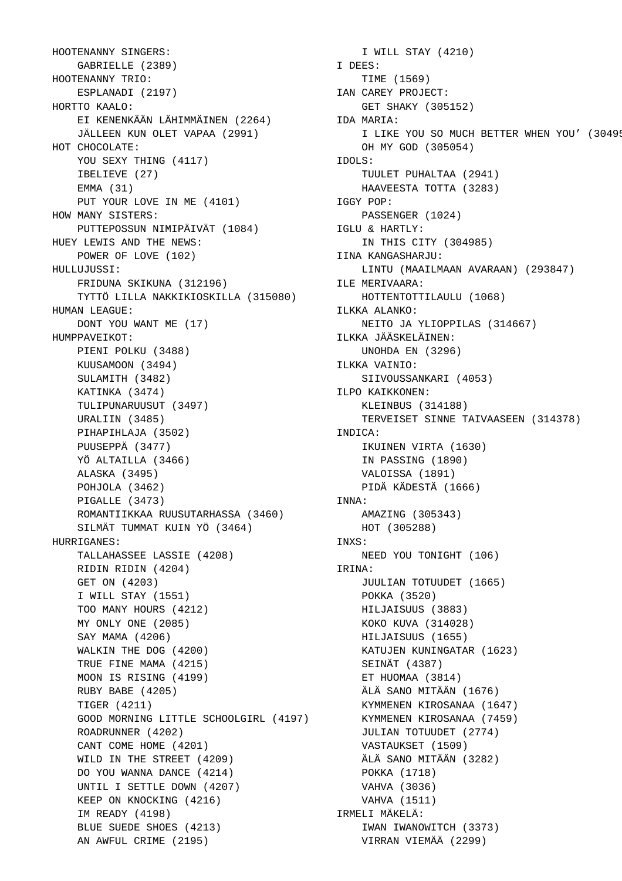HOOTENANNY SINGERS:
    GABRIELLE (2389)
HOOTENANNY TRIO:
    ESPLANADI (2197)
HORTTO KAALO:
    EI KENENKÄÄN LÄHIMMÄINEN (2264)
    JÄLLEEN KUN OLET VAPAA (2991)
HOT CHOCOLATE:
    YOU SEXY THING (4117)
    IBELIEVE (27)
    EMMA (31)
    PUT YOUR LOVE IN ME (4101)
HOW MANY SISTERS:
    PUTTEPOSSUN NIMIPÄIVÄT (1084)
HUEY LEWIS AND THE NEWS:
    POWER OF LOVE (102)
HULLUJUSSI:
    FRIDUNA SKIKUNA (312196)
    TYTTÖ LILLA NAKKIKIOSKILLA (315080)
HUMAN LEAGUE:
    DONT YOU WANT ME (17)
HUMPPAVEIKOT:
    PIENI POLKU (3488)
    KUUSAMOON (3494)
    SULAMITH (3482)
    KATINKA (3474)
    TULIPUNARUUSUT (3497)
    URALIIN (3485)
    PIHAPIHLAJA (3502)
    PUUSEPPÄ (3477)
    YÖ ALTAILLA (3466)
    ALASKA (3495)
    POHJOLA (3462)
    PIGALLE (3473)
    ROMANTIIKKAA RUUSUTARHASSA (3460)
    SILMÄT TUMMAT KUIN YÖ (3464)
HURRIGANES:
    TALLAHASSEE LASSIE (4208)
    RIDIN RIDIN (4204)
    GET ON (4203)
    I WILL STAY (1551)
    TOO MANY HOURS (4212)
    MY ONLY ONE (2085)
    SAY MAMA (4206)
    WALKIN THE DOG (4200)
    TRUE FINE MAMA (4215)
    MOON IS RISING (4199)
    RUBY BABE (4205)
    TIGER (4211)
    GOOD MORNING LITTLE SCHOOLGIRL (4197)
    ROADRUNNER (4202)
    CANT COME HOME (4201)
    WILD IN THE STREET (4209)
    DO YOU WANNA DANCE (4214)
    UNTIL I SETTLE DOWN (4207)
    KEEP ON KNOCKING (4216)
    IM READY (4198)
    BLUE SUEDE SHOES (4213)
    AN AWFUL CRIME (2195)
    I WILL STAY (4210)
I DEES:
    TIME (1569)
IAN CAREY PROJECT:
    GET SHAKY (305152)
IDA MARIA:
    I LIKE YOU SO MUCH BETTER WHEN YOU’ (30495
    OH MY GOD (305054)
IDOLS:
    TUULET PUHALTAA (2941)
    HAAVEESTA TOTTA (3283)
IGGY POP:
    PASSENGER (1024)
IGLU & HARTLY:
    IN THIS CITY (304985)
IINA KANGASHARJU:
    LINTU (MAAILMAAN AVARAAN) (293847)
ILE MERIVAARA:
    HOTTENTOTTILAULU (1068)
ILKKA ALANKO:
    NEITO JA YLIOPPILAS (314667)
ILKKA JÄÄSKELÄINEN:
    UNOHDA EN (3296)
ILKKA VAINIO:
    SIIVOUSSANKARI (4053)
ILPO KAIKKONEN:
    KLEINBUS (314188)
    TERVEISET SINNE TAIVAASEEN (314378)
INDICA:
    IKUINEN VIRTA (1630)
    IN PASSING (1890)
    VALOISSA (1891)
    PIDÄ KÄDESTÄ (1666)
INNA:
    AMAZING (305343)
    HOT (305288)
INXS:
    NEED YOU TONIGHT (106)
IRINA:
    JUULIAN TOTUUDET (1665)
    POKKA (3520)
    HILJAISUUS (3883)
    KOKO KUVA (314028)
    HILJAISUUS (1655)
    KATUJEN KUNINGATAR (1623)
    SEINÄT (4387)
    ET HUOMAA (3814)
    ÄLÄ SANO MITÄÄN (1676)
    KYMMENEN KIROSANAA (1647)
    KYMMENEN KIROSANAA (7459)
    JULIAN TOTUUDET (2774)
    VASTAUKSET (1509)
    ÄLÄ SANO MITÄÄN (3282)
    POKKA (1718)
    VAHVA (3036)
    VAHVA (1511)
IRMELI MÄKELÄ:
    IWAN IWANOWITCH (3373)
    VIRRAN VIEMÄÄ (2299)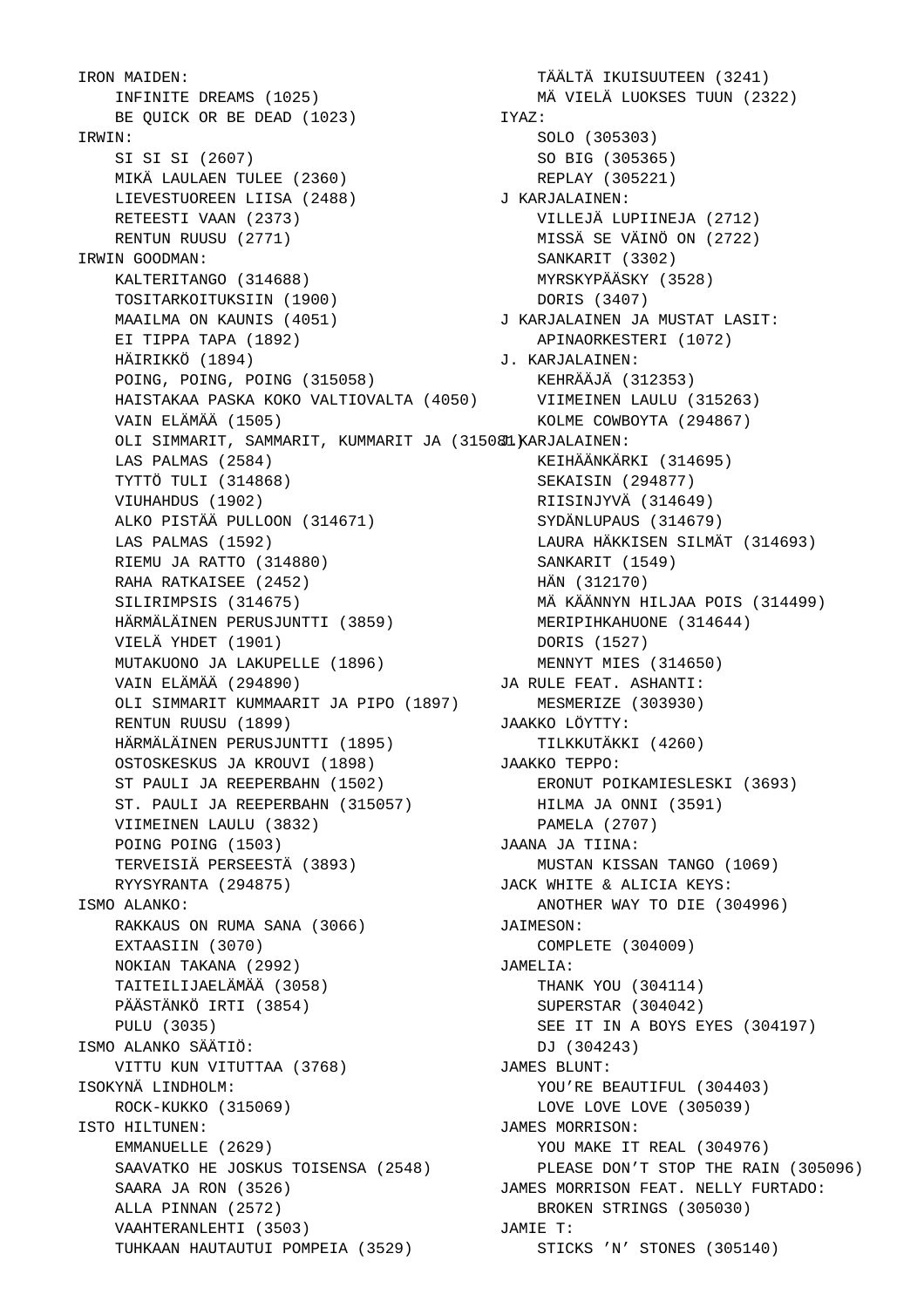IRON MAIDEN:
- INFINITE DREAMS (1025)
- BE QUICK OR BE DEAD (1023)

IRWIN:
- SI SI SI (2607)
- MIKÄ LAULAEN TULEE (2360)
- LIEVESTUOREEN LIISA (2488)
- RETEESTI VAAN (2373)
- RENTUN RUUSU (2771)

IRWIN GOODMAN:
- KALTERITANGO (314688)
- TOSITARKOITUKSIIN (1900)
- MAAILMA ON KAUNIS (4051)
- EI TIPPA TAPA (1892)
- HÄIRIKKÖ (1894)
- POING, POING, POING (315058)
- HAISTAKAA PASKA KOKO VALTIOVALTA (4050)
- VAIN ELÄMÄÄ (1505)
- OLI SIMMARIT, SAMMARIT, KUMMARIT JA (315081)
- LAS PALMAS (2584)
- TYTTÖ TULI (314868)
- VIUHAHDUS (1902)
- ALKO PISTÄÄ PULLOON (314671)
- LAS PALMAS (1592)
- RIEMU JA RATTO (314880)
- RAHA RATKAISEE (2452)
- SILIRIMPSIS (314675)
- HÄRMÄLÄINEN PERUSJUNTTI (3859)
- VIELÄ YHDET (1901)
- MUTAKUONO JA LAKUPELLE (1896)
- VAIN ELÄMÄÄ (294890)
- OLI SIMMARIT KUMMAARIT JA PIPO (1897)
- RENTUN RUUSU (1899)
- HÄRMÄLÄINEN PERUSJUNTTI (1895)
- OSTOSKESKUS JA KROUVI (1898)
- ST PAULI JA REEPERBAHN (1502)
- ST. PAULI JA REEPERBAHN (315057)
- VIIMEINEN LAULU (3832)
- POING POING (1503)
- TERVEISIÄ PERSEESTÄ (3893)
- RYYSYRANTA (294875)

ISMO ALANKO:
- RAKKAUS ON RUMA SANA (3066)
- EXTAASIIN (3070)
- NOKIAN TAKANA (2992)
- TAITEILIJAELÄMÄÄ (3058)
- PÄÄSTÄNKÖ IRTI (3854)
- PULU (3035)

ISMO ALANKO SÄÄTIÖ:
- VITTU KUN VITUTTAA (3768)

ISOKYNÄ LINDHOLM:
- ROCK-KUKKO (315069)

ISTO HILTUNEN:
- EMMANUELLE (2629)
- SAAVATKO HE JOSKUS TOISENSA (2548)
- SAARA JA RON (3526)
- ALLA PINNAN (2572)
- VAAHTERANLEHTI (3503)
- TUHKAAN HAUTAUTUI POMPEIA (3529)
- TÄÄLTÄ IKUISUUTEEN (3241)
- MÄ VIELÄ LUOKSES TUUN (2322)

IYAZ:
- SOLO (305303)
- SO BIG (305365)
- REPLAY (305221)

J KARJALAINEN:
- VILLEJÄ LUPIINEJA (2712)
- MISSÄ SE VÄINÖ ON (2722)
- SANKARIT (3302)
- MYRSKYPÄÄSKY (3528)
- DORIS (3407)

J KARJALAINEN JA MUSTAT LASIT:
- APINAORKESTERI (1072)

J. KARJALAINEN:
- KEHRÄÄJÄ (312353)
- VIIMEINEN LAULU (315263)
- KOLME COWBOYTA (294867)

J. KARJALAINEN:
- KEIHÄÄNKÄRKI (314695)
- SEKAISIN (294877)
- RIISINJYVÄ (314649)
- SYDÄNLUPAUS (314679)
- LAURA HÄKKISEN SILMÄT (314693)
- SANKARIT (1549)
- HÄN (312170)
- MÄ KÄÄNNYN HILJAA POIS (314499)
- MERIPIHKAHUONE (314644)
- DORIS (1527)
- MENNYT MIES (314650)

JA RULE FEAT. ASHANTI:
- MESMERIZE (303930)

JAAKKO LÖYTTY:
- TILKKUTÄKKI (4260)

JAAKKO TEPPO:
- ERONUT POIKAMIESLESKI (3693)
- HILMA JA ONNI (3591)
- PAMELA (2707)

JAANA JA TIINA:
- MUSTAN KISSAN TANGO (1069)

JACK WHITE & ALICIA KEYS:
- ANOTHER WAY TO DIE (304996)

JAIMESON:
- COMPLETE (304009)

JAMELIA:
- THANK YOU (304114)
- SUPERSTAR (304042)
- SEE IT IN A BOYS EYES (304197)
- DJ (304243)

JAMES BLUNT:
- YOU’RE BEAUTIFUL (304403)
- LOVE LOVE LOVE (305039)

JAMES MORRISON:
- YOU MAKE IT REAL (304976)
- PLEASE DON’T STOP THE RAIN (305096)

JAMES MORRISON FEAT. NELLY FURTADO:
- BROKEN STRINGS (305030)

JAMIE T:
- STICKS ’N’ STONES (305140)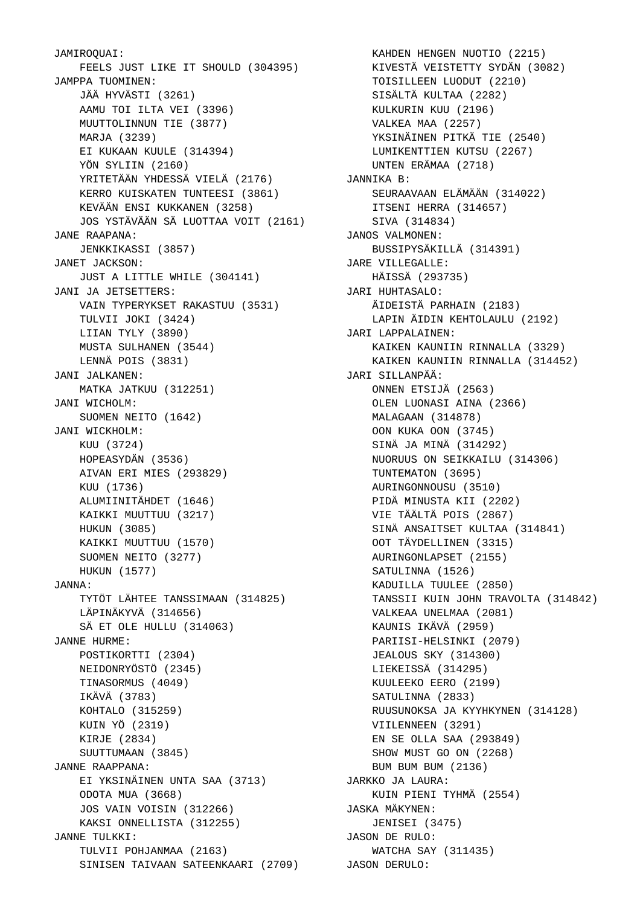JAMIROQUAI:
- FEELS JUST LIKE IT SHOULD (304395)

JAMPPA TUOMINEN:
- JÄÄ HYVÄSTI (3261)
- AAMU TOI ILTA VEI (3396)
- MUUTTOLINNUN TIE (3877)
- MARJA (3239)
- EI KUKAAN KUULE (314394)
- YÖN SYLIIN (2160)
- YRITETÄÄN YHDESSÄ VIELÄ (2176)
- KERRO KUISKATEN TUNTEESI (3861)
- KEVÄÄN ENSI KUKKANEN (3258)
- JOS YSTÄVÄÄN SÄ LUOTTAA VOIT (2161)

JANE RAAPANA:
- JENKKIKASSI (3857)

JANET JACKSON:
- JUST A LITTLE WHILE (304141)

JANI JA JETSETTERS:
- VAIN TYPERYKSET RAKASTUU (3531)
- TULVII JOKI (3424)
- LIIAN TYLY (3890)
- MUSTA SULHANEN (3544)
- LENNÄ POIS (3831)

JANI JALKANEN:
- MATKA JATKUU (312251)

JANI WICHOLM:
- SUOMEN NEITO (1642)

JANI WICKHOLM:
- KUU (3724)
- HOPEASYDÄN (3536)
- AIVAN ERI MIES (293829)
- KUU (1736)
- ALUMIINITÄHDET (1646)
- KAIKKI MUUTTUU (3217)
- HUKUN (3085)
- KAIKKI MUUTTUU (1570)
- SUOMEN NEITO (3277)
- HUKUN (1577)

JANNA:
- TYTÖT LÄHTEE TANSSIMAAN (314825)
- LÄPINÄKYVÄ (314656)
- SÄ ET OLE HULLU (314063)

JANNE HURME:
- POSTIKORTTI (2304)
- NEIDONRYÖSTÖ (2345)
- TINASORMUS (4049)
- IKÄVÄ (3783)
- KOHTALO (315259)
- KUIN YÖ (2319)
- KIRJE (2834)
- SUUTTUMAAN (3845)

JANNE RAAPPANA:
- EI YKSINÄINEN UNTA SAA (3713)
- ODOTA MUA (3668)
- JOS VAIN VOISIN (312266)
- KAKSI ONNELLISTA (312255)

JANNE TULKKI:
- TULVII POHJANMAA (2163)
- SINISEN TAIVAAN SATEENKAARI (2709)
- KAHDEN HENGEN NUOTIO (2215)
- KIVESTÄ VEISTETTY SYDÄN (3082)
- TOISILLEEN LUODUT (2210)
- SISÄLTÄ KULTAA (2282)
- KULKURIN KUU (2196)
- VALKEA MAA (2257)
- YKSINÄINEN PITKÄ TIE (2540)
- LUMIKENTTIEN KUTSU (2267)
- UNTEN ERÄMAA (2718)

JANNIKA B:
- SEURAAVAAN ELÄMÄÄN (314022)
- ITSENI HERRA (314657)
- SIVA (314834)

JANOS VALMONEN:
- BUSSIPYSÄKILLÄ (314391)

JARE VILLEGALLE:
- HÄISSÄ (293735)

JARI HUHTASALO:
- ÄIDEISTÄ PARHAIN (2183)
- LAPIN ÄIDIN KEHTOLAULU (2192)

JARI LAPPALAINEN:
- KAIKEN KAUNIIN RINNALLA (3329)
- KAIKEN KAUNIIN RINNALLA (314452)

JARI SILLANPÄÄ:
- ONNEN ETSIJÄ (2563)
- OLEN LUONASI AINA (2366)
- MALAGAAN (314878)
- OON KUKA OON (3745)
- SINÄ JA MINÄ (314292)
- NUORUUS ON SEIKKAILU (314306)
- TUNTEMATON (3695)
- AURINGONNOUSU (3510)
- PIDÄ MINUSTA KII (2202)
- VIE TÄÄLTÄ POIS (2867)
- SINÄ ANSAITSET KULTAA (314841)
- OOT TÄYDELLINEN (3315)
- AURINGONLAPSET (2155)
- SATULINNA (1526)
- KADUILLA TUULEE (2850)
- TANSSII KUIN JOHN TRAVOLTA (314842)
- VALKEAA UNELMAA (2081)
- KAUNIS IKÄVÄ (2959)
- PARIISI-HELSINKI (2079)
- JEALOUS SKY (314300)
- LIEKEISSÄ (314295)
- KUULEEKO EERO (2199)
- SATULINNA (2833)
- RUUSUNOKSA JA KYYHKYNEN (314128)
- VIILENNEEN (3291)
- EN SE OLLA SAA (293849)
- SHOW MUST GO ON (2268)
- BUM BUM BUM (2136)

JARKKO JA LAURA:
- KUIN PIENI TYHMÄ (2554)

JASKA MÄKYNEN:
- JENISEI (3475)

JASON DE RULO:
- WATCHA SAY (311435)

JASON DERULO: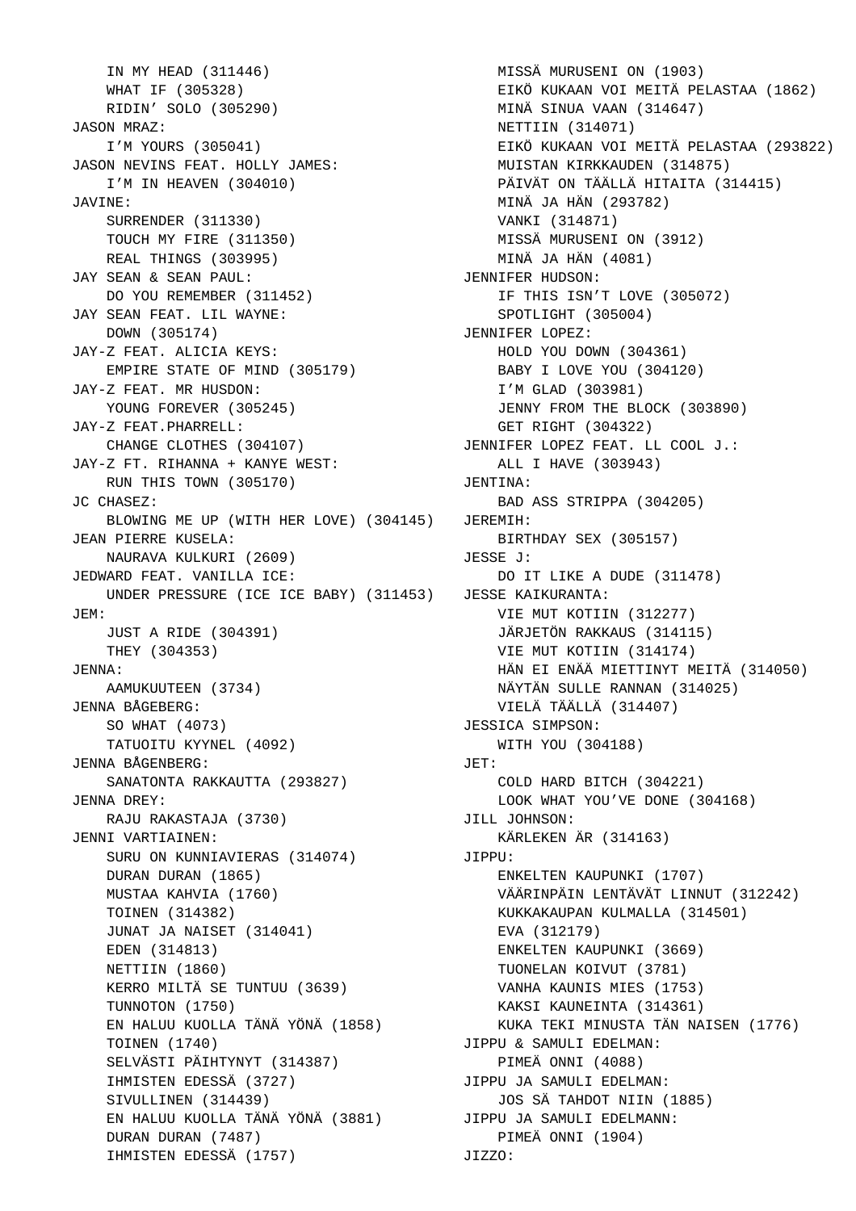IN MY HEAD (311446)
WHAT IF (305328)
RIDIN' SOLO (305290)

JASON MRAZ:
I'M YOURS (305041)

JASON NEVINS FEAT. HOLLY JAMES:
I'M IN HEAVEN (304010)

JAVINE:
SURRENDER (311330)
TOUCH MY FIRE (311350)
REAL THINGS (303995)

JAY SEAN & SEAN PAUL:
DO YOU REMEMBER (311452)

JAY SEAN FEAT. LIL WAYNE:
DOWN (305174)

JAY-Z FEAT. ALICIA KEYS:
EMPIRE STATE OF MIND (305179)

JAY-Z FEAT. MR HUSDON:
YOUNG FOREVER (305245)

JAY-Z FEAT.PHARRELL:
CHANGE CLOTHES (304107)

JAY-Z FT. RIHANNA + KANYE WEST:
RUN THIS TOWN (305170)

JC CHASEZ:
BLOWING ME UP (WITH HER LOVE) (304145)

JEAN PIERRE KUSELA:
NAURAVA KULKURI (2609)

JEDWARD FEAT. VANILLA ICE:
UNDER PRESSURE (ICE ICE BABY) (311453)

JEM:
JUST A RIDE (304391)
THEY (304353)

JENNA:
AAMUKUUTEEN (3734)

JENNA BÅGEBERG:
SO WHAT (4073)
TATUOITU KYYNEL (4092)

JENNA BÅGENBERG:
SANATONTA RAKKAUTTA (293827)

JENNA DREY:
RAJU RAKASTAJA (3730)

JENNI VARTIAINEN:
SURU ON KUNNIAVIERAS (314074)
DURAN DURAN (1865)
MUSTAA KAHVIA (1760)
TOINEN (314382)
JUNAT JA NAISET (314041)
EDEN (314813)
NETTIIN (1860)
KERRO MILTÄ SE TUNTUU (3639)
TUNNOTON (1750)
EN HALUU KUOLLA TÄNÄ YÖNÄ (1858)
TOINEN (1740)
SELVÄSTI PÄIHTYNYT (314387)
IHMISTEN EDESSÄ (3727)
SIVULLINEN (314439)
EN HALUU KUOLLA TÄNÄ YÖNÄ (3881)
DURAN DURAN (7487)
IHMISTEN EDESSÄ (1757)
MISSÄ MURUSENI ON (1903)
EIKÖ KUKAAN VOI MEITÄ PELASTAA (1862)
MINÄ SINUA VAAN (314647)
NETTIIN (314071)
EIKÖ KUKAAN VOI MEITÄ PELASTAA (293822)
MUISTAN KIRKKAUDEN (314875)
PÄIVÄT ON TÄÄLLÄ HITAITA (314415)
MINÄ JA HÄN (293782)
VANKI (314871)
MISSÄ MURUSENI ON (3912)
MINÄ JA HÄN (4081)

JENNIFER HUDSON:
IF THIS ISN'T LOVE (305072)
SPOTLIGHT (305004)

JENNIFER LOPEZ:
HOLD YOU DOWN (304361)
BABY I LOVE YOU (304120)
I'M GLAD (303981)
JENNY FROM THE BLOCK (303890)
GET RIGHT (304322)

JENNIFER LOPEZ FEAT. LL COOL J.:
ALL I HAVE (303943)

JENTINA:
BAD ASS STRIPPA (304205)

JEREMIH:
BIRTHDAY SEX (305157)

JESSE J:
DO IT LIKE A DUDE (311478)

JESSE KAIKURANTA:
VIE MUT KOTIIN (312277)
JÄRJETÖN RAKKAUS (314115)
VIE MUT KOTIIN (314174)
HÄN EI ENÄÄ MIETTINYT MEITÄ (314050)
NÄYTÄN SULLE RANNAN (314025)
VIELÄ TÄÄLLÄ (314407)

JESSICA SIMPSON:
WITH YOU (304188)

JET:
COLD HARD BITCH (304221)
LOOK WHAT YOU'VE DONE (304168)

JILL JOHNSON:
KÄRLEKEN ÄR (314163)

JIPPU:
ENKELTEN KAUPUNKI (1707)
VÄÄRINPÄIN LENTÄVÄT LINNUT (312242)
KUKKAKAUPAN KULMALLA (314501)
EVA (312179)
ENKELTEN KAUPUNKI (3669)
TUONELAN KOIVUT (3781)
VANHA KAUNIS MIES (1753)
KAKSI KAUNEINTA (314361)
KUKA TEKI MINUSTA TÄN NAISEN (1776)

JIPPU & SAMULI EDELMAN:
PIMEÄ ONNI (4088)

JIPPU JA SAMULI EDELMAN:
JOS SÄ TAHDOT NIIN (1885)

JIPPU JA SAMULI EDELMANN:
PIMEÄ ONNI (1904)

JIZZO: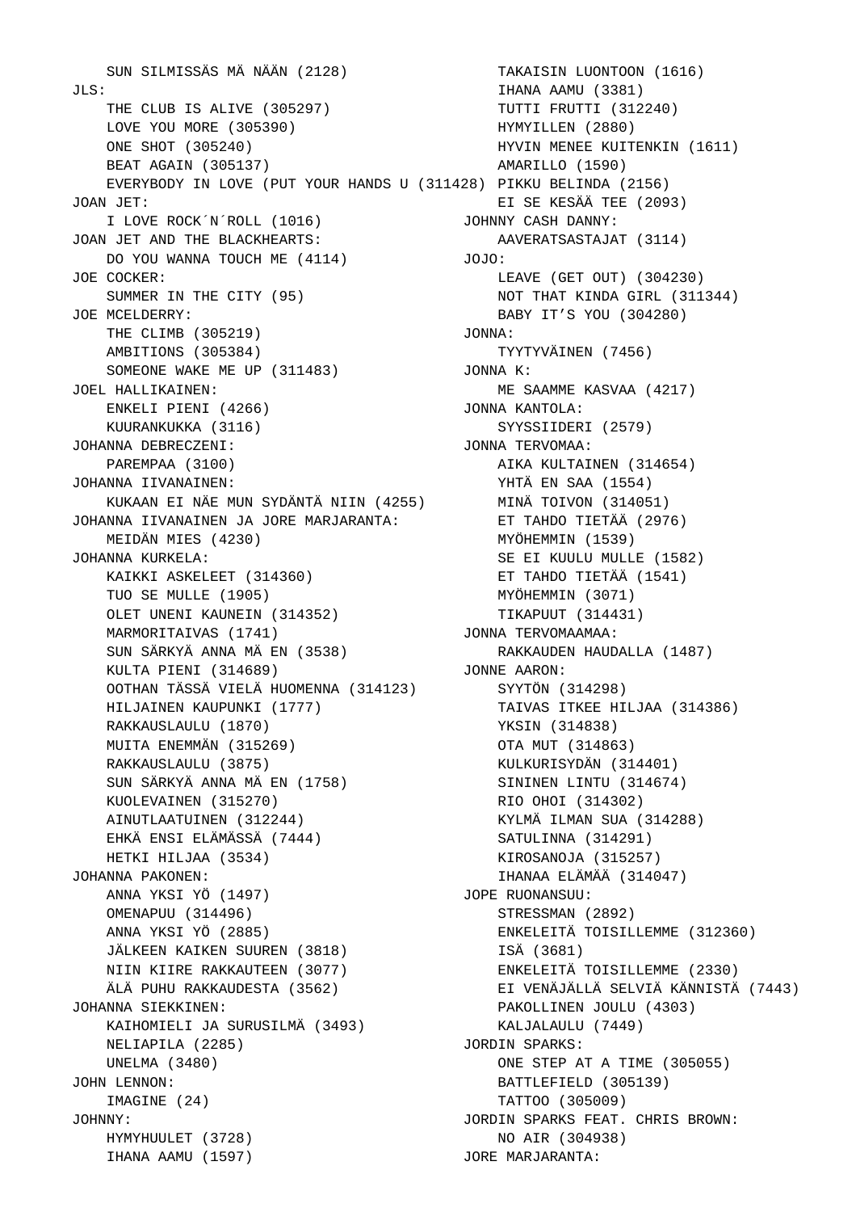SUN SILMISSÄS MÄ NÄÄN (2128)

JLS:

THE CLUB IS ALIVE (305297)
LOVE YOU MORE (305390)
ONE SHOT (305240)
BEAT AGAIN (305137)
EVERYBODY IN LOVE (PUT YOUR HANDS U (311428)

JOAN JET:

I LOVE ROCK´N´ROLL (1016)

JOAN JET AND THE BLACKHEARTS:

DO YOU WANNA TOUCH ME (4114)

JOE COCKER:

SUMMER IN THE CITY (95)

JOE MCELDERRY:

THE CLIMB (305219)
AMBITIONS (305384)
SOMEONE WAKE ME UP (311483)

JOEL HALLIKAINEN:

ENKELI PIENI (4266)
KUURANKUKKA (3116)

JOHANNA DEBRECZENI:

PAREMPAA (3100)

JOHANNA IIVANAINEN:

KUKAAN EI NÄE MUN SYDÄNTÄ NIIN (4255)

JOHANNA IIVANAINEN JA JORE MARJARANTA:

MEIDÄN MIES (4230)

JOHANNA KURKELA:

KAIKKI ASKELEET (314360)
TUO SE MULLE (1905)
OLET UNENI KAUNEIN (314352)
MARMORITAIVAS (1741)
SUN SÄRKYÄ ANNA MÄ EN (3538)
KULTA PIENI (314689)
OOTHAN TÄSSÄ VIELÄ HUOMENNA (314123)
HILJAINEN KAUPUNKI (1777)
RAKKAUSLAULU (1870)
MUITA ENEMMÄN (315269)
RAKKAUSLAULU (3875)
SUN SÄRKYÄ ANNA MÄ EN (1758)
KUOLEVAINEN (315270)
AINUTLAATUINEN (312244)
EHKÄ ENSI ELÄMÄSSÄ (7444)
HETKI HILJAA (3534)

JOHANNA PAKONEN:

ANNA YKSI YÖ (1497)
OMENAPUU (314496)
ANNA YKSI YÖ (2885)
JÄLKEEN KAIKEN SUUREN (3818)
NIIN KIIRE RAKKAUTEEN (3077)
ÄLÄ PUHU RAKKAUDESTA (3562)

JOHANNA SIEKKINEN:

KAIHOMIELI JA SURUSILMÄ (3493)
NELIAPILA (2285)
UNELMA (3480)

JOHN LENNON:

IMAGINE (24)

JOHNNY:

HYMYHUULET (3728)
IHANA AAMU (1597)
TAKAISIN LUONTOON (1616)
IHANA AAMU (3381)
TUTTI FRUTTI (312240)
HYMYILLEN (2880)
HYVIN MENEE KUITENKIN (1611)
AMARILLO (1590)
PIKKU BELINDA (2156)
EI SE KESÄÄ TEE (2093)

JOHNNY CASH DANNY:

AAVERATSASTAJAT (3114)

JOJO:

LEAVE (GET OUT) (304230)
NOT THAT KINDA GIRL (311344)
BABY IT’S YOU (304280)

JONNA:

TYYTYVÄINEN (7456)

JONNA K:

ME SAAMME KASVAA (4217)

JONNA KANTOLA:

SYYSSIIDERI (2579)

JONNA TERVOMAA:

AIKA KULTAINEN (314654)
YHTÄ EN SAA (1554)
MINÄ TOIVON (314051)
ET TAHDO TIETÄÄ (2976)
MYÖHEMMIN (1539)
SE EI KUULU MULLE (1582)
ET TAHDO TIETÄÄ (1541)
MYÖHEMMIN (3071)
TIKAPUUT (314431)

JONNA TERVOMAAMAA:

RAKKAUDEN HAUDALLA (1487)

JONNE AARON:

SYYTÖN (314298)
TAIVAS ITKEE HILJAA (314386)
YKSIN (314838)
OTA MUT (314863)
KULKURISYDÄN (314401)
SININEN LINTU (314674)
RIO OHOI (314302)
KYLMÄ ILMAN SUA (314288)
SATULINNA (314291)
KIROSANOJA (315257)
IHANAA ELÄMÄÄ (314047)

JOPE RUONANSUU:

STRESSMAN (2892)
ENKELEITÄ TOISILLEMME (312360)
ISÄ (3681)
ENKELEITÄ TOISILLEMME (2330)
EI VENÄJÄLLÄ SELVIÄ KÄNNISTÄ (7443)
PAKOLLINEN JOULU (4303)
KALJALAULU (7449)

JORDIN SPARKS:

ONE STEP AT A TIME (305055)
BATTLEFIELD (305139)
TATTOO (305009)

JORDIN SPARKS FEAT. CHRIS BROWN:

NO AIR (304938)

JORE MARJARANTA: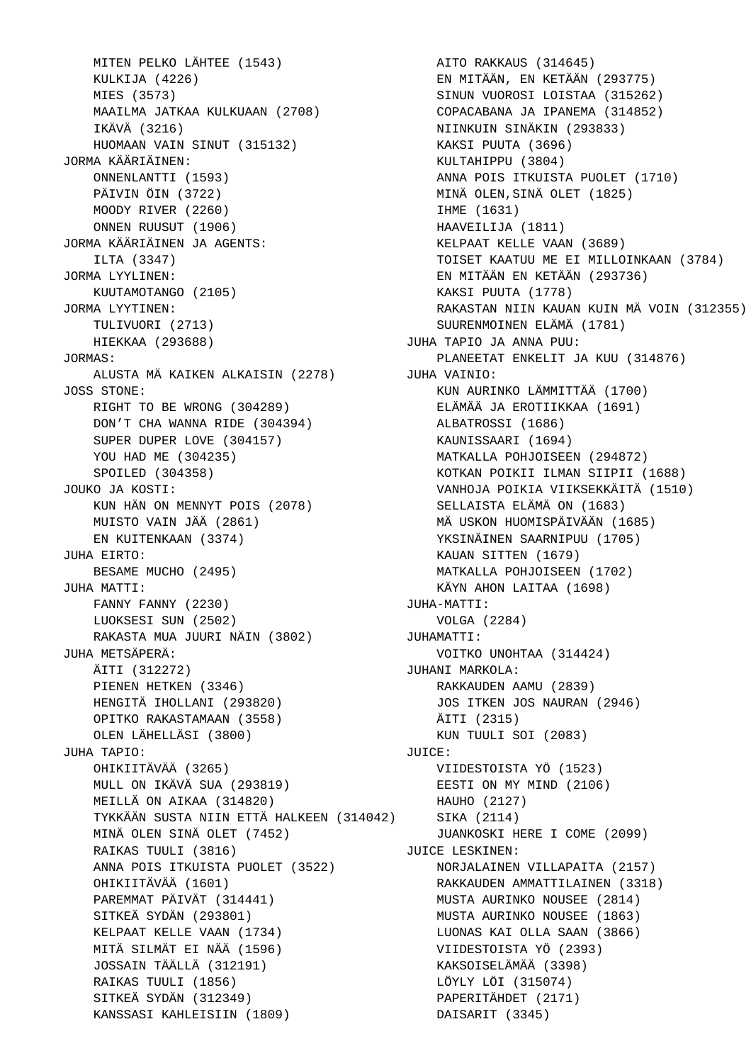MITEN PELKO LÄHTEE (1543)
KULKIJA (4226)
MIES (3573)
MAAILMA JATKAA KULKUAAN (2708)
IKÄVÄ (3216)
HUOMAAN VAIN SINUT (315132)

JORMA KÄÄRIÄINEN:
- ONNENLANTTI (1593)
- PÄIVIN ÖIN (3722)
- MOODY RIVER (2260)
- ONNEN RUUSUT (1906)

JORMA KÄÄRIÄINEN JA AGENTS:
- ILTA (3347)

JORMA LYYLINEN:
- KUUTAMOTANGO (2105)

JORMA LYYTINEN:
- TULIVUORI (2713)
- HIEKKAA (293688)

JORMAS:
- ALUSTA MÄ KAIKEN ALKAISIN (2278)

JOSS STONE:
- RIGHT TO BE WRONG (304289)
- DON'T CHA WANNA RIDE (304394)
- SUPER DUPER LOVE (304157)
- YOU HAD ME (304235)
- SPOILED (304358)

JOUKO JA KOSTI:
- KUN HÄN ON MENNYT POIS (2078)
- MUISTO VAIN JÄÄ (2861)
- EN KUITENKAAN (3374)

JUHA EIRTO:
- BESAME MUCHO (2495)

JUHA MATTI:
- FANNY FANNY (2230)
- LUOKSESI SUN (2502)
- RAKASTA MUA JUURI NÄIN (3802)

JUHA METSÄPERÄ:
- ÄITI (312272)
- PIENEN HETKEN (3346)
- HENGITÄ IHOLLANI (293820)
- OPITKO RAKASTAMAAN (3558)
- OLEN LÄHELLÄSI (3800)

JUHA TAPIO:
- OHIKIITÄVÄÄ (3265)
- MULL ON IKÄVÄ SUA (293819)
- MEILLÄ ON AIKAA (314820)
- TYKKÄÄN SUSTA NIIN ETTÄ HALKEEN (314042)
- MINÄ OLEN SINÄ OLET (7452)
- RAIKAS TUULI (3816)
- ANNA POIS ITKUISTA PUOLET (3522)
- OHIKIITÄVÄÄ (1601)
- PAREMMAT PÄIVÄT (314441)
- SITKEÄ SYDÄN (293801)
- KELPAAT KELLE VAAN (1734)
- MITÄ SILMÄT EI NÄÄ (1596)
- JOSSAIN TÄÄLLÄ (312191)
- RAIKAS TUULI (1856)
- SITKEÄ SYDÄN (312349)
- KANSSASI KAHLEISIIN (1809)
- AITO RAKKAUS (314645)
- EN MITÄÄN, EN KETÄÄN (293775)
- SINUN VUOROSI LOISTAA (315262)
- COPACABANA JA IPANEMA (314852)
- NIINKUIN SINÄKIN (293833)
- KAKSI PUUTA (3696)
- KULTAHIPPU (3804)
- ANNA POIS ITKUISTA PUOLET (1710)
- MINÄ OLEN,SINÄ OLET (1825)
- IHME (1631)
- HAAVEILIJA (1811)
- KELPAAT KELLE VAAN (3689)
- TOISET KAATUU ME EI MILLOINKAAN (3784)
- EN MITÄÄN EN KETÄÄN (293736)
- KAKSI PUUTA (1778)
- RAKASTAN NIIN KAUAN KUIN MÄ VOIN (312355)
- SUURENMOINEN ELÄMÄ (1781)

JUHA TAPIO JA ANNA PUU:
- PLANEETAT ENKELIT JA KUU (314876)

JUHA VAINIO:
- KUN AURINKO LÄMMITTÄÄ (1700)
- ELÄMÄÄ JA EROTIIKKAA (1691)
- ALBATROSSI (1686)
- KAUNISSAARI (1694)
- MATKALLA POHJOISEEN (294872)
- KOTKAN POIKII ILMAN SIIPII (1688)
- VANHOJA POIKIA VIIKSEKKÄITÄ (1510)
- SELLAISTA ELÄMÄ ON (1683)
- MÄ USKON HUOMISPÄIVÄÄN (1685)
- YKSINÄINEN SAARNIPUU (1705)
- KAUAN SITTEN (1679)
- MATKALLA POHJOISEEN (1702)
- KÄYN AHON LAITAA (1698)

JUHA-MATTI:
- VOLGA (2284)

JUHAMATTI:
- VOITKO UNOHTAA (314424)

JUHANI MARKOLA:
- RAKKAUDEN AAMU (2839)
- JOS ITKEN JOS NAURAN (2946)
- ÄITI (2315)
- KUN TUULI SOI (2083)

JUICE:
- VIIDESTOISTA YÖ (1523)
- EESTI ON MY MIND (2106)
- HAUHO (2127)
- SIKA (2114)
- JUANKOSKI HERE I COME (2099)

JUICE LESKINEN:
- NORJALAINEN VILLAPAITA (2157)
- RAKKAUDEN AMMATTILAINEN (3318)
- MUSTA AURINKO NOUSEE (2814)
- MUSTA AURINKO NOUSEE (1863)
- LUONAS KAI OLLA SAAN (3866)
- VIIDESTOISTA YÖ (2393)
- KAKSOISELÄMÄÄ (3398)
- LÖYLY LÖI (315074)
- PAPERITÄHDET (2171)
- DAISARIT (3345)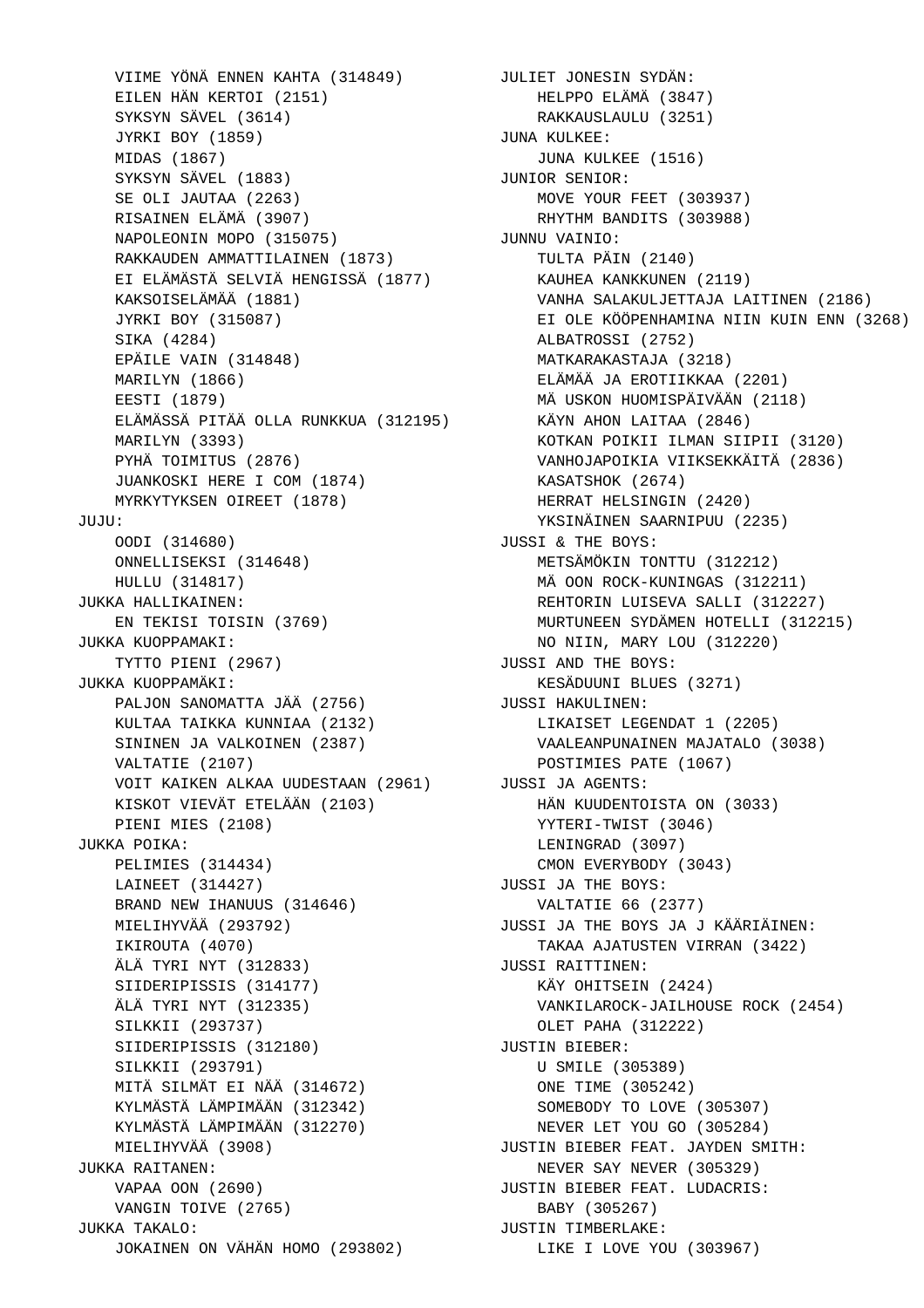VIIME YÖNÄ ENNEN KAHTA (314849)
EILEN HÄN KERTOI (2151)
SYKSYN SÄVEL (3614)
JYRKI BOY (1859)
MIDAS (1867)
SYKSYN SÄVEL (1883)
SE OLI JAUTAA (2263)
RISAINEN ELÄMÄ (3907)
NAPOLEONIN MOPO (315075)
RAKKAUDEN AMMATTILAINEN (1873)
EI ELÄMÄSTÄ SELVIÄ HENGISSÄ (1877)
KAKSOISELÄMÄÄ (1881)
JYRKI BOY (315087)
SIKA (4284)
EPÄILE VAIN (314848)
MARILYN (1866)
EESTI (1879)
ELÄMÄSSÄ PITÄÄ OLLA RUNKKUA (312195)
MARILYN (3393)
PYHÄ TOIMITUS (2876)
JUANKOSKI HERE I COM (1874)
MYRKYTYKSEN OIREET (1878)

JUJU:
OODI (314680)
ONNELLISEKSI (314648)
HULLU (314817)

JUKKA HALLIKAINEN:
EN TEKISI TOISIN (3769)

JUKKA KUOPPAMAKI:
TYTTO PIENI (2967)

JUKKA KUOPPAMÄKI:
PALJON SANOMATTA JÄÄ (2756)
KULTAA TAIKKA KUNNIAA (2132)
SININEN JA VALKOINEN (2387)
VALTATIE (2107)
VOIT KAIKEN ALKAA UUDESTAAN (2961)
KISKOT VIEVÄT ETELÄÄN (2103)
PIENI MIES (2108)

JUKKA POIKA:
PELIMIES (314434)
LAINEET (314427)
BRAND NEW IHANUUS (314646)
MIELIHYVÄÄ (293792)
IKIROUTA (4070)
ÄLÄ TYRI NYT (312833)
SIIDERIPISSIS (314177)
ÄLÄ TYRI NYT (312335)
SILKKII (293737)
SIIDERIPISSIS (312180)
SILKKII (293791)
MITÄ SILMÄT EI NÄÄ (314672)
KYLMÄSTÄ LÄMPIMÄÄN (312342)
KYLMÄSTÄ LÄMPIMÄÄN (312270)
MIELIHYVÄÄ (3908)

JUKKA RAITANEN:
VAPAA OON (2690)
VANGIN TOIVE (2765)

JUKKA TAKALO:
JOKAINEN ON VÄHÄN HOMO (293802)

JULIET JONESIN SYDÄN:
HELPPO ELÄMÄ (3847)
RAKKAUSLAULU (3251)

JUNA KULKEE:
JUNA KULKEE (1516)

JUNIOR SENIOR:
MOVE YOUR FEET (303937)
RHYTHM BANDITS (303988)

JUNNU VAINIO:
TULTA PÄIN (2140)
KAUHEA KANKKUNEN (2119)
VANHA SALAKULJETTAJA LAITINEN (2186)
EI OLE KÖÖPENHAMINA NIIN KUIN ENN (3268)
ALBATROSSI (2752)
MATKARAKASTAJA (3218)
ELÄMÄÄ JA EROTIIKKAA (2201)
MÄ USKON HUOMISPÄIVÄÄN (2118)
KÄYN AHON LAITAA (2846)
KOTKAN POIKII ILMAN SIIPII (3120)
VANHOJAPOIKIA VIIKSEKKÄITÄ (2836)
KASATSHOK (2674)
HERRAT HELSINGIN (2420)
YKSINÄINEN SAARNIPUU (2235)

JUSSI & THE BOYS:
METSÄMÖKIN TONTTU (312212)
MÄ OON ROCK-KUNINGAS (312211)
REHTORIN LUISEVA SALLI (312227)
MURTUNEEN SYDÄMEN HOTELLI (312215)
NO NIIN, MARY LOU (312220)

JUSSI AND THE BOYS:
KESÄDUUNI BLUES (3271)

JUSSI HAKULINEN:
LIKAISET LEGENDAT 1 (2205)
VAALEANPUNAINEN MAJATALO (3038)
POSTIMIES PATE (1067)

JUSSI JA AGENTS:
HÄN KUUDENTOISTA ON (3033)
YYTERI-TWIST (3046)
LENINGRAD (3097)
CMON EVERYBODY (3043)

JUSSI JA THE BOYS:
VALTATIE 66 (2377)

JUSSI JA THE BOYS JA J KÄÄRIÄINEN:
TAKAA AJATUSTEN VIRRAN (3422)

JUSSI RAITTINEN:
KÄY OHITSEIN (2424)
VANKILAROCK-JAILHOUSE ROCK (2454)
OLET PAHA (312222)

JUSTIN BIEBER:
U SMILE (305389)
ONE TIME (305242)
SOMEBODY TO LOVE (305307)
NEVER LET YOU GO (305284)

JUSTIN BIEBER FEAT. JAYDEN SMITH:
NEVER SAY NEVER (305329)

JUSTIN BIEBER FEAT. LUDACRIS:
BABY (305267)

JUSTIN TIMBERLAKE:
LIKE I LOVE YOU (303967)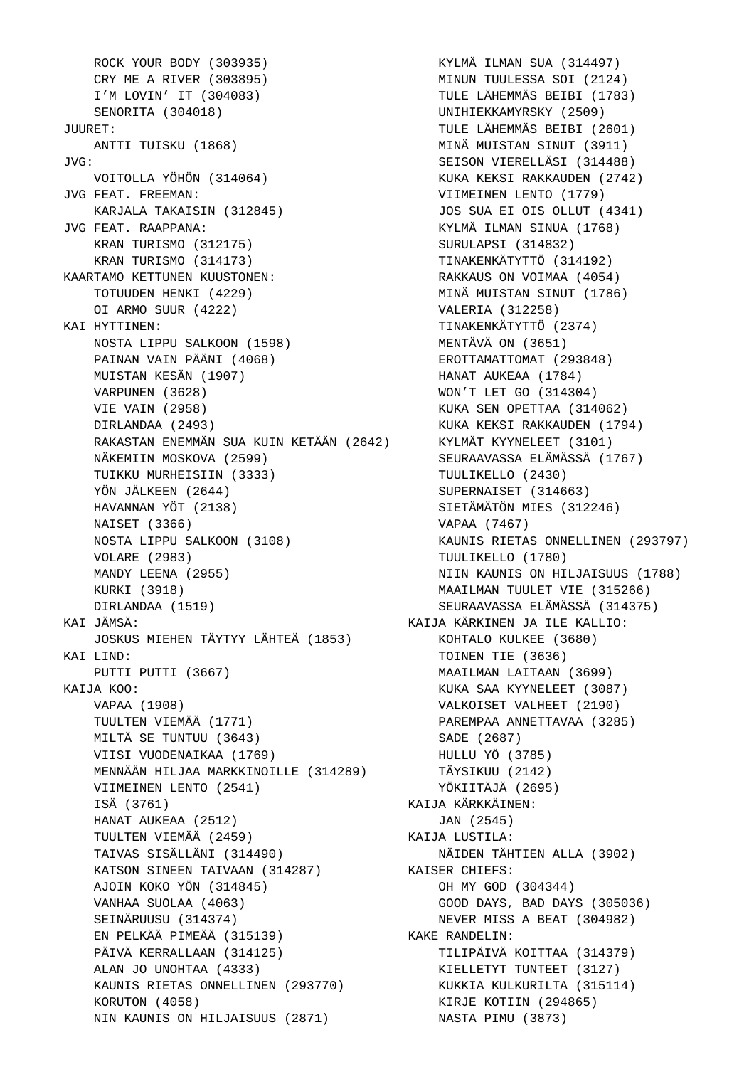ROCK YOUR BODY (303935)
CRY ME A RIVER (303895)
I'M LOVIN' IT (304083)
SENORITA (304018)

JUURET:
ANTTI TUISKU (1868)

JVG:
VOITOLLA YÖHÖN (314064)

JVG FEAT. FREEMAN:
KARJALA TAKAISIN (312845)

JVG FEAT. RAAPPANA:
KRAN TURISMO (312175)
KRAN TURISMO (314173)

KAARTAMO KETTUNEN KUUSTONEN:
TOTUUDEN HENKI (4229)
OI ARMO SUUR (4222)

KAI HYTTINEN:
NOSTA LIPPU SALKOON (1598)
PAINAN VAIN PÄÄNI (4068)
MUISTAN KESÄN (1907)
VARPUNEN (3628)
VIE VAIN (2958)
DIRLANDAA (2493)
RAKASTAN ENEMMÄN SUA KUIN KETÄÄN (2642)
NÄKEMIIN MOSKOVA (2599)
TUIKKU MURHEISIIN (3333)
YÖN JÄLKEEN (2644)
HAVANNAN YÖT (2138)
NAISET (3366)
NOSTA LIPPU SALKOON (3108)
VOLARE (2983)
MANDY LEENA (2955)
KURKI (3918)
DIRLANDAA (1519)

KAI JÄMSÄ:
JOSKUS MIEHEN TÄYTYY LÄHTEÄ (1853)

KAI LIND:
PUTTI PUTTI (3667)

KAIJA KOO:
VAPAA (1908)
TUULTEN VIEMÄÄ (1771)
MILTÄ SE TUNTUU (3643)
VIISI VUODENAIKAA (1769)
MENNÄÄN HILJAA MARKKINOILLE (314289)
VIIMEINEN LENTO (2541)
ISÄ (3761)
HANAT AUKEAA (2512)
TUULTEN VIEMÄÄ (2459)
TAIVAS SISÄLLÄNI (314490)
KATSON SINEEN TAIVAAN (314287)
AJOIN KOKO YÖN (314845)
VANHAA SUOLAA (4063)
SEINÄRUUSU (314374)
EN PELKÄÄ PIMEÄÄ (315139)
PÄIVÄ KERRALLAAN (314125)
ALAN JO UNOHTAA (4333)
KAUNIS RIETAS ONNELLINEN (293770)
KORUTON (4058)
NIN KAUNIS ON HILJAISUUS (2871)
KYLMÄ ILMAN SUA (314497)
MINUN TUULESSA SOI (2124)
TULE LÄHEMMÄS BEIBI (1783)
UNIHIEKKAMYRSKY (2509)
TULE LÄHEMMÄS BEIBI (2601)
MINÄ MUISTAN SINUT (3911)
SEISON VIERELLÄSI (314488)
KUKA KEKSI RAKKAUDEN (2742)
VIIMEINEN LENTO (1779)
JOS SUA EI OIS OLLUT (4341)
KYLMÄ ILMAN SINUA (1768)
SURULAPSI (314832)
TINAKENKÄTYTTÖ (314192)
RAKKAUS ON VOIMAA (4054)
MINÄ MUISTAN SINUT (1786)
VALERIA (312258)
TINAKENKÄTYTTÖ (2374)
MENTÄVÄ ON (3651)
EROTTAMATTOMAT (293848)
HANAT AUKEAA (1784)
WON'T LET GO (314304)
KUKA SEN OPETTAA (314062)
KUKA KEKSI RAKKAUDEN (1794)
KYLMÄT KYYNELEET (3101)
SEURAAVASSA ELÄMÄSSÄ (1767)
TUULIKELLO (2430)
SUPERNAISET (314663)
SIETÄMÄTÖN MIES (312246)
VAPAA (7467)
KAUNIS RIETAS ONNELLINEN (293797)
TUULIKELLO (1780)
NIIN KAUNIS ON HILJAISUUS (1788)
MAAILMAN TUULET VIE (315266)
SEURAAVASSA ELÄMÄSSÄ (314375)

KAIJA KÄRKINEN JA ILE KALLIO:
KOHTALO KULKEE (3680)
TOINEN TIE (3636)
MAAILMAN LAITAAN (3699)
KUKA SAA KYYNELEET (3087)
VALKOISET VALHEET (2190)
PAREMPAA ANNETTAVAA (3285)
SADE (2687)
HULLU YÖ (3785)
TÄYSIKUU (2142)
YÖKIITÄJÄ (2695)

KAIJA KÄRKKÄINEN:
JAN (2545)

KAIJA LUSTILA:
NÄIDEN TÄHTIEN ALLA (3902)

KAISER CHIEFS:
OH MY GOD (304344)
GOOD DAYS, BAD DAYS (305036)
NEVER MISS A BEAT (304982)

KAKE RANDELIN:
TILIPÄIVÄ KOITTAA (314379)
KIELLETYT TUNTEET (3127)
KUKKIA KULKURILTA (315114)
KIRJE KOTIIN (294865)
NASTA PIMU (3873)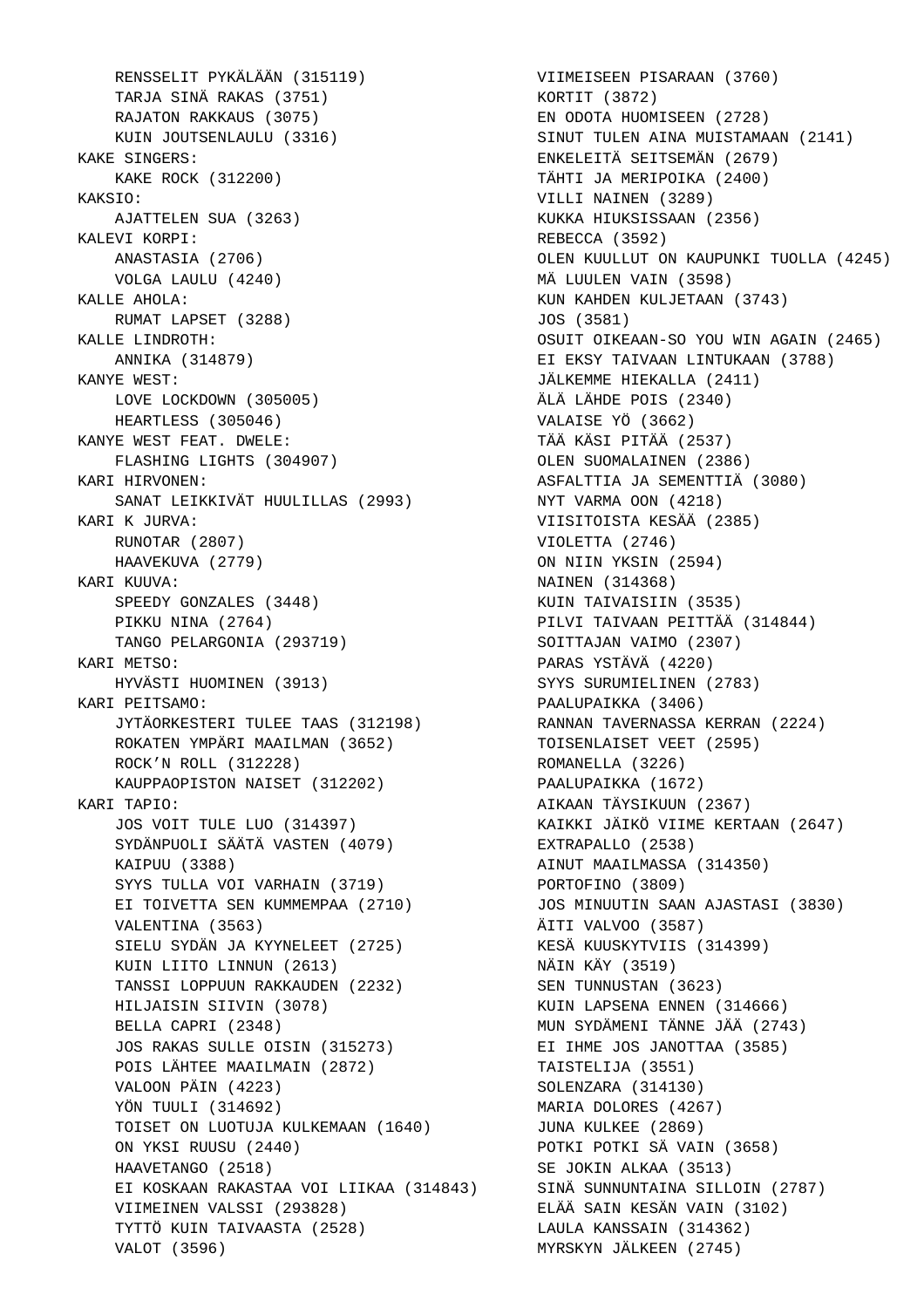RENSSELIT PYKÄLÄÄN (315119)
TARJA SINÄ RAKAS (3751)
RAJATON RAKKAUS (3075)
KUIN JOUTSENLAULU (3316)

KAKE SINGERS:

KAKE ROCK (312200)

KAKSIO:

AJATTELEN SUA (3263)

KALEVI KORPI:

ANASTASIA (2706)
VOLGA LAULU (4240)

KALLE AHOLA:

RUMAT LAPSET (3288)

KALLE LINDROTH:

ANNIKA (314879)

KANYE WEST:

LOVE LOCKDOWN (305005)
HEARTLESS (305046)

KANYE WEST FEAT. DWELE:

FLASHING LIGHTS (304907)

KARI HIRVONEN:

SANAT LEIKKIVÄT HUULILLAS (2993)

KARI K JURVA:

RUNOTAR (2807)
HAAVEKUVA (2779)

KARI KUUVA:

SPEEDY GONZALES (3448)
PIKKU NINA (2764)
TANGO PELARGONIA (293719)

KARI METSO:

HYVÄSTI HUOMINEN (3913)

KARI PEITSAMO:

JYTÄORKESTERI TULEE TAAS (312198)
ROKATEN YMPÄRI MAAILMAN (3652)
ROCK’N ROLL (312228)
KAUPPAOPISTON NAISET (312202)

KARI TAPIO:

JOS VOIT TULE LUO (314397)
SYDÄNPUOLI SÄÄTÄ VASTEN (4079)
KAIPUU (3388)
SYYS TULLA VOI VARHAIN (3719)
EI TOIVETTA SEN KUMMEMPAA (2710)
VALENTINA (3563)
SIELU SYDÄN JA KYYNELEET (2725)
KUIN LIITO LINNUN (2613)
TANSSI LOPPUUN RAKKAUDEN (2232)
HILJAISIN SIIVIN (3078)
BELLA CAPRI (2348)
JOS RAKAS SULLE OISIN (315273)
POIS LÄHTEE MAAILMAIN (2872)
VALOON PÄIN (4223)
YÖN TUULI (314692)
TOISET ON LUOTUJA KULKEMAAN (1640)
ON YKSI RUUSU (2440)
HAAVETANGO (2518)
EI KOSKAAN RAKASTAA VOI LIIKAA (314843)
VIIMEINEN VALSSI (293828)
TYTTÖ KUIN TAIVAASTA (2528)
VALOT (3596)
VIIMEISEEN PISARAAN (3760)
KORTIT (3872)
EN ODOTA HUOMISEEN (2728)
SINUT TULEN AINA MUISTAMAAN (2141)
ENKELEITÄ SEITSEMÄN (2679)
TÄHTI JA MERIPOIKA (2400)
VILLI NAINEN (3289)
KUKKA HIUKSISSAAN (2356)
REBECCA (3592)
OLEN KUULLUT ON KAUPUNKI TUOLLA (4245)
MÄ LUULEN VAIN (3598)
KUN KAHDEN KULJETAAN (3743)
JOS (3581)
OSUIT OIKEAAN-SO YOU WIN AGAIN (2465)
EI EKSY TAIVAAN LINTUKAAN (3788)
JÄLKEMME HIEKALLA (2411)
ÄLÄ LÄHDE POIS (2340)
VALAISE YÖ (3662)
TÄÄ KÄSI PITÄÄ (2537)
OLEN SUOMALAINEN (2386)
ASFALTTIA JA SEMENTTIÄ (3080)
NYT VARMA OON (4218)
VIISITOISTA KESÄÄ (2385)
VIOLETTA (2746)
ON NIIN YKSIN (2594)
NAINEN (314368)
KUIN TAIVAISIIN (3535)
PILVI TAIVAAN PEITTÄÄ (314844)
SOITTAJAN VAIMO (2307)
PARAS YSTÄVÄ (4220)
SYYS SURUMIELINEN (2783)
PAALUPAIKKA (3406)
RANNAN TAVERNASSA KERRAN (2224)
TOISENLAISET VEET (2595)
ROMANELLA (3226)
PAALUPAIKKA (1672)
AIKAAN TÄYSIKUUN (2367)
KAIKKI JÄIKÖ VIIME KERTAAN (2647)
EXTRAPALLO (2538)
AINUT MAAILMASSA (314350)
PORTOFINO (3809)
JOS MINUUTIN SAAN AJASTASI (3830)
ÄITI VALVOO (3587)
KESÄ KUUSKYTVIIS (314399)
NÄIN KÄY (3519)
SEN TUNNUSTAN (3623)
KUIN LAPSENA ENNEN (314666)
MUN SYDÄMENI TÄNNE JÄÄ (2743)
EI IHME JOS JANOTTAA (3585)
TAISTELIJA (3551)
SOLENZARA (314130)
MARIA DOLORES (4267)
JUNA KULKEE (2869)
POTKI POTKI SÄ VAIN (3658)
SE JOKIN ALKAA (3513)
SINÄ SUNNUNTAINA SILLOIN (2787)
ELÄÄ SAIN KESÄN VAIN (3102)
LAULA KANSSAIN (314362)
MYRSKYN JÄLKEEN (2745)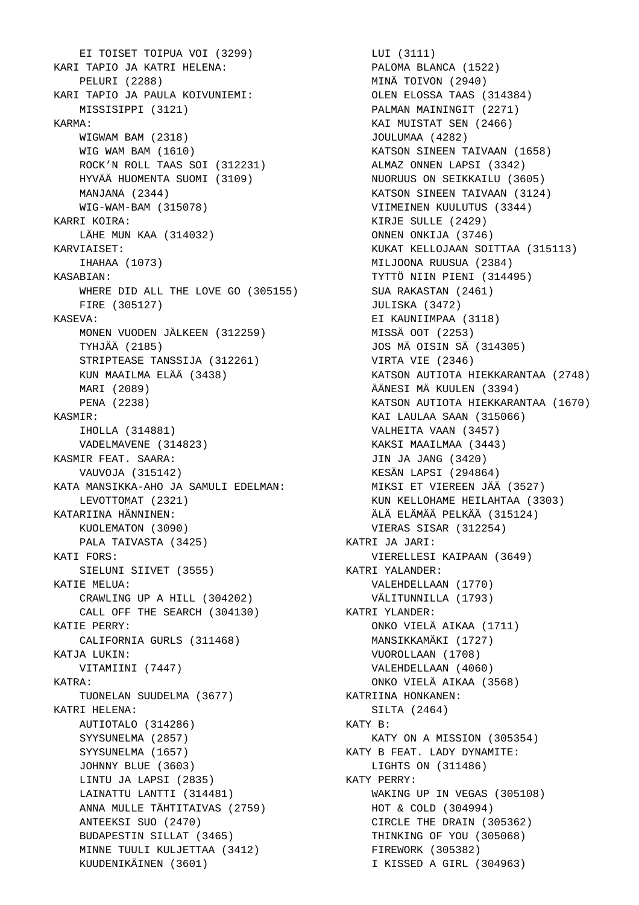EI TOISET TOIPUA VOI (3299)

KARI TAPIO JA KATRI HELENA:
PELURI (2288)

KARI TAPIO JA PAULA KOIVUNIEMI:
MISSISIPPI (3121)

KARMA:
WIGWAM BAM (2318)
WIG WAM BAM (1610)
ROCK’N ROLL TAAS SOI (312231)
HYVÄÄ HUOMENTA SUOMI (3109)
MANJANA (2344)
WIG-WAM-BAM (315078)

KARRI KOIRA:
LÄHE MUN KAA (314032)

KARVIAISET:
IHAHAA (1073)

KASABIAN:
WHERE DID ALL THE LOVE GO (305155)
FIRE (305127)

KASEVA:
MONEN VUODEN JÄLKEEN (312259)
TYHJÄÄ (2185)
STRIPTEASE TANSSIJA (312261)
KUN MAAILMA ELÄÄ (3438)
MARI (2089)
PENA (2238)

KASMIR:
IHOLLA (314881)
VADELMAVENE (314823)

KASMIR FEAT. SAARA:
VAUVOJA (315142)

KATA MANSIKKA-AHO JA SAMULI EDELMAN:
LEVOTTOMAT (2321)

KATARIINA HÄNNINEN:
KUOLEMATON (3090)
PALA TAIVASTA (3425)

KATI FORS:
SIELUNI SIIVET (3555)

KATIE MELUA:
CRAWLING UP A HILL (304202)
CALL OFF THE SEARCH (304130)

KATIE PERRY:
CALIFORNIA GURLS (311468)

KATJA LUKIN:
VITAMIINI (7447)

KATRA:
TUONELAN SUUDELMA (3677)

KATRI HELENA:
AUTIOTALO (314286)
SYYSUNELMA (2857)
SYYSUNELMA (1657)
JOHNNY BLUE (3603)
LINTU JA LAPSI (2835)
LAINATTU LANTTI (314481)
ANNA MULLE TÄHTITAIVAS (2759)
ANTEEKSI SUO (2470)
BUDAPESTIN SILLAT (3465)
MINNE TUULI KULJETTAA (3412)
KUUDENIKÄINEN (3601)
LUI (3111)
PALOMA BLANCA (1522)
MINÄ TOIVON (2940)
OLEN ELOSSA TAAS (314384)
PALMAN MAININGIT (2271)
KAI MUISTAT SEN (2466)
JOULUMAA (4282)
KATSON SINEEN TAIVAAN (1658)
ALMAZ ONNEN LAPSI (3342)
NUORUUS ON SEIKKAILU (3605)
KATSON SINEEN TAIVAAN (3124)
VIIMEINEN KUULUTUS (3344)
KIRJE SULLE (2429)
ONNEN ONKIJA (3746)
KUKAT KELLOJAAN SOITTAA (315113)
MILJOONA RUUSUA (2384)
TYTTÖ NIIN PIENI (314495)
SUA RAKASTAN (2461)
JULISKA (3472)
EI KAUNIIMPAA (3118)
MISSÄ OOT (2253)
JOS MÄ OISIN SÄ (314305)
VIRTA VIE (2346)
KATSON AUTIOTA HIEKKARANTAA (2748)
ÄÄNESI MÄ KUULEN (3394)
KATSON AUTIOTA HIEKKARANTAA (1670)
KAI LAULAA SAAN (315066)
VALHEITA VAAN (3457)
KAKSI MAAILMAA (3443)
JIN JA JANG (3420)
KESÄN LAPSI (294864)
MIKSI ET VIEREEN JÄÄ (3527)
KUN KELLOHAME HEILAHTAA (3303)
ÄLÄ ELÄMÄÄ PELKÄÄ (315124)
VIERAS SISAR (312254)

KATRI JA JARI:
VIERELLESI KAIPAAN (3649)

KATRI YALANDER:
VALEHDELLAAN (1770)
VÄLITUNNILLA (1793)

KATRI YLANDER:
ONKO VIELÄ AIKAA (1711)
MANSIKKAMÄKI (1727)
VUOROLLAAN (1708)
VALEHDELLAAN (4060)
ONKO VIELÄ AIKAA (3568)

KATRIINA HONKANEN:
SILTA (2464)

KATY B:
KATY ON A MISSION (305354)

KATY B FEAT. LADY DYNAMITE:
LIGHTS ON (311486)

KATY PERRY:
WAKING UP IN VEGAS (305108)
HOT & COLD (304994)
CIRCLE THE DRAIN (305362)
THINKING OF YOU (305068)
FIREWORK (305382)
I KISSED A GIRL (304963)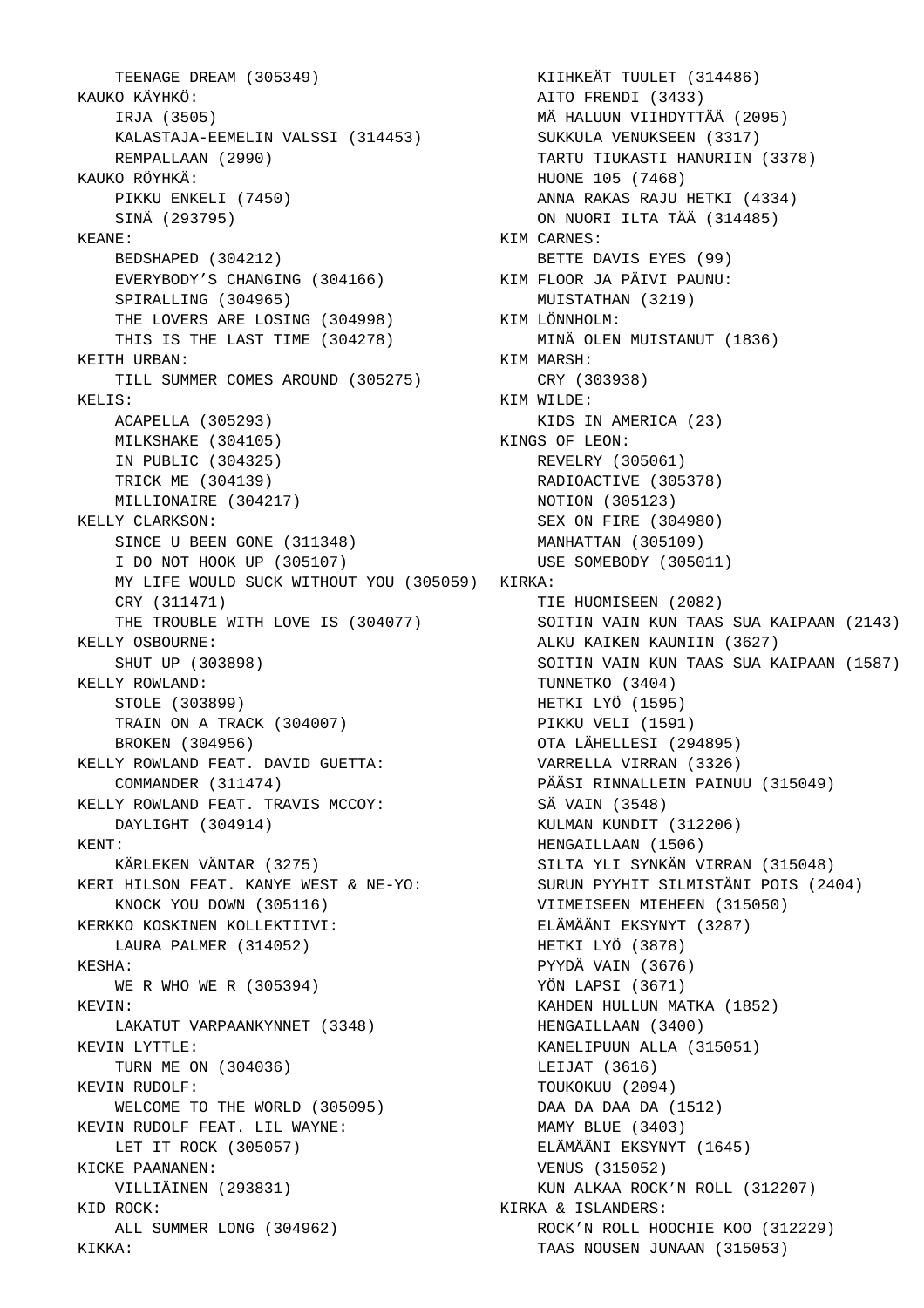TEENAGE DREAM (305349)

KAUKO KÄYHKÖ:
- IRJA (3505)
- KALASTAJA-EEMELIN VALSSI (314453)
- REMPALLAAN (2990)

KAUKO RÖYHKÄ:
- PIKKU ENKELI (7450)
- SINÄ (293795)

KEANE:
- BEDSHAPED (304212)
- EVERYBODY’S CHANGING (304166)
- SPIRALLING (304965)
- THE LOVERS ARE LOSING (304998)
- THIS IS THE LAST TIME (304278)

KEITH URBAN:
- TILL SUMMER COMES AROUND (305275)

KELIS:
- ACAPELLA (305293)
- MILKSHAKE (304105)
- IN PUBLIC (304325)
- TRICK ME (304139)
- MILLIONAIRE (304217)

KELLY CLARKSON:
- SINCE U BEEN GONE (311348)
- I DO NOT HOOK UP (305107)
- MY LIFE WOULD SUCK WITHOUT YOU (305059)
- CRY (311471)
- THE TROUBLE WITH LOVE IS (304077)

KELLY OSBOURNE:
- SHUT UP (303898)

KELLY ROWLAND:
- STOLE (303899)
- TRAIN ON A TRACK (304007)
- BROKEN (304956)

KELLY ROWLAND FEAT. DAVID GUETTA:
- COMMANDER (311474)

KELLY ROWLAND FEAT. TRAVIS MCCOY:
- DAYLIGHT (304914)

KENT:
- KÄRLEKEN VÄNTAR (3275)

KERI HILSON FEAT. KANYE WEST & NE-YO:
- KNOCK YOU DOWN (305116)

KERKKO KOSKINEN KOLLEKTIIVI:
- LAURA PALMER (314052)

KESHA:
- WE R WHO WE R (305394)

KEVIN:
- LAKATUT VARPAANKYNNET (3348)

KEVIN LYTTLE:
- TURN ME ON (304036)

KEVIN RUDOLF:
- WELCOME TO THE WORLD (305095)

KEVIN RUDOLF FEAT. LIL WAYNE:
- LET IT ROCK (305057)

KICKE PAANANEN:
- VILLIÄINEN (293831)

KID ROCK:
- ALL SUMMER LONG (304962)

KIKKA:
- KIIHKEÄT TUULET (314486)
- AITO FRENDI (3433)
- MÄ HALUUN VIIHDYTTÄÄ (2095)
- SUKKULA VENUKSEEN (3317)
- TARTU TIUKASTI HANURIIN (3378)
- HUONE 105 (7468)
- ANNA RAKAS RAJU HETKI (4334)
- ON NUORI ILTA TÄÄ (314485)

KIM CARNES:
- BETTE DAVIS EYES (99)

KIM FLOOR JA PÄIVI PAUNU:
- MUISTATHAN (3219)

KIM LÖNNHOLM:
- MINÄ OLEN MUISTANUT (1836)

KIM MARSH:
- CRY (303938)

KIM WILDE:
- KIDS IN AMERICA (23)

KINGS OF LEON:
- REVELRY (305061)
- RADIOACTIVE (305378)
- NOTION (305123)
- SEX ON FIRE (304980)
- MANHATTAN (305109)
- USE SOMEBODY (305011)

KIRKA:
- TIE HUOMISEEN (2082)
- SOITIN VAIN KUN TAAS SUA KAIPAAN (2143)
- ALKU KAIKEN KAUNIIN (3627)
- SOITIN VAIN KUN TAAS SUA KAIPAAN (1587)
- TUNNETKO (3404)
- HETKI LYÖ (1595)
- PIKKU VELI (1591)
- OTA LÄHELLESI (294895)
- VARRELLA VIRRAN (3326)
- PÄÄSI RINNALLEIN PAINUU (315049)
- SÄ VAIN (3548)
- KULMAN KUNDIT (312206)
- HENGAILLAAN (1506)
- SILTA YLI SYNKÄN VIRRAN (315048)
- SURUN PYYHIT SILMISTÄNI POIS (2404)
- VIIMEISEEN MIEHEEN (315050)
- ELÄMÄÄNI EKSYNYT (3287)
- HETKI LYÖ (3878)
- PYYDÄ VAIN (3676)
- YÖN LAPSI (3671)
- KAHDEN HULLUN MATKA (1852)
- HENGAILLAAN (3400)
- KANELIPUUN ALLA (315051)
- LEIJAT (3616)
- TOUKOKUU (2094)
- DAA DA DAA DA (1512)
- MAMY BLUE (3403)
- ELÄMÄÄNI EKSYNYT (1645)
- VENUS (315052)
- KUN ALKAA ROCK’N ROLL (312207)

KIRKA & ISLANDERS:
- ROCK’N ROLL HOOCHIE KOO (312229)
- TAAS NOUSEN JUNAAN (315053)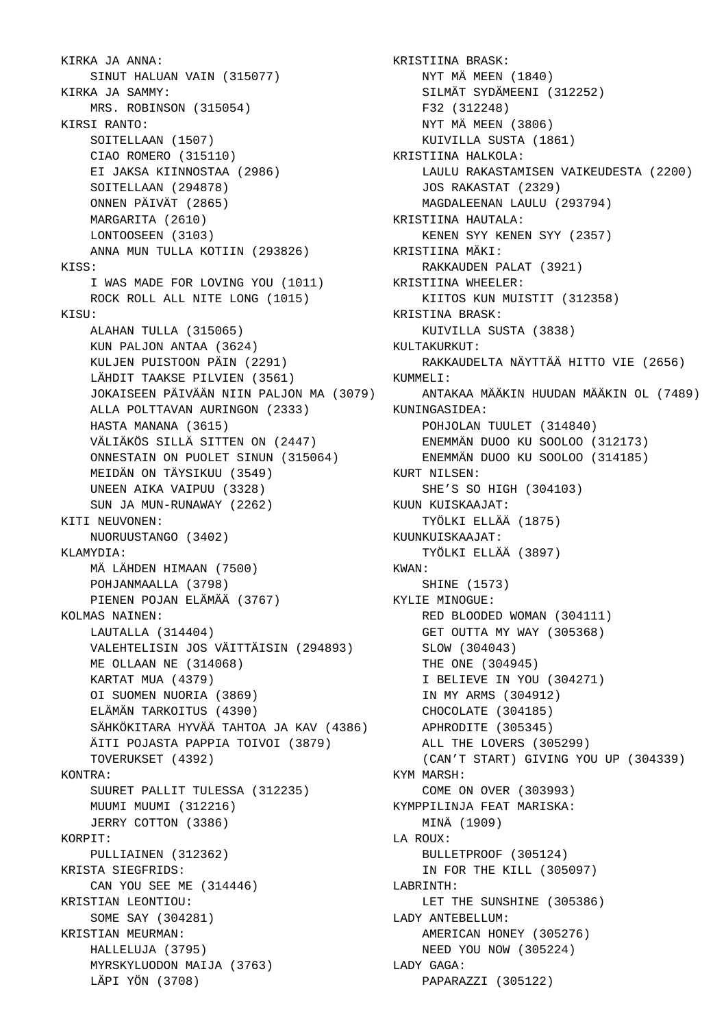KIRKA JA ANNA:
- SINUT HALUAN VAIN (315077)

KIRKA JA SAMMY:
- MRS. ROBINSON (315054)

KIRSI RANTO:
- SOITELLAAN (1507)
- CIAO ROMERO (315110)
- EI JAKSA KIINNOSTAA (2986)
- SOITELLAAN (294878)
- ONNEN PÄIVÄT (2865)
- MARGARITA (2610)
- LONTOOSEEN (3103)
- ANNA MUN TULLA KOTIIN (293826)

KISS:
- I WAS MADE FOR LOVING YOU (1011)
- ROCK ROLL ALL NITE LONG (1015)

KISU:
- ALAHAN TULLA (315065)
- KUN PALJON ANTAA (3624)
- KULJEN PUISTOON PÄIN (2291)
- LÄHDIT TAAKSE PILVIEN (3561)
- JOKAISEEN PÄIVÄÄN NIIN PALJON MA (3079)
- ALLA POLTTAVAN AURINGON (2333)
- HASTA MANANA (3615)
- VÄLIÄKÖS SILLÄ SITTEN ON (2447)
- ONNESTAIN ON PUOLET SINUN (315064)
- MEIDÄN ON TÄYSIKUU (3549)
- UNEEN AIKA VAIPUU (3328)
- SUN JA MUN-RUNAWAY (2262)

KITI NEUVONEN:
- NUORUUSTANGO (3402)

KLAMYDIA:
- MÄ LÄHDEN HIMAAN (7500)
- POHJANMAALLA (3798)
- PIENEN POJAN ELÄMÄÄ (3767)

KOLMAS NAINEN:
- LAUTALLA (314404)
- VALEHTELISIN JOS VÄITTÄISIN (294893)
- ME OLLAAN NE (314068)
- KARTAT MUA (4379)
- OI SUOMEN NUORIA (3869)
- ELÄMÄN TARKOITUS (4390)
- SÄHKÖKITARA HYVÄÄ TAHTOA JA KAV (4386)
- ÄITI POJASTA PAPPIA TOIVOI (3879)
- TOVERUKSET (4392)

KONTRA:
- SUURET PALLIT TULESSA (312235)
- MUUMI MUUMI (312216)
- JERRY COTTON (3386)

KORPIT:
- PULLIAINEN (312362)

KRISTA SIEGFRIDS:
- CAN YOU SEE ME (314446)

KRISTIAN LEONTIOU:
- SOME SAY (304281)

KRISTIAN MEURMAN:
- HALLELUJA (3795)
- MYRSKYLUODON MAIJA (3763)
- LÄPI YÖN (3708)

KRISTIINA BRASK:
- NYT MÄ MEEN (1840)
- SILMÄT SYDÄMEENI (312252)
- F32 (312248)
- NYT MÄ MEEN (3806)
- KUIVILLA SUSTA (1861)

KRISTIINA HALKOLA:
- LAULU RAKASTAMISEN VAIKEUDESTA (2200)
- JOS RAKASTAT (2329)
- MAGDALEENAN LAULU (293794)

KRISTIINA HAUTALA:
- KENEN SYY KENEN SYY (2357)

KRISTIINA MÄKI:
- RAKKAUDEN PALAT (3921)

KRISTIINA WHEELER:
- KIITOS KUN MUISTIT (312358)

KRISTINA BRASK:
- KUIVILLA SUSTA (3838)

KULTAKURKUT:
- RAKKAUDELTA NÄYTTÄÄ HITTO VIE (2656)

KUMMELI:
- ANTAKAA MÄÄKIN HUUDAN MÄÄKIN OL (7489)

KUNINGASIDEA:
- POHJOLAN TUULET (314840)
- ENEMMÄN DUOO KU SOOLOO (312173)
- ENEMMÄN DUOO KU SOOLOO (314185)

KURT NILSEN:
- SHE’S SO HIGH (304103)

KUUN KUISKAAJAT:
- TYÖLKI ELLÄÄ (1875)

KUUNKUISKAAJAT:
- TYÖLKI ELLÄÄ (3897)

KWAN:
- SHINE (1573)

KYLIE MINOGUE:
- RED BLOODED WOMAN (304111)
- GET OUTTA MY WAY (305368)
- SLOW (304043)
- THE ONE (304945)
- I BELIEVE IN YOU (304271)
- IN MY ARMS (304912)
- CHOCOLATE (304185)
- APHRODITE (305345)
- ALL THE LOVERS (305299)
- (CAN’T START) GIVING YOU UP (304339)

KYM MARSH:
- COME ON OVER (303993)

KYMPPILINJA FEAT MARISKA:
- MINÄ (1909)

LA ROUX:
- BULLETPROOF (305124)
- IN FOR THE KILL (305097)

LABRINTH:
- LET THE SUNSHINE (305386)

LADY ANTEBELLUM:
- AMERICAN HONEY (305276)
- NEED YOU NOW (305224)

LADY GAGA:
- PAPARAZZI (305122)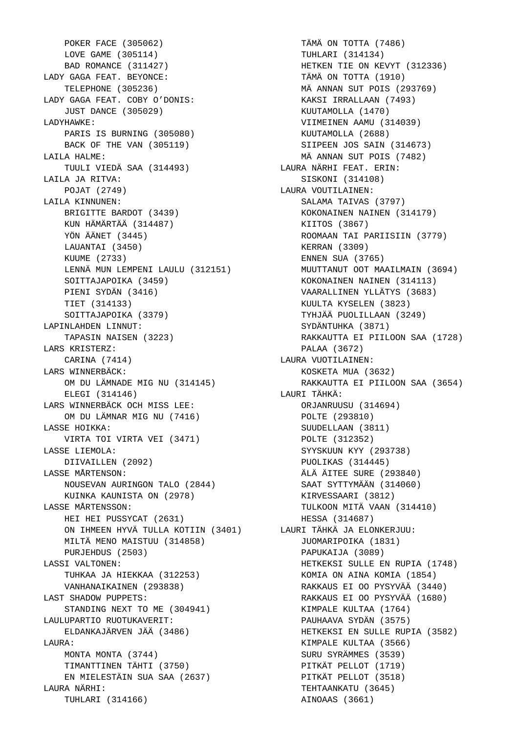POKER FACE (305062)
LOVE GAME (305114)
BAD ROMANCE (311427)

LADY GAGA FEAT. BEYONCE:
TELEPHONE (305236)

LADY GAGA FEAT. COBY O'DONIS:
JUST DANCE (305029)

LADYHAWKE:
PARIS IS BURNING (305080)
BACK OF THE VAN (305119)

LAILA HALME:
TUULI VIEDÄ SAA (314493)

LAILA JA RITVA:
POJAT (2749)

LAILA KINNUNEN:
BRIGITTE BARDOT (3439)
KUN HÄMÄRTÄÄ (314487)
YÖN ÄÄNET (3445)
LAUANTAI (3450)
KUUME (2733)
LENNÄ MUN LEMPENI LAULU (312151)
SOITTAJAPOIKA (3459)
PIENI SYDÄN (3416)
TIET (314133)
SOITTAJAPOIKA (3379)

LAPINLAHDEN LINNUT:
TAPASIN NAISEN (3223)

LARS KRISTERZ:
CARINA (7414)

LARS WINNERBÄCK:
OM DU LÄMNADE MIG NU (314145)
ELEGI (314146)

LARS WINNERBÄCK OCH MISS LEE:
OM DU LÄMNAR MIG NU (7416)

LASSE HOIKKA:
VIRTA TOI VIRTA VEI (3471)

LASSE LIEMOLA:
DIIVAILLEN (2092)

LASSE MÅRTENSON:
NOUSEVAN AURINGON TALO (2844)
KUINKA KAUNISTA ON (2978)

LASSE MÅRTENSSON:
HEI HEI PUSSYCAT (2631)
ON IHMEEN HYVÄ TULLA KOTIIN (3401)
MILTÄ MENO MAISTUU (314858)
PURJEHDUS (2503)

LASSI VALTONEN:
TUHKAA JA HIEKKAA (312253)
VANHANAIKAINEN (293838)

LAST SHADOW PUPPETS:
STANDING NEXT TO ME (304941)

LAULUPARTIO RUOTUKAVERIT:
ELDANKAJÄRVEN JÄÄ (3486)

LAURA:
MONTA MONTA (3744)
TIMANTTINEN TÄHTI (3750)
EN MIELESTÄIN SUA SAA (2637)

LAURA NÄRHI:
TUHLARI (314166)
TÄMÄ ON TOTTA (7486)
TUHLARI (314134)
HETKEN TIE ON KEVYT (312336)
TÄMÄ ON TOTTA (1910)
MÄ ANNAN SUT POIS (293769)
KAKSI IRRALLAAN (7493)
KUUTAMOLLA (1470)
VIIMEINEN AAMU (314039)
KUUTAMOLLA (2688)
SIIPEEN JOS SAIN (314673)
MÄ ANNAN SUT POIS (7482)

LAURA NÄRHI FEAT. ERIN:
SISKONI (314108)

LAURA VOUTILAINEN:
SALAMA TAIVAS (3797)
KOKONAINEN NAINEN (314179)
KIITOS (3867)
ROOMAAN TAI PARIISIIN (3779)
KERRAN (3309)
ENNEN SUA (3765)
MUUTTANUT OOT MAAILMAIN (3694)
KOKONAINEN NAINEN (314113)
VAARALLINEN YLLÄTYS (3683)
KUULTA KYSELEN (3823)
TYHJÄÄ PUOLILLAAN (3249)
SYDÄNTUHKA (3871)
RAKKAUTTA EI PIILOON SAA (1728)
PALAA (3672)

LAURA VUOTILAINEN:
KOSKETA MUA (3632)
RAKKAUTTA EI PIILOON SAA (3654)

LAURI TÄHKÄ:
ORJANRUUSU (314694)
POLTE (293810)
SUUDELLAAN (3811)
POLTE (312352)
SYYSKUUN KYY (293738)
PUOLIKAS (314445)
ÄLÄ ÄITEE SURE (293840)
SAAT SYTTYMÄÄN (314060)
KIRVESSAARI (3812)
TULKOON MITÄ VAAN (314410)
HESSA (314687)

LAURI TÄHKÄ JA ELONKERJUU:
JUOMARIPOIKA (1831)
PAPUKAIJA (3089)
HETKEKSI SULLE EN RUPIA (1748)
KOMIA ON AINA KOMIA (1854)
RAKKAUS EI OO PYSYVÄÄ (3440)
RAKKAUS EI OO PYSYVÄÄ (1680)
KIMPALE KULTAA (1764)
PAUHAAVA SYDÄN (3575)
HETKEKSI EN SULLE RUPIA (3582)
KIMPALE KULTAA (3566)
SURU SYRÄMMES (3539)
PITKÄT PELLOT (1719)
PITKÄT PELLOT (3518)
TEHTAANKATU (3645)
AINOAAS (3661)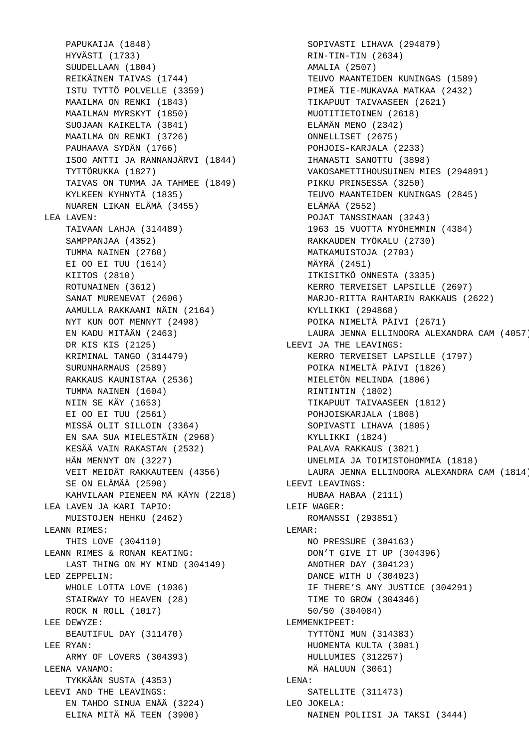PAPUKAIJA (1848)
HYVÄSTI (1733)
SUUDELLAAN (1804)
REIKÄINEN TAIVAS (1744)
ISTU TYTTÖ POLVELLE (3359)
MAAILMA ON RENKI (1843)
MAAILMAN MYRSKYT (1850)
SUOJAAN KAIKELTA (3841)
MAAILMA ON RENKI (3726)
PAUHAAVA SYDÄN (1766)
ISOO ANTTI JA RANNANJÄRVI (1844)
TYTTÖRUKKA (1827)
TAIVAS ON TUMMA JA TAHMEE (1849)
KYLKEEN KYHNYTÄ (1835)
NUAREN LIKAN ELÄMÄ (3455)

LEA LAVEN:
TAIVAAN LAHJA (314489)
SAMPPANJAA (4352)
TUMMA NAINEN (2760)
EI OO EI TUU (1614)
KIITOS (2810)
ROTUNAINEN (3612)
SANAT MURENEVAT (2606)
AAMULLA RAKKAANI NÄIN (2164)
NYT KUN OOT MENNYT (2498)
EN KADU MITÄÄN (2463)
DR KIS KIS (2125)
KRIMINAL TANGO (314479)
SURUNHARMAUS (2589)
RAKKAUS KAUNISTAA (2536)
TUMMA NAINEN (1604)
NIIN SE KÄY (1653)
EI OO EI TUU (2561)
MISSÄ OLIT SILLOIN (3364)
EN SAA SUA MIELESTÄIN (2968)
KESÄÄ VAIN RAKASTAN (2532)
HÄN MENNYT ON (3227)
VEIT MEIDÄT RAKKAUTEEN (4356)
SE ON ELÄMÄÄ (2590)
KAHVILAAN PIENEEN MÄ KÄYN (2218)

LEA LAVEN JA KARI TAPIO:
MUISTOJEN HEHKU (2462)

LEANN RIMES:
THIS LOVE (304110)

LEANN RIMES & RONAN KEATING:
LAST THING ON MY MIND (304149)

LED ZEPPELIN:
WHOLE LOTTA LOVE (1036)
STAIRWAY TO HEAVEN (28)
ROCK N ROLL (1017)

LEE DEWYZE:
BEAUTIFUL DAY (311470)

LEE RYAN:
ARMY OF LOVERS (304393)

LEENA VANAMO:
TYKKÄÄN SUSTA (4353)

LEEVI AND THE LEAVINGS:
EN TAHDO SINUA ENÄÄ (3224)
ELINA MITÄ MÄ TEEN (3900)
SOPIVASTI LIHAVA (294879)
RIN-TIN-TIN (2634)
AMALIA (2507)
TEUVO MAANTEIDEN KUNINGAS (1589)
PIMEÄ TIE-MUKAVAA MATKAA (2432)
TIKAPUUT TAIVAASEEN (2621)
MUOTITIETOINEN (2618)
ELÄMÄN MENO (2342)
ONNELLISET (2675)
POHJOIS-KARJALA (2233)
IHANASTI SANOTTU (3898)
VAKOSAMETTIHOUSUINEN MIES (294891)
PIKKU PRINSESSA (3250)
TEUVO MAANTEIDEN KUNINGAS (2845)
ELÄMÄÄ (2552)
POJAT TANSSIMAAN (3243)
1963 15 VUOTTA MYÖHEMMIN (4384)
RAKKAUDEN TYÖKALU (2730)
MATKAMUISTOJA (2703)
MÄYRÄ (2451)
ITKISITKÖ ONNESTA (3335)
KERRO TERVEISET LAPSILLE (2697)
MARJO-RIITTA RAHTARIN RAKKAUS (2622)
KYLLIKKI (294868)
POIKA NIMELTÄ PÄIVI (2671)
LAURA JENNA ELLINOORA ALEXANDRA CAM (4057)

LEEVI JA THE LEAVINGS:
KERRO TERVEISET LAPSILLE (1797)
POIKA NIMELTÄ PÄIVI (1826)
MIELETÖN MELINDA (1806)
RINTINTIN (1802)
TIKAPUUT TAIVAASEEN (1812)
POHJOISKARJALA (1808)
SOPIVASTI LIHAVA (1805)
KYLLIKKI (1824)
PALAVA RAKKAUS (3821)
UNELMIA JA TOIMISTOHOMMIA (1818)
LAURA JENNA ELLINOORA ALEXANDRA CAM (1814)

LEEVI LEAVINGS:
HUBAA HABAA (2111)

LEIF WAGER:
ROMANSSI (293851)

LEMAR:
NO PRESSURE (304163)
DON’T GIVE IT UP (304396)
ANOTHER DAY (304123)
DANCE WITH U (304023)
IF THERE’S ANY JUSTICE (304291)
TIME TO GROW (304346)
50/50 (304084)

LEMMENKIPEET:
TYTTÖNI MUN (314383)
HUOMENTA KULTA (3081)
HULLUMIES (312257)
MÄ HALUUN (3061)

LENA:
SATELLITE (311473)

LEO JOKELA:
NAINEN POLIISI JA TAKSI (3444)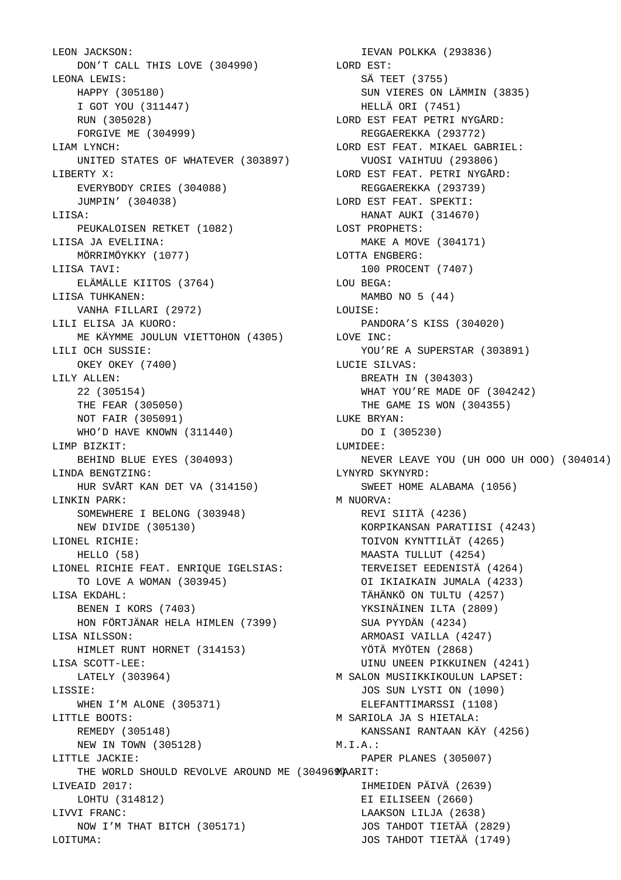LEON JACKSON:
    DON'T CALL THIS LOVE (304990)
LEONA LEWIS:
    HAPPY (305180)
    I GOT YOU (311447)
    RUN (305028)
    FORGIVE ME (304999)
LIAM LYNCH:
    UNITED STATES OF WHATEVER (303897)
LIBERTY X:
    EVERYBODY CRIES (304088)
    JUMPIN' (304038)
LIISA:
    PEUKALOISEN RETKET (1082)
LIISA JA EVELIINA:
    MÖRRIMÖYKKY (1077)
LIISA TAVI:
    ELÄMÄLLE KIITOS (3764)
LIISA TUHKANEN:
    VANHA FILLARI (2972)
LILI ELISA JA KUORO:
    ME KÄYMME JOULUN VIETTOHON (4305)
LILI OCH SUSSIE:
    OKEY OKEY (7400)
LILY ALLEN:
    22 (305154)
    THE FEAR (305050)
    NOT FAIR (305091)
    WHO'D HAVE KNOWN (311440)
LIMP BIZKIT:
    BEHIND BLUE EYES (304093)
LINDA BENGTZING:
    HUR SVÅRT KAN DET VA (314150)
LINKIN PARK:
    SOMEWHERE I BELONG (303948)
    NEW DIVIDE (305130)
LIONEL RICHIE:
    HELLO (58)
LIONEL RICHIE FEAT. ENRIQUE IGELSIAS:
    TO LOVE A WOMAN (303945)
LISA EKDAHL:
    BENEN I KORS (7403)
    HON FÖRTJÄNAR HELA HIMLEN (7399)
LISA NILSSON:
    HIMLET RUNT HORNET (314153)
LISA SCOTT-LEE:
    LATELY (303964)
LISSIE:
    WHEN I'M ALONE (305371)
LITTLE BOOTS:
    REMEDY (305148)
    NEW IN TOWN (305128)
LITTLE JACKIE:
    THE WORLD SHOULD REVOLVE AROUND ME (304969)
LIVEAID 2017:
    LOHTU (314812)
LIVVI FRANC:
    NOW I'M THAT BITCH (305171)
LOITUMA:
    IEVAN POLKKA (293836)
LORD EST:
    SÄ TEET (3755)
    SUN VIERES ON LÄMMIN (3835)
    HELLÄ ORI (7451)
LORD EST FEAT PETRI NYGÅRD:
    REGGAEREKKA (293772)
LORD EST FEAT. MIKAEL GABRIEL:
    VUOSI VAIHTUU (293806)
LORD EST FEAT. PETRI NYGÅRD:
    REGGAEREKKA (293739)
LORD EST FEAT. SPEKTI:
    HANAT AUKI (314670)
LOST PROPHETS:
    MAKE A MOVE (304171)
LOTTA ENGBERG:
    100 PROCENT (7407)
LOU BEGA:
    MAMBO NO 5 (44)
LOUISE:
    PANDORA'S KISS (304020)
LOVE INC:
    YOU'RE A SUPERSTAR (303891)
LUCIE SILVAS:
    BREATH IN (304303)
    WHAT YOU'RE MADE OF (304242)
    THE GAME IS WON (304355)
LUKE BRYAN:
    DO I (305230)
LUMIDEE:
    NEVER LEAVE YOU (UH OOO UH OOO) (304014)
LYNYRD SKYNYRD:
    SWEET HOME ALABAMA (1056)
M NUORVA:
    REVI SIITÄ (4236)
    KORPIKANSAN PARATIISI (4243)
    TOIVON KYNTTILÄT (4265)
    MAASTA TULLUT (4254)
    TERVEISET EEDENISTÄ (4264)
    OI IKIAIKAIN JUMALA (4233)
    TÄHÄNKÖ ON TULTU (4257)
    YKSINÄINEN ILTA (2809)
    SUA PYYDÄN (4234)
    ARMOASI VAILLA (4247)
    YÖTÄ MYÖTEN (2868)
    UINU UNEEN PIKKUINEN (4241)
M SALON MUSIIKKIKOULUN LAPSET:
    JOS SUN LYSTI ON (1090)
    ELEFANTTIMARSSI (1108)
M SARIOLA JA S HIETALA:
    KANSSANI RANTAAN KÄY (4256)
M.I.A.:
    PAPER PLANES (305007)
MAARIT:
    IHMEIDEN PÄIVÄ (2639)
    EI EILISEEN (2660)
    LAAKSON LILJA (2638)
    JOS TAHDOT TIETÄÄ (2829)
    JOS TAHDOT TIETÄÄ (1749)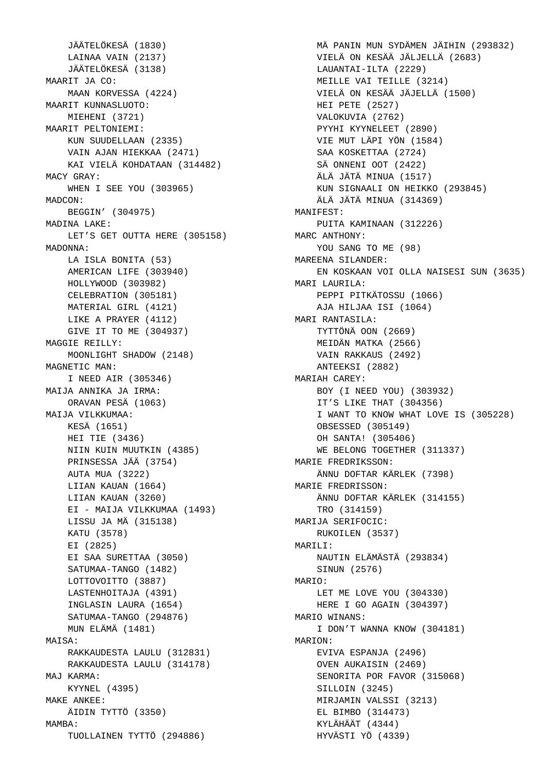JÄÄTELÖKESÄ (1830)
LAINAA VAIN (2137)
JÄÄTELÖKESÄ (3138)

MAARIT JA CO:
MAAN KORVESSA (4224)

MAARIT KUNNASLUOTO:
MIEHENI (3721)

MAARIT PELTONIEMI:
KUN SUUDELLAAN (2335)
VAIN AJAN HIEKKAA (2471)
KAI VIELÄ KOHDATAAN (314482)

MACY GRAY:
WHEN I SEE YOU (303965)

MADCON:
BEGGIN' (304975)

MADINA LAKE:
LET'S GET OUTTA HERE (305158)

MADONNA:
LA ISLA BONITA (53)
AMERICAN LIFE (303940)
HOLLYWOOD (303982)
CELEBRATION (305181)
MATERIAL GIRL (4121)
LIKE A PRAYER (4112)
GIVE IT TO ME (304937)

MAGGIE REILLY:
MOONLIGHT SHADOW (2148)

MAGNETIC MAN:
I NEED AIR (305346)

MAIJA ANNIKA JA IRMA:
ORAVAN PESÄ (1063)

MAIJA VILKKUMAA:
KESÄ (1651)
HEI TIE (3436)
NIIN KUIN MUUTKIN (4385)
PRINSESSA JÄÄ (3754)
AUTA MUA (3222)
LIIAN KAUAN (1664)
LIIAN KAUAN (3260)
EI - MAIJA VILKKUMAA (1493)
LISSU JA MÄ (315138)
KATU (3578)
EI (2825)
EI SAA SURETTAA (3050)
SATUMAA-TANGO (1482)
LOTTOVOITTO (3887)
LASTENHOITAJA (4391)
INGLASIN LAURA (1654)
SATUMAA-TANGO (294876)
MUN ELÄMÄ (1481)

MAISA:
RAKKAUDESTA LAULU (312831)
RAKKAUDESTA LAULU (314178)

MAJ KARMA:
KYYNEL (4395)

MAKE ANKEE:
ÄIDIN TYTTÖ (3350)

MAMBA:
TUOLLAINEN TYTTÖ (294886)
MÄ PANIN MUN SYDÄMEN JÄIHIN (293832)
VIELÄ ON KESÄÄ JÄLJELLÄ (2683)
LAUANTAI-ILTA (2229)
MEILLE VAI TEILLE (3214)
VIELÄ ON KESÄÄ JÄJELLÄ (1500)
HEI PETE (2527)
VALOKUVIA (2762)
PYYHI KYYNELEET (2890)
VIE MUT LÄPI YÖN (1584)
SAA KOSKETTAA (2724)
SÄ ONNENI OOT (2422)
ÄLÄ JÄTÄ MINUA (1517)
KUN SIGNAALI ON HEIKKO (293845)
ÄLÄ JÄTÄ MINUA (314369)

MANIFEST:
PUITA KAMINAAN (312226)

MARC ANTHONY:
YOU SANG TO ME (98)

MAREENA SILANDER:
EN KOSKAAN VOI OLLA NAISESI SUN (3635)

MARI LAURILA:
PEPPI PITKÄTOSSU (1066)
AJA HILJAA ISI (1064)

MARI RANTASILA:
TYTTÖNÄ OON (2669)
MEIDÄN MATKA (2566)
VAIN RAKKAUS (2492)
ANTEEKSI (2882)

MARIAH CAREY:
BOY (I NEED YOU) (303932)
IT'S LIKE THAT (304356)
I WANT TO KNOW WHAT LOVE IS (305228)
OBSESSED (305149)
OH SANTA! (305406)
WE BELONG TOGETHER (311337)

MARIE FREDRIKSSON:
ÄNNU DOFTAR KÄRLEK (7398)

MARIE FREDRISSON:
ÄNNU DOFTAR KÄRLEK (314155)
TRO (314159)

MARIJA SERIFOCIC:
RUKOILEN (3537)

MARILI:
NAUTIN ELÄMÄSTÄ (293834)
SINUN (2576)

MARIO:
LET ME LOVE YOU (304330)
HERE I GO AGAIN (304397)

MARIO WINANS:
I DON'T WANNA KNOW (304181)

MARION:
EVIVA ESPANJA (2496)
OVEN AUKAISIN (2469)
SENORITA POR FAVOR (315068)
SILLOIN (3245)
MIRJAMIN VALSSI (3213)
EL BIMBO (314473)
KYLÄHÄÄT (4344)
HYVÄSTI YÖ (4339)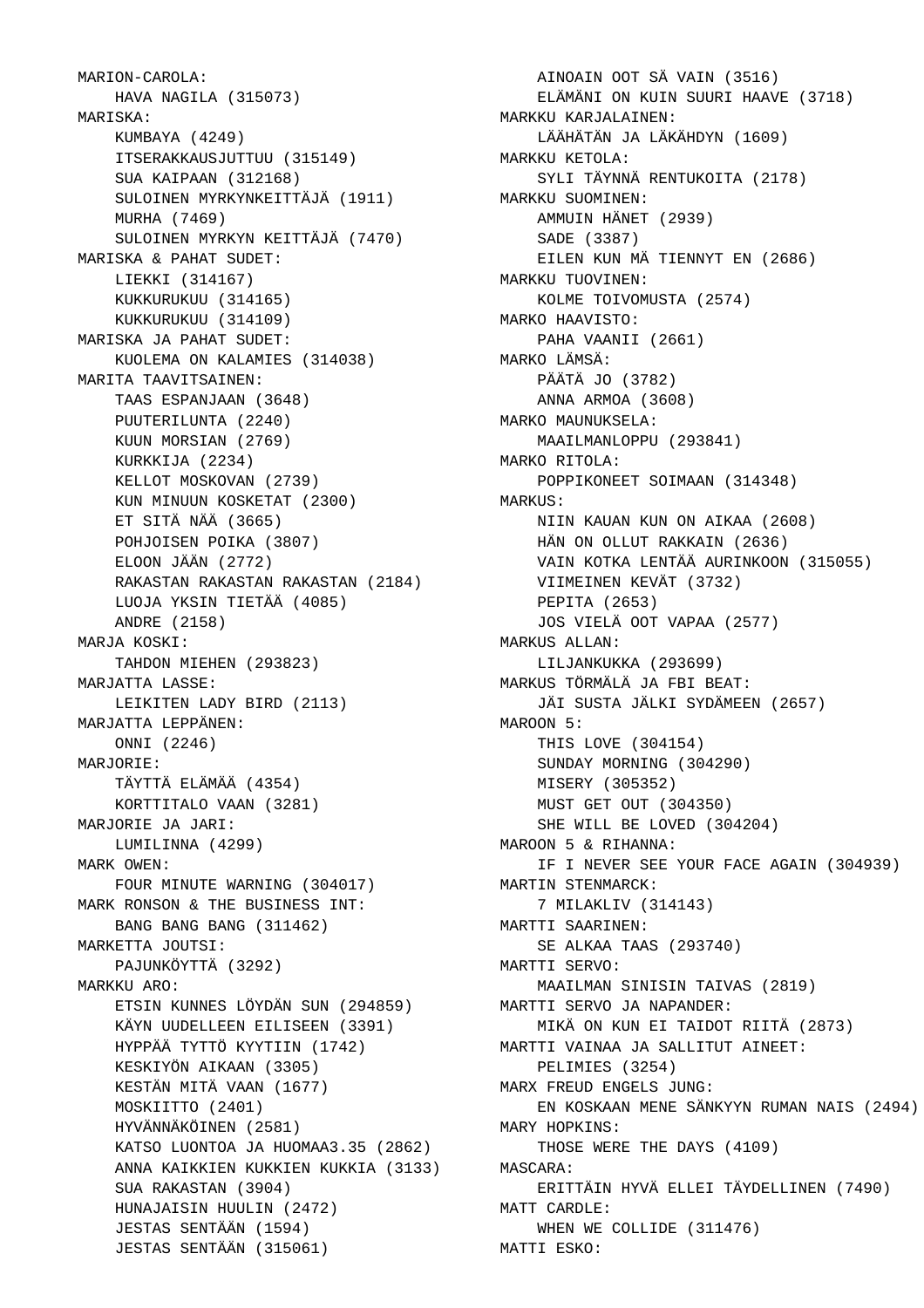MARION-CAROLA:
    HAVA NAGILA (315073)
MARISKA:
    KUMBAYA (4249)
    ITSERAKKAUSJUTTUU (315149)
    SUA KAIPAAN (312168)
    SULOINEN MYRKYNKEITTÄJÄ (1911)
    MURHA (7469)
    SULOINEN MYRKYN KEITTÄJÄ (7470)
MARISKA & PAHAT SUDET:
    LIEKKI (314167)
    KUKKURUKUU (314165)
    KUKKURUKUU (314109)
MARISKA JA PAHAT SUDET:
    KUOLEMA ON KALAMIES (314038)
MARITA TAAVITSAINEN:
    TAAS ESPANJAAN (3648)
    PUUTERILUNTA (2240)
    KUUN MORSIAN (2769)
    KURKKIJA (2234)
    KELLOT MOSKOVAN (2739)
    KUN MINUUN KOSKETAT (2300)
    ET SITÄ NÄÄ (3665)
    POHJOISEN POIKA (3807)
    ELOON JÄÄN (2772)
    RAKASTAN RAKASTAN RAKASTAN (2184)
    LUOJA YKSIN TIETÄÄ (4085)
    ANDRE (2158)
MARJA KOSKI:
    TAHDON MIEHEN (293823)
MARJATTA LASSE:
    LEIKITEN LADY BIRD (2113)
MARJATTA LEPPÄNEN:
    ONNI (2246)
MARJORIE:
    TÄYTTÄ ELÄMÄÄ (4354)
    KORTTITALO VAAN (3281)
MARJORIE JA JARI:
    LUMILINNA (4299)
MARK OWEN:
    FOUR MINUTE WARNING (304017)
MARK RONSON & THE BUSINESS INT:
    BANG BANG BANG (311462)
MARKETTA JOUTSI:
    PAJUNKÖYTTÄ (3292)
MARKKU ARO:
    ETSIN KUNNES LÖYDÄN SUN (294859)
    KÄYN UUDELLEEN EILISEEN (3391)
    HYPPÄÄ TYTTÖ KYYTIIN (1742)
    KESKIYÖN AIKAAN (3305)
    KESTÄN MITÄ VAAN (1677)
    MOSKIITTO (2401)
    HYVÄNNÄKÖINEN (2581)
    KATSO LUONTOA JA HUOMAA3.35 (2862)
    ANNA KAIKKIEN KUKKIEN KUKKIA (3133)
    SUA RAKASTAN (3904)
    HUNAJAISIN HUULIN (2472)
    JESTAS SENTÄÄN (1594)
    JESTAS SENTÄÄN (315061)
    AINOAIN OOT SÄ VAIN (3516)
    ELÄMÄNI ON KUIN SUURI HAAVE (3718)
MARKKU KARJALAINEN:
    LÄÄHÄTÄN JA LÄKÄHDYN (1609)
MARKKU KETOLA:
    SYLI TÄYNNÄ RENTUKOITA (2178)
MARKKU SUOMINEN:
    AMMUIN HÄNET (2939)
    SADE (3387)
    EILEN KUN MÄ TIENNYT EN (2686)
MARKKU TUOVINEN:
    KOLME TOIVOMUSTA (2574)
MARKO HAAVISTO:
    PAHA VAANII (2661)
MARKO LÄMSÄ:
    PÄÄTÄ JO (3782)
    ANNA ARMOA (3608)
MARKO MAUNUKSELA:
    MAAILMANLOPPU (293841)
MARKO RITOLA:
    POPPIKONEET SOIMAAN (314348)
MARKUS:
    NIIN KAUAN KUN ON AIKAA (2608)
    HÄN ON OLLUT RAKKAIN (2636)
    VAIN KOTKA LENTÄÄ AURINKOON (315055)
    VIIMEINEN KEVÄT (3732)
    PEPITA (2653)
    JOS VIELÄ OOT VAPAA (2577)
MARKUS ALLAN:
    LILJANKUKKA (293699)
MARKUS TÖRMÄLÄ JA FBI BEAT:
    JÄI SUSTA JÄLKI SYDÄMEEN (2657)
MAROON 5:
    THIS LOVE (304154)
    SUNDAY MORNING (304290)
    MISERY (305352)
    MUST GET OUT (304350)
    SHE WILL BE LOVED (304204)
MAROON 5 & RIHANNA:
    IF I NEVER SEE YOUR FACE AGAIN (304939)
MARTIN STENMARCK:
    7 MILAKLIV (314143)
MARTTI SAARINEN:
    SE ALKAA TAAS (293740)
MARTTI SERVO:
    MAAILMAN SINISIN TAIVAS (2819)
MARTTI SERVO JA NAPANDER:
    MIKÄ ON KUN EI TAIDOT RIITÄ (2873)
MARTTI VAINAA JA SALLITUT AINEET:
    PELIMIES (3254)
MARX FREUD ENGELS JUNG:
    EN KOSKAAN MENE SÄNKYYN RUMAN NAIS (2494)
MARY HOPKINS:
    THOSE WERE THE DAYS (4109)
MASCARA:
    ERITTÄIN HYVÄ ELLEI TÄYDELLINEN (7490)
MATT CARDLE:
    WHEN WE COLLIDE (311476)
MATTI ESKO: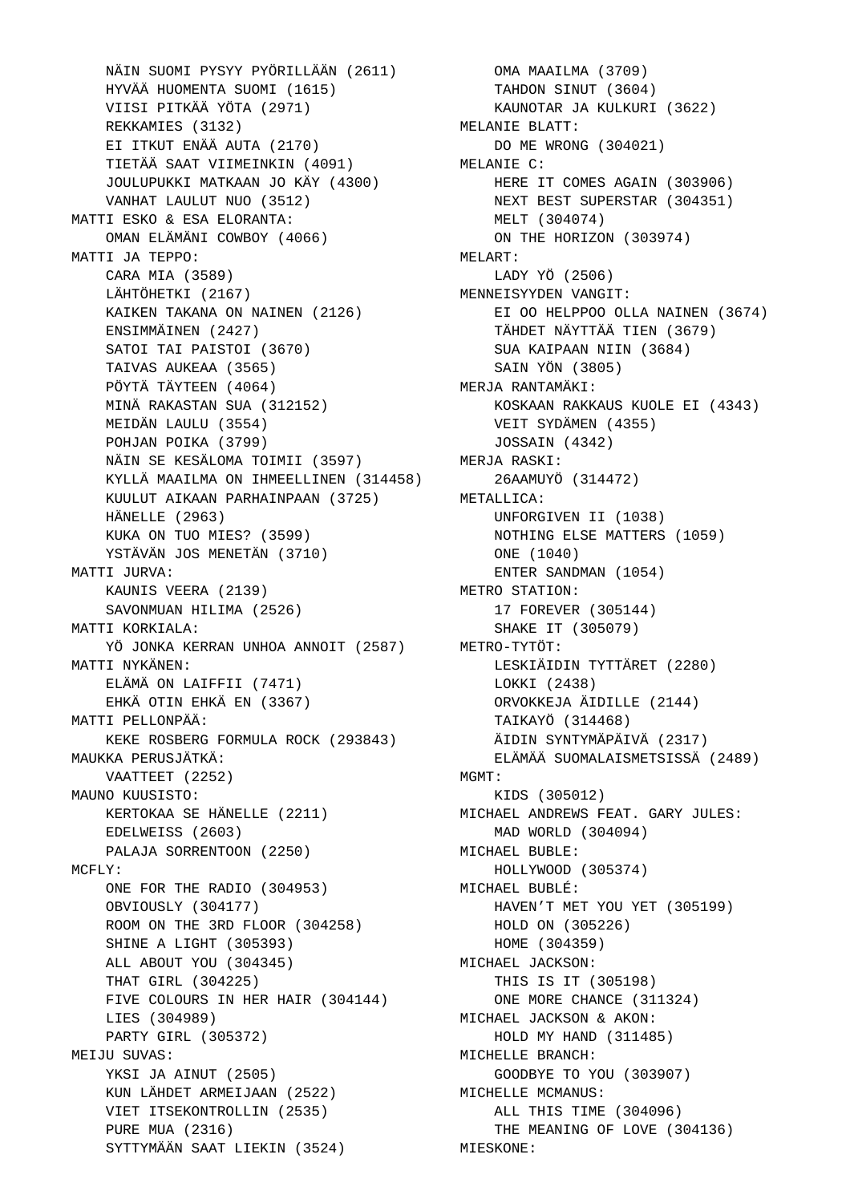NÄIN SUOMI PYSYY PYÖRILLÄÄN (2611)
    HYVÄÄ HUOMENTA SUOMI (1615)
    VIISI PITKÄÄ YÖTA (2971)
    REKKAMIES (3132)
    EI ITKUT ENÄÄ AUTA (2170)
    TIETÄÄ SAAT VIIMEINKIN (4091)
    JOULUPUKKI MATKAAN JO KÄY (4300)
    VANHAT LAULUT NUO (3512)

MATTI ESKO & ESA ELORANTA:
    OMAN ELÄMÄNI COWBOY (4066)

MATTI JA TEPPO:
    CARA MIA (3589)
    LÄHTÖHETKI (2167)
    KAIKEN TAKANA ON NAINEN (2126)
    ENSIMMÄINEN (2427)
    SATOI TAI PAISTOI (3670)
    TAIVAS AUKEAA (3565)
    PÖYTÄ TÄYTEEN (4064)
    MINÄ RAKASTAN SUA (312152)
    MEIDÄN LAULU (3554)
    POHJAN POIKA (3799)
    NÄIN SE KESÄLOMA TOIMII (3597)
    KYLLÄ MAAILMA ON IHMEELLINEN (314458)
    KUULUT AIKAAN PARHAINPAAN (3725)
    HÄNELLE (2963)
    KUKA ON TUO MIES? (3599)
    YSTÄVÄN JOS MENETÄN (3710)

MATTI JURVA:
    KAUNIS VEERA (2139)
    SAVONMUAN HILIMA (2526)

MATTI KORKIALA:
    YÖ JONKA KERRAN UNHOA ANNOIT (2587)

MATTI NYKÄNEN:
    ELÄMÄ ON LAIFFII (7471)
    EHKÄ OTIN EHKÄ EN (3367)

MATTI PELLONPÄÄ:
    KEKE ROSBERG FORMULA ROCK (293843)

MAUKKA PERUSJÄTKÄ:
    VAATTEET (2252)

MAUNO KUUSISTO:
    KERTOKAA SE HÄNELLE (2211)
    EDELWEISS (2603)
    PALAJA SORRENTOON (2250)

MCFLY:
    ONE FOR THE RADIO (304953)
    OBVIOUSLY (304177)
    ROOM ON THE 3RD FLOOR (304258)
    SHINE A LIGHT (305393)
    ALL ABOUT YOU (304345)
    THAT GIRL (304225)
    FIVE COLOURS IN HER HAIR (304144)
    LIES (304989)
    PARTY GIRL (305372)

MEIJU SUVAS:
    YKSI JA AINUT (2505)
    KUN LÄHDET ARMEIJAAN (2522)
    VIET ITSEKONTROLLIN (2535)
    PURE MUA (2316)
    SYTTYMÄÄN SAAT LIEKIN (3524)
    OMA MAAILMA (3709)
    TAHDON SINUT (3604)
    KAUNOTAR JA KULKURI (3622)

MELANIE BLATT:
    DO ME WRONG (304021)

MELANIE C:
    HERE IT COMES AGAIN (303906)
    NEXT BEST SUPERSTAR (304351)
    MELT (304074)
    ON THE HORIZON (303974)

MELART:
    LADY YÖ (2506)

MENNEISYYDEN VANGIT:
    EI OO HELPPOO OLLA NAINEN (3674)
    TÄHDET NÄYTTÄÄ TIEN (3679)
    SUA KAIPAAN NIIN (3684)
    SAIN YÖN (3805)

MERJA RANTAMÄKI:
    KOSKAAN RAKKAUS KUOLE EI (4343)
    VEIT SYDÄMEN (4355)
    JOSSAIN (4342)

MERJA RASKI:
    26AAMUYÖ (314472)

METALLICA:
    UNFORGIVEN II (1038)
    NOTHING ELSE MATTERS (1059)
    ONE (1040)
    ENTER SANDMAN (1054)

METRO STATION:
    17 FOREVER (305144)
    SHAKE IT (305079)

METRO-TYTÖT:
    LESKIÄIDIN TYTTÄRET (2280)
    LOKKI (2438)
    ORVOKKEJA ÄIDILLE (2144)
    TAIKAYÖ (314468)
    ÄIDIN SYNTYMÄPÄIVÄ (2317)
    ELÄMÄÄ SUOMALAISMETSISSÄ (2489)

MGMT:
    KIDS (305012)

MICHAEL ANDREWS FEAT. GARY JULES:
    MAD WORLD (304094)

MICHAEL BUBLE:
    HOLLYWOOD (305374)

MICHAEL BUBLÉ:
    HAVEN'T MET YOU YET (305199)
    HOLD ON (305226)
    HOME (304359)

MICHAEL JACKSON:
    THIS IS IT (305198)
    ONE MORE CHANCE (311324)

MICHAEL JACKSON & AKON:
    HOLD MY HAND (311485)

MICHELLE BRANCH:
    GOODBYE TO YOU (303907)

MICHELLE MCMANUS:
    ALL THIS TIME (304096)
    THE MEANING OF LOVE (304136)

MIESKONE: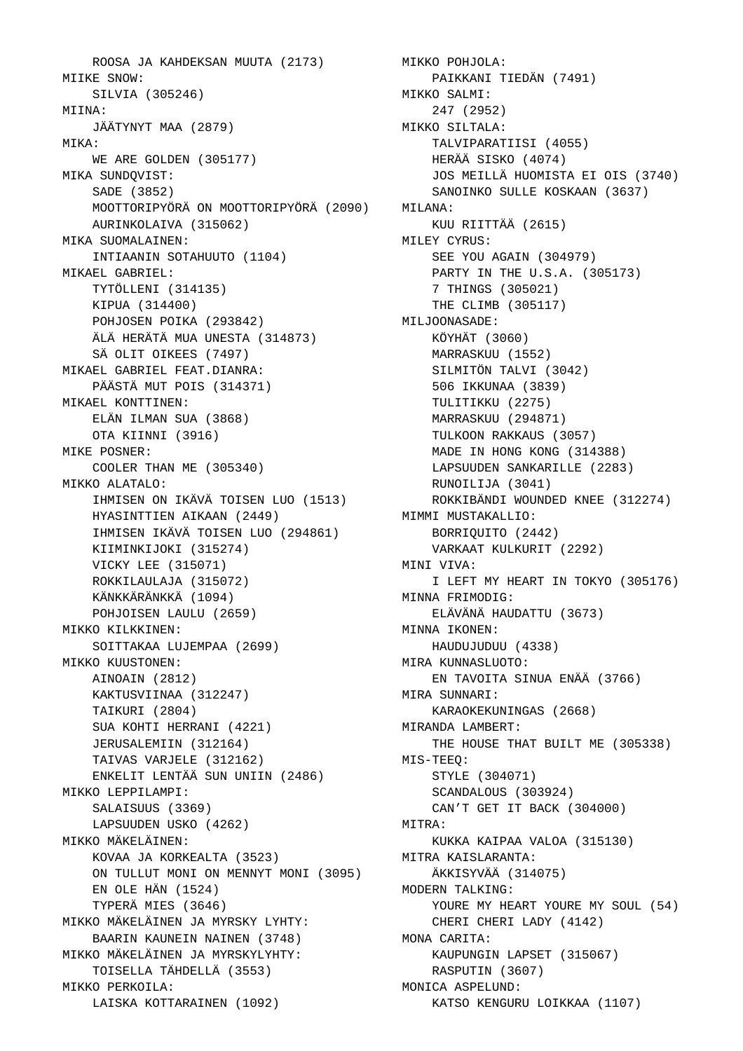ROOSA JA KAHDEKSAN MUUTA (2173)

MIIKE SNOW:
- SILVIA (305246)

MIINA:
- JÄÄTYNYT MAA (2879)

MIKA:
- WE ARE GOLDEN (305177)

MIKA SUNDQVIST:
- SADE (3852)
- MOOTTORIPYÖRÄ ON MOOTTORIPYÖRÄ (2090)
- AURINKOLAIVA (315062)

MIKA SUOMALAINEN:
- INTIAANIN SOTAHUUTO (1104)

MIKAEL GABRIEL:
- TYTÖLLENI (314135)
- KIPUA (314400)
- POHJOSEN POIKA (293842)
- ÄLÄ HERÄTÄ MUA UNESTA (314873)
- SÄ OLIT OIKEES (7497)

MIKAEL GABRIEL FEAT.DIANRA:
- PÄÄSTÄ MUT POIS (314371)

MIKAEL KONTTINEN:
- ELÄN ILMAN SUA (3868)
- OTA KIINNI (3916)

MIKE POSNER:
- COOLER THAN ME (305340)

MIKKO ALATALO:
- IHMISEN ON IKÄVÄ TOISEN LUO (1513)
- HYASINTTIEN AIKAAN (2449)
- IHMISEN IKÄVÄ TOISEN LUO (294861)
- KIIMINKIJOKI (315274)
- VICKY LEE (315071)
- ROKKILAULAJA (315072)
- KÄNKKÄRÄNKKÄ (1094)
- POHJOISEN LAULU (2659)

MIKKO KILKKINEN:
- SOITTAKAA LUJEMPAA (2699)

MIKKO KUUSTONEN:
- AINOAIN (2812)
- KAKTUSVIINAA (312247)
- TAIKURI (2804)
- SUA KOHTI HERRANI (4221)
- JERUSALEMIIN (312164)
- TAIVAS VARJELE (312162)
- ENKELIT LENTÄÄ SUN UNIIN (2486)

MIKKO LEPPILAMPI:
- SALAISUUS (3369)
- LAPSUUDEN USKO (4262)

MIKKO MÄKELÄINEN:
- KOVAA JA KORKEALTA (3523)
- ON TULLUT MONI ON MENNYT MONI (3095)
- EN OLE HÄN (1524)
- TYPERÄ MIES (3646)

MIKKO MÄKELÄINEN JA MYRSKY LYHTY:
- BAARIN KAUNEIN NAINEN (3748)

MIKKO MÄKELÄINEN JA MYRSKYLYHTY:
- TOISELLA TÄHDELLÄ (3553)

MIKKO PERKOILA:
- LAISKA KOTTARAINEN (1092)

MIKKO POHJOLA:
- PAIKKANI TIEDÄN (7491)

MIKKO SALMI:
- 247 (2952)

MIKKO SILTALA:
- TALVIPARATIISI (4055)
- HERÄÄ SISKO (4074)
- JOS MEILLÄ HUOMISTA EI OIS (3740)
- SANOINKO SULLE KOSKAAN (3637)

MILANA:
- KUU RIITTÄÄ (2615)

MILEY CYRUS:
- SEE YOU AGAIN (304979)
- PARTY IN THE U.S.A. (305173)
- 7 THINGS (305021)
- THE CLIMB (305117)

MILJOONASADE:
- KÖYHÄT (3060)
- MARRASKUU (1552)
- SILMITÖN TALVI (3042)
- 506 IKKUNAA (3839)
- TULITIKKU (2275)
- MARRASKUU (294871)
- TULKOON RAKKAUS (3057)
- MADE IN HONG KONG (314388)
- LAPSUUDEN SANKARILLE (2283)
- RUNOILIJA (3041)
- ROKKIBÄNDI WOUNDED KNEE (312274)

MIMMI MUSTAKALLIO:
- BORRIQUITO (2442)
- VARKAAT KULKURIT (2292)

MINI VIVA:
- I LEFT MY HEART IN TOKYO (305176)

MINNA FRIMODIG:
- ELÄVÄNÄ HAUDATTU (3673)

MINNA IKONEN:
- HAUDUJUDUU (4338)

MIRA KUNNASLUOTO:
- EN TAVOITA SINUA ENÄÄ (3766)

MIRA SUNNARI:
- KARAOKEKUNINGAS (2668)

MIRANDA LAMBERT:
- THE HOUSE THAT BUILT ME (305338)

MIS-TEEQ:
- STYLE (304071)
- SCANDALOUS (303924)
- CAN’T GET IT BACK (304000)

MITRA:
- KUKKA KAIPAA VALOA (315130)

MITRA KAISLARANTA:
- ÄKKISYVÄÄ (314075)

MODERN TALKING:
- YOURE MY HEART YOURE MY SOUL (54)
- CHERI CHERI LADY (4142)

MONA CARITA:
- KAUPUNGIN LAPSET (315067)
- RASPUTIN (3607)

MONICA ASPELUND:
- KATSO KENGURU LOIKKAA (1107)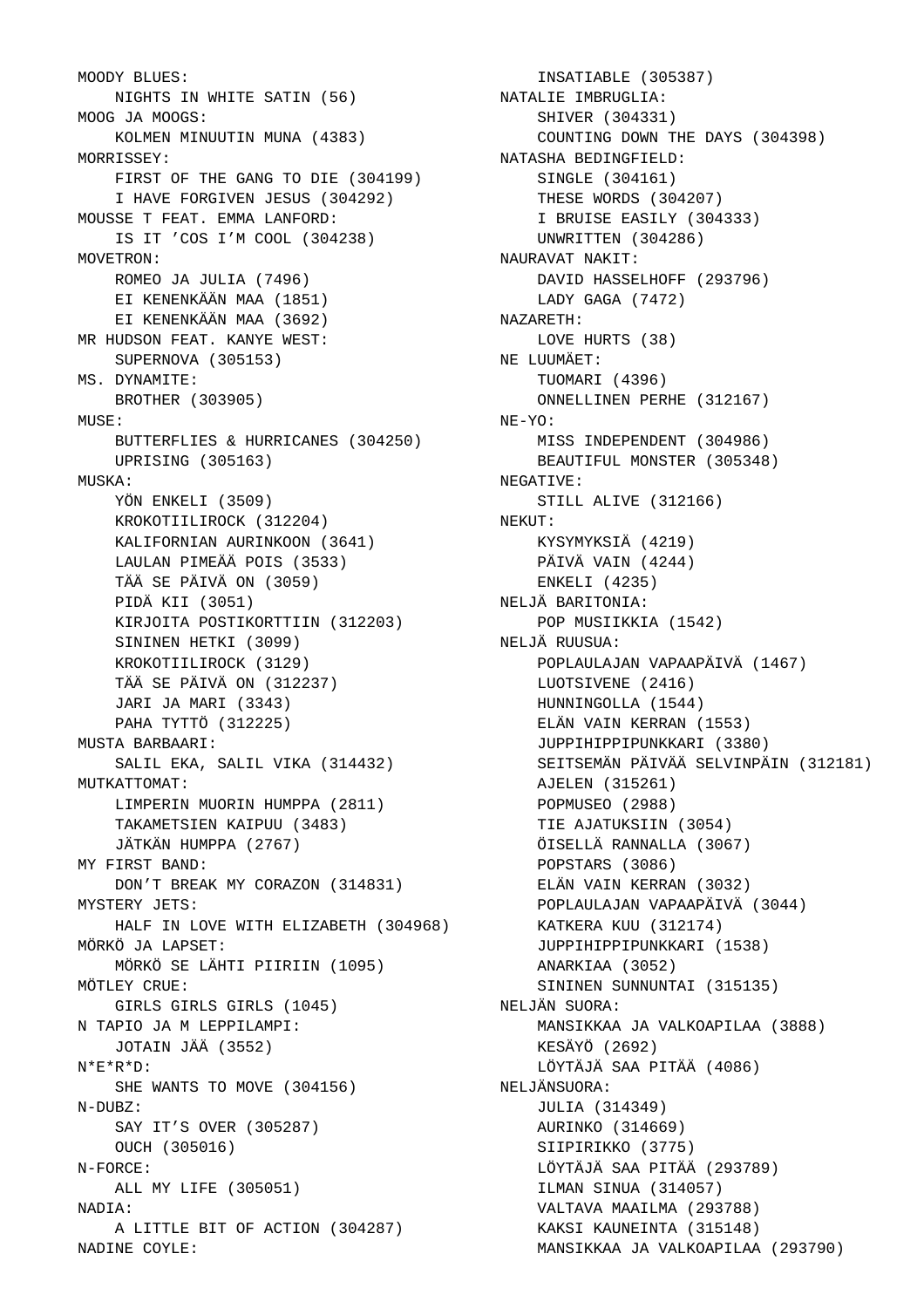MOODY BLUES:
    NIGHTS IN WHITE SATIN (56)
MOOG JA MOOGS:
    KOLMEN MINUUTIN MUNA (4383)
MORRISSEY:
    FIRST OF THE GANG TO DIE (304199)
    I HAVE FORGIVEN JESUS (304292)
MOUSSE T FEAT. EMMA LANFORD:
    IS IT 'COS I'M COOL (304238)
MOVETRON:
    ROMEO JA JULIA (7496)
    EI KENENKÄÄN MAA (1851)
    EI KENENKÄÄN MAA (3692)
MR HUDSON FEAT. KANYE WEST:
    SUPERNOVA (305153)
MS. DYNAMITE:
    BROTHER (303905)
MUSE:
    BUTTERFLIES & HURRICANES (304250)
    UPRISING (305163)
MUSKA:
    YÖN ENKELI (3509)
    KROKOTIILIROCK (312204)
    KALIFORNIAN AURINKOON (3641)
    LAULAN PIMEÄÄ POIS (3533)
    TÄÄ SE PÄIVÄ ON (3059)
    PIDÄ KII (3051)
    KIRJOITA POSTIKORTTIIN (312203)
    SININEN HETKI (3099)
    KROKOTIILIROCK (3129)
    TÄÄ SE PÄIVÄ ON (312237)
    JARI JA MARI (3343)
    PAHA TYTTÖ (312225)
MUSTA BARBAARI:
    SALIL EKA, SALIL VIKA (314432)
MUTKATTOMAT:
    LIMPERIN MUORIN HUMPPA (2811)
    TAKAMETSIEN KAIPUU (3483)
    JÄTKÄN HUMPPA (2767)
MY FIRST BAND:
    DON'T BREAK MY CORAZON (314831)
MYSTERY JETS:
    HALF IN LOVE WITH ELIZABETH (304968)
MÖRKÖ JA LAPSET:
    MÖRKÖ SE LÄHTI PIIRIIN (1095)
MÖTLEY CRUE:
    GIRLS GIRLS GIRLS (1045)
N TAPIO JA M LEPPILAMPI:
    JOTAIN JÄÄ (3552)
N*E*R*D:
    SHE WANTS TO MOVE (304156)
N-DUBZ:
    SAY IT'S OVER (305287)
    OUCH (305016)
N-FORCE:
    ALL MY LIFE (305051)
NADIA:
    A LITTLE BIT OF ACTION (304287)
NADINE COYLE:
    INSATIABLE (305387)
NATALIE IMBRUGLIA:
    SHIVER (304331)
    COUNTING DOWN THE DAYS (304398)
NATASHA BEDINGFIELD:
    SINGLE (304161)
    THESE WORDS (304207)
    I BRUISE EASILY (304333)
    UNWRITTEN (304286)
NAURAVAT NAKIT:
    DAVID HASSELHOFF (293796)
    LADY GAGA (7472)
NAZARETH:
    LOVE HURTS (38)
NE LUUMÄET:
    TUOMARI (4396)
    ONNELLINEN PERHE (312167)
NE-YO:
    MISS INDEPENDENT (304986)
    BEAUTIFUL MONSTER (305348)
NEGATIVE:
    STILL ALIVE (312166)
NEKUT:
    KYSYMYKSIÄ (4219)
    PÄIVÄ VAIN (4244)
    ENKELI (4235)
NELJÄ BARITONIA:
    POP MUSIIKKIA (1542)
NELJÄ RUUSUA:
    POPLAULAJAN VAPAAPÄIVÄ (1467)
    LUOTSIVENE (2416)
    HUNNINGOLLA (1544)
    ELÄN VAIN KERRAN (1553)
    JUPPIHIPPIPUNKKARI (3380)
    SEITSEMÄN PÄIVÄÄ SELVINPÄIN (312181)
    AJELEN (315261)
    POPMUSEO (2988)
    TIE AJATUKSIIN (3054)
    ÖISELLÄ RANNALLA (3067)
    POPSTARS (3086)
    ELÄN VAIN KERRAN (3032)
    POPLAULAJAN VAPAAPÄIVÄ (3044)
    KATKERA KUU (312174)
    JUPPIHIPPIPUNKKARI (1538)
    ANARKIAA (3052)
    SININEN SUNNUNTAI (315135)
NELJÄN SUORA:
    MANSIKKAA JA VALKOAPILAA (3888)
    KESÄYÖ (2692)
    LÖYTÄJÄ SAA PITÄÄ (4086)
NELJÄNSUORA:
    JULIA (314349)
    AURINKO (314669)
    SIIPIRIKKO (3775)
    LÖYTÄJÄ SAA PITÄÄ (293789)
    ILMAN SINUA (314057)
    VALTAVA MAAILMA (293788)
    KAKSI KAUNEINTA (315148)
    MANSIKKAA JA VALKOAPILAA (293790)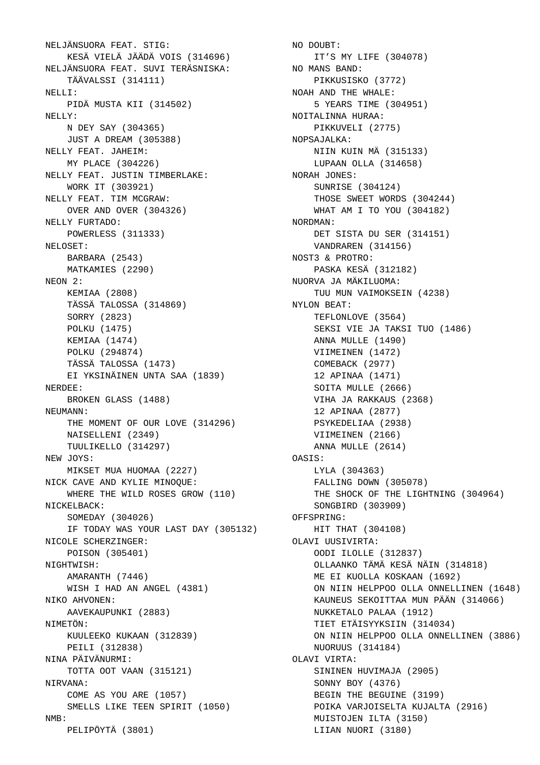NELJÄNSUORA FEAT. STIG:
    KESÄ VIELÄ JÄÄDÄ VOIS (314696)
NELJÄNSUORA FEAT. SUVI TERÄSNISKA:
    TÄÄVALSSI (314111)
NELLI:
    PIDÄ MUSTA KII (314502)
NELLY:
    N DEY SAY (304365)
    JUST A DREAM (305388)
NELLY FEAT. JAHEIM:
    MY PLACE (304226)
NELLY FEAT. JUSTIN TIMBERLAKE:
    WORK IT (303921)
NELLY FEAT. TIM MCGRAW:
    OVER AND OVER (304326)
NELLY FURTADO:
    POWERLESS (311333)
NELOSET:
    BARBARA (2543)
    MATKAMIES (2290)
NEON 2:
    KEMIAA (2808)
    TÄSSÄ TALOSSA (314869)
    SORRY (2823)
    POLKU (1475)
    KEMIAA (1474)
    POLKU (294874)
    TÄSSÄ TALOSSA (1473)
    EI YKSINÄINEN UNTA SAA (1839)
NERDEE:
    BROKEN GLASS (1488)
NEUMANN:
    THE MOMENT OF OUR LOVE (314296)
    NAISELLENI (2349)
    TUULIKELLO (314297)
NEW JOYS:
    MIKSET MUA HUOMAA (2227)
NICK CAVE AND KYLIE MINOQUE:
    WHERE THE WILD ROSES GROW (110)
NICKELBACK:
    SOMEDAY (304026)
    IF TODAY WAS YOUR LAST DAY (305132)
NICOLE SCHERZINGER:
    POISON (305401)
NIGHTWISH:
    AMARANTH (7446)
    WISH I HAD AN ANGEL (4381)
NIKO AHVONEN:
    AAVEKAUPUNKI (2883)
NIMETÖN:
    KUULEEKO KUKAAN (312839)
    PEILI (312838)
NINA PÄIVÄNURMI:
    TOTTA OOT VAAN (315121)
NIRVANA:
    COME AS YOU ARE (1057)
    SMELLS LIKE TEEN SPIRIT (1050)
NMB:
    PELIPÖYTÄ (3801)
NO DOUBT:
    IT'S MY LIFE (304078)
NO MANS BAND:
    PIKKUSISKO (3772)
NOAH AND THE WHALE:
    5 YEARS TIME (304951)
NOITALINNA HURAA:
    PIKKUVELI (2775)
NOPSAJALKA:
    NIIN KUIN MÄ (315133)
    LUPAAN OLLA (314658)
NORAH JONES:
    SUNRISE (304124)
    THOSE SWEET WORDS (304244)
    WHAT AM I TO YOU (304182)
NORDMAN:
    DET SISTA DU SER (314151)
    VANDRAREN (314156)
NOST3 & PROTRO:
    PASKA KESÄ (312182)
NUORVA JA MÄKILUOMA:
    TUU MUN VAIMOKSEIN (4238)
NYLON BEAT:
    TEFLONLOVE (3564)
    SEKSI VIE JA TAKSI TUO (1486)
    ANNA MULLE (1490)
    VIIMEINEN (1472)
    COMEBACK (2977)
    12 APINAA (1471)
    SOITA MULLE (2666)
    VIHA JA RAKKAUS (2368)
    12 APINAA (2877)
    PSYKEDELIAA (2938)
    VIIMEINEN (2166)
    ANNA MULLE (2614)
OASIS:
    LYLA (304363)
    FALLING DOWN (305078)
    THE SHOCK OF THE LIGHTNING (304964)
    SONGBIRD (303909)
OFFSPRING:
    HIT THAT (304108)
OLAVI UUSIVIRTA:
    OODI ILOLLE (312837)
    OLLAANKO TÄMÄ KESÄ NÄIN (314818)
    ME EI KUOLLA KOSKAAN (1692)
    ON NIIN HELPPOO OLLA ONNELLINEN (1648)
    KAUNEUS SEKOITTAA MUN PÄÄN (314066)
    NUKKETALO PALAA (1912)
    TIET ETÄISYYKSIIN (314034)
    ON NIIN HELPPOO OLLA ONNELLINEN (3886)
    NUORUUS (314184)
OLAVI VIRTA:
    SININEN HUVIMAJA (2905)
    SONNY BOY (4376)
    BEGIN THE BEGUINE (3199)
    POIKA VARJOISELTA KUJALTA (2916)
    MUISTOJEN ILTA (3150)
    LIIAN NUORI (3180)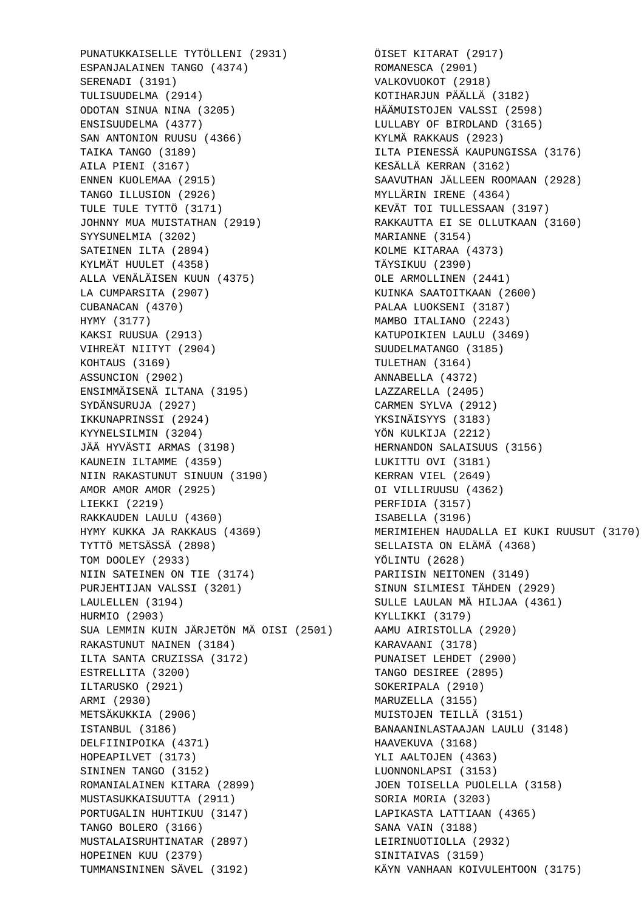PUNATUKKAISELLE TYTÖLLENI (2931)
ESPANJALAINEN TANGO (4374)
SERENADI (3191)
TULISUUDELMA (2914)
ODOTAN SINUA NINA (3205)
ENSISUUDELMA (4377)
SAN ANTONION RUUSU (4366)
TAIKA TANGO (3189)
AILA PIENI (3167)
ENNEN KUOLEMAA (2915)
TANGO ILLUSION (2926)
TULE TULE TYTTÖ (3171)
JOHNNY MUA MUISTATHAN (2919)
SYYSUNELMIA (3202)
SATEINEN ILTA (2894)
KYLMÄT HUULET (4358)
ALLA VENÄLÄISEN KUUN (4375)
LA CUMPARSITA (2907)
CUBANACAN (4370)
HYMY (3177)
KAKSI RUUSUA (2913)
VIHREÄT NIITYT (2904)
KOHTAUS (3169)
ASSUNCION (2902)
ENSIMMÄISENÄ ILTANA (3195)
SYDÄNSURUJA (2927)
IKKUNAPRINSSI (2924)
KYYNELSILMIN (3204)
JÄÄ HYVÄSTI ARMAS (3198)
KAUNEIN ILTAMME (4359)
NIIN RAKASTUNUT SINUUN (3190)
AMOR AMOR AMOR (2925)
LIEKKI (2219)
RAKKAUDEN LAULU (4360)
HYMY KUKKA JA RAKKAUS (4369)
TYTTÖ METSÄSSÄ (2898)
TOM DOOLEY (2933)
NIIN SATEINEN ON TIE (3174)
PURJEHTIJAN VALSSI (3201)
LAULELLEN (3194)
HURMIO (2903)
SUA LEMMIN KUIN JÄRJETÖN MÄ OISI (2501)
RAKASTUNUT NAINEN (3184)
ILTA SANTA CRUZISSA (3172)
ESTRELLITA (3200)
ILTARUSKO (2921)
ARMI (2930)
METSÄKUKKIA (2906)
ISTANBUL (3186)
DELFIINIPOIKA (4371)
HOPEAPILVET (3173)
SININEN TANGO (3152)
ROMANIALAINEN KITARA (2899)
MUSTASUKKAISUUTTA (2911)
PORTUGALIN HUHTIKUU (3147)
TANGO BOLERO (3166)
MUSTALAISRUHTINATAR (2897)
HOPEINEN KUU (2379)
TUMMANSININEN SÄVEL (3192)
ÖISET KITARAT (2917)
ROMANESCA (2901)
VALKOVUOKOT (2918)
KOTIHARJUN PÄÄLLÄ (3182)
HÄÄMUISTOJEN VALSSI (2598)
LULLABY OF BIRDLAND (3165)
KYLMÄ RAKKAUS (2923)
ILTA PIENESSÄ KAUPUNGISSA (3176)
KESÄLLÄ KERRAN (3162)
SAAVUTHAN JÄLLEEN ROOMAAN (2928)
MYLLÄRIN IRENE (4364)
KEVÄT TOI TULLESSAAN (3197)
RAKKAUTTA EI SE OLLUTKAAN (3160)
MARIANNE (3154)
KOLME KITARAA (4373)
TÄYSIKUU (2390)
OLE ARMOLLINEN (2441)
KUINKA SAATOITKAAN (2600)
PALAA LUOKSENI (3187)
MAMBO ITALIANO (2243)
KATUPOIKIEN LAULU (3469)
SUUDELMATANGO (3185)
TULETHAN (3164)
ANNABELLA (4372)
LAZZARELLA (2405)
CARMEN SYLVA (2912)
YKSINÄISYYS (3183)
YÖN KULKIJA (2212)
HERNANDON SALAISUUS (3156)
LUKITTU OVI (3181)
KERRAN VIEL (2649)
OI VILLIRUUSU (4362)
PERFIDIA (3157)
ISABELLA (3196)
MERIMIEHEN HAUDALLA EI KUKI RUUSUT (3170)
SELLAISTA ON ELÄMÄ (4368)
YÖLINTU (2628)
PARIISIN NEITONEN (3149)
SINUN SILMIESI TÄHDEN (2929)
SULLE LAULAN MÄ HILJAA (4361)
KYLLIKKI (3179)
AAMU AIRISTOLLA (2920)
KARAVAANI (3178)
PUNAISET LEHDET (2900)
TANGO DESIREE (2895)
SOKERIPALA (2910)
MARUZELLA (3155)
MUISTOJEN TEILLÄ (3151)
BANAANINLASTAAJAN LAULU (3148)
HAAVEKUVA (3168)
YLI AALTOJEN (4363)
LUONNONLAPSI (3153)
JOEN TOISELLA PUOLELLA (3158)
SORIA MORIA (3203)
LAPIKASTA LATTIAAN (4365)
SANA VAIN (3188)
LEIRINUOTIOLLA (2932)
SINITAIVAS (3159)
KÄYN VANHAAN KOIVULEHTOON (3175)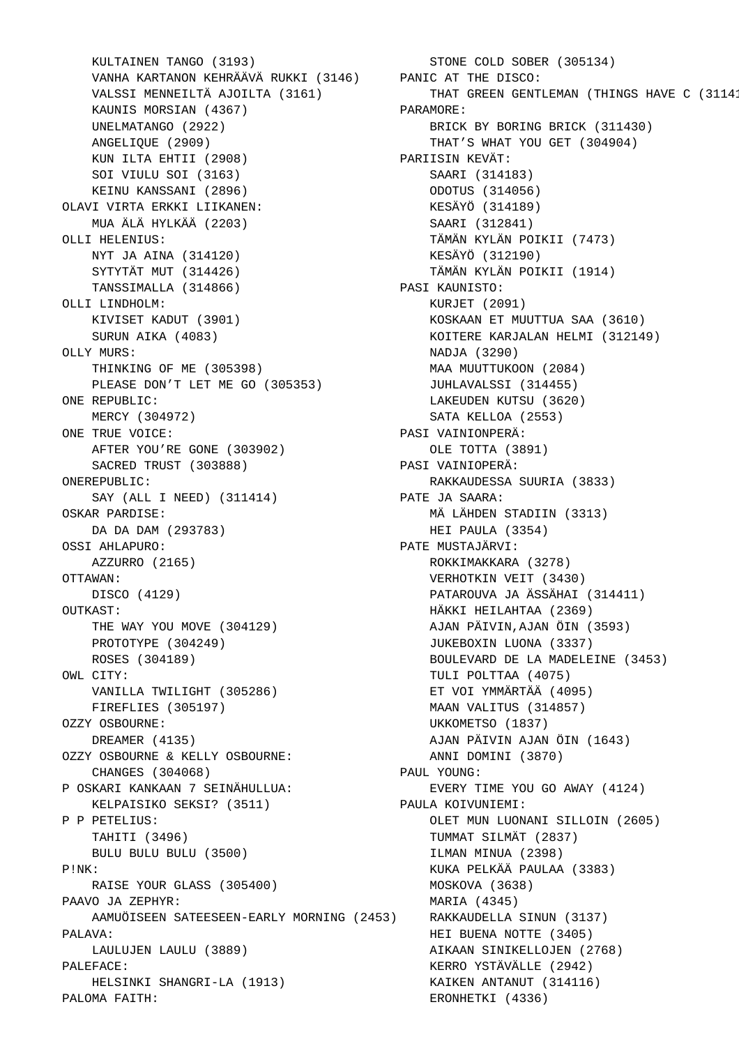KULTAINEN TANGO (3193)
VANHA KARTANON KEHRÄÄVÄ RUKKI (3146)
VALSSI MENNEILTÄ AJOILTA (3161)
KAUNIS MORSIAN (4367)
UNELMATANGO (2922)
ANGELIQUE (2909)
KUN ILTA EHTII (2908)
SOI VIULU SOI (3163)
KEINU KANSSANI (2896)

OLAVI VIRTA ERKKI LIIKANEN:
MUA ÄLÄ HYLKÄÄ (2203)

OLLI HELENIUS:
NYT JA AINA (314120)
SYTYTÄT MUT (314426)
TANSSIMALLA (314866)

OLLI LINDHOLM:
KIVISET KADUT (3901)
SURUN AIKA (4083)

OLLY MURS:
THINKING OF ME (305398)
PLEASE DON'T LET ME GO (305353)

ONE REPUBLIC:
MERCY (304972)

ONE TRUE VOICE:
AFTER YOU'RE GONE (303902)
SACRED TRUST (303888)

ONEREPUBLIC:
SAY (ALL I NEED) (311414)

OSKAR PARDISE:
DA DA DAM (293783)

OSSI AHLAPURO:
AZZURRO (2165)

OTTAWAN:
DISCO (4129)

OUTKAST:
THE WAY YOU MOVE (304129)
PROTOTYPE (304249)
ROSES (304189)

OWL CITY:
VANILLA TWILIGHT (305286)
FIREFLIES (305197)

OZZY OSBOURNE:
DREAMER (4135)

OZZY OSBOURNE & KELLY OSBOURNE:
CHANGES (304068)

P OSKARI KANKAAN 7 SEINÄHULLUA:
KELPAISIKO SEKSI? (3511)

P P PETELIUS:
TAHITI (3496)
BULU BULU BULU (3500)

P!NK:
RAISE YOUR GLASS (305400)

PAAVO JA ZEPHYR:
AAMUÖISEEN SATEESEEN-EARLY MORNING (2453)

PALAVA:
LAULUJEN LAULU (3889)

PALEFACE:
HELSINKI SHANGRI-LA (1913)

PALOMA FAITH:
STONE COLD SOBER (305134)

PANIC AT THE DISCO:
THAT GREEN GENTLEMAN (THINGS HAVE C (31141

PARAMORE:
BRICK BY BORING BRICK (311430)
THAT'S WHAT YOU GET (304904)

PARIISIN KEVÄT:
SAARI (314183)
ODOTUS (314056)
KESÄYÖ (314189)
SAARI (312841)
TÄMÄN KYLÄN POIKII (7473)
KESÄYÖ (312190)
TÄMÄN KYLÄN POIKII (1914)

PASI KAUNISTO:
KURJET (2091)
KOSKAAN ET MUUTTUA SAA (3610)
KOITERE KARJALAN HELMI (312149)
NADJA (3290)
MAA MUUTTUKOON (2084)
JUHLAVALSSI (314455)
LAKEUDEN KUTSU (3620)
SATA KELLOA (2553)

PASI VAINIONPERÄ:
OLE TOTTA (3891)

PASI VAINIOPERÄ:
RAKKAUDESSA SUURIA (3833)

PATE JA SAARA:
MÄ LÄHDEN STADIIN (3313)
HEI PAULA (3354)

PATE MUSTAJÄRVI:
ROKKIMAKKARA (3278)
VERHOTKIN VEIT (3430)
PATAROUVA JA ÄSSÄHAI (314411)
HÄKKI HEILAHTAA (2369)
AJAN PÄIVIN,AJAN ÖIN (3593)
JUKEBOXIN LUONA (3337)
BOULEVARD DE LA MADELEINE (3453)
TULI POLTTAA (4075)
ET VOI YMMÄRTÄÄ (4095)
MAAN VALITUS (314857)
UKKOMETSO (1837)
AJAN PÄIVIN AJAN ÖIN (1643)
ANNI DOMINI (3870)

PAUL YOUNG:
EVERY TIME YOU GO AWAY (4124)

PAULA KOIVUNIEMI:
OLET MUN LUONANI SILLOIN (2605)
TUMMAT SILMÄT (2837)
ILMAN MINUA (2398)
KUKA PELKÄÄ PAULAA (3383)
MOSKOVA (3638)
MARIA (4345)
RAKKAUDELLA SINUN (3137)
HEI BUENA NOTTE (3405)
AIKAAN SINIKELLOJEN (2768)
KERRO YSTÄVÄLLE (2942)
KAIKEN ANTANUT (314116)
ERONHETKI (4336)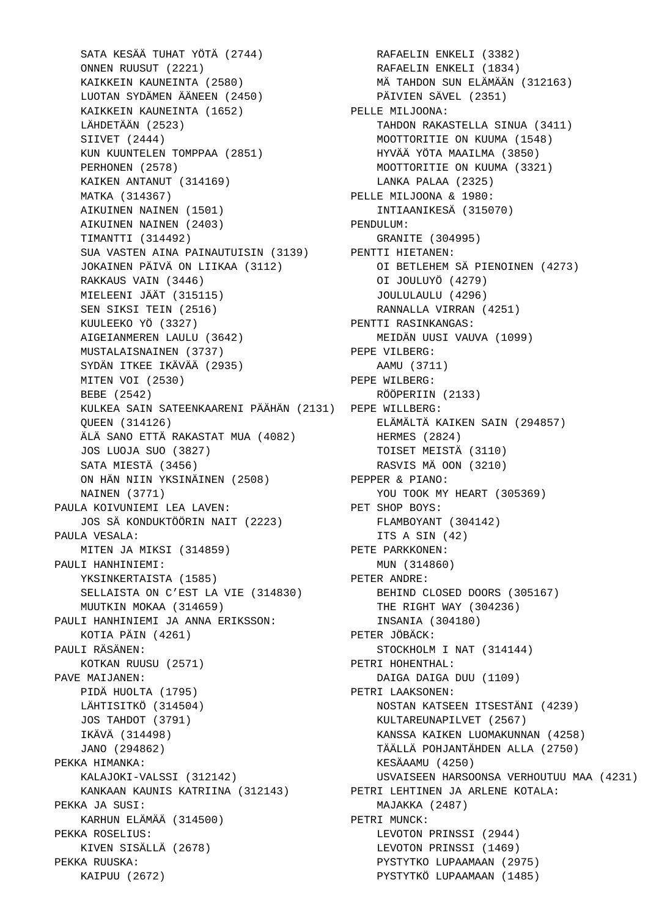SATA KESÄÄ TUHAT YÖTÄ (2744)
ONNEN RUUSUT (2221)
KAIKKEIN KAUNEINTA (2580)
LUOTAN SYDÄMEN ÄÄNEEN (2450)
KAIKKEIN KAUNEINTA (1652)
LÄHDETÄÄN (2523)
SIIVET (2444)
KUN KUUNTELEN TOMPPAA (2851)
PERHONEN (2578)
KAIKEN ANTANUT (314169)
MATKA (314367)
AIKUINEN NAINEN (1501)
AIKUINEN NAINEN (2403)
TIMANTTI (314492)
SUA VASTEN AINA PAINAUTUISIN (3139)
JOKAINEN PÄIVÄ ON LIIKAA (3112)
RAKKAUS VAIN (3446)
MIELEENI JÄÄT (315115)
SEN SIKSI TEIN (2516)
KUULEEKO YÖ (3327)
AIGEIANMEREN LAULU (3642)
MUSTALAISNAINEN (3737)
SYDÄN ITKEE IKÄVÄÄ (2935)
MITEN VOI (2530)
BEBE (2542)
KULKEA SAIN SATEENKAARENI PÄÄHÄN (2131)
QUEEN (314126)
ÄLÄ SANO ETTÄ RAKASTAT MUA (4082)
JOS LUOJA SUO (3827)
SATA MIESTÄ (3456)
ON HÄN NIIN YKSINÄINEN (2508)
NAINEN (3771)

PAULA KOIVUNIEMI LEA LAVEN:
JOS SÄ KONDUKTÖÖRIN NAIT (2223)

PAULA VESALA:
MITEN JA MIKSI (314859)

PAULI HANHINIEMI:
YKSINKERTAISTA (1585)
SELLAISTA ON C’EST LA VIE (314830)
MUUTKIN MOKAA (314659)

PAULI HANHINIEMI JA ANNA ERIKSSON:
KOTIA PÄIN (4261)

PAULI RÄSÄNEN:
KOTKAN RUUSU (2571)

PAVE MAIJANEN:
PIDÄ HUOLTA (1795)
LÄHTISITKÖ (314504)
JOS TAHDOT (3791)
IKÄVÄ (314498)
JANO (294862)

PEKKA HIMANKA:
KALAJOKI-VALSSI (312142)
KANKAAN KAUNIS KATRIINA (312143)

PEKKA JA SUSI:
KARHUN ELÄMÄÄ (314500)

PEKKA ROSELIUS:
KIVEN SISÄLLÄ (2678)

PEKKA RUUSKA:
KAIPUU (2672)
RAFAELIN ENKELI (3382)
RAFAELIN ENKELI (1834)
MÄ TAHDON SUN ELÄMÄÄN (312163)
PÄIVIEN SÄVEL (2351)

PELLE MILJOONA:
TAHDON RAKASTELLA SINUA (3411)
MOOTTORITIE ON KUUMA (1548)
HYVÄÄ YÖTA MAAILMA (3850)
MOOTTORITIE ON KUUMA (3321)
LANKA PALAA (2325)

PELLE MILJOONA & 1980:
INTIAANIKESÄ (315070)

PENDULUM:
GRANITE (304995)

PENTTI HIETANEN:
OI BETLEHEM SÄ PIENOINEN (4273)
OI JOULUYÖ (4279)
JOULULAULU (4296)
RANNALLA VIRRAN (4251)

PENTTI RASINKANGAS:
MEIDÄN UUSI VAUVA (1099)

PEPE VILBERG:
AAMU (3711)

PEPE WILBERG:
RÖÖPERIIN (2133)

PEPE WILLBERG:
ELÄMÄLTÄ KAIKEN SAIN (294857)
HERMES (2824)
TOISET MEISTÄ (3110)
RASVIS MÄ OON (3210)

PEPPER & PIANO:
YOU TOOK MY HEART (305369)

PET SHOP BOYS:
FLAMBOYANT (304142)
ITS A SIN (42)

PETE PARKKONEN:
MUN (314860)

PETER ANDRE:
BEHIND CLOSED DOORS (305167)
THE RIGHT WAY (304236)
INSANIA (304180)

PETER JÖBÄCK:
STOCKHOLM I NAT (314144)

PETRI HOHENTHAL:
DAIGA DAIGA DUU (1109)

PETRI LAAKSONEN:
NOSTAN KATSEEN ITSESTÄNI (4239)
KULTAREUNAPILVET (2567)
KANSSA KAIKEN LUOMAKUNNAN (4258)
TÄÄLLÄ POHJANTÄHDEN ALLA (2750)
KESÄAAMU (4250)
USVAISEEN HARSOONSA VERHOUTUU MAA (4231)

PETRI LEHTINEN JA ARLENE KOTALA:
MAJAKKA (2487)

PETRI MUNCK:
LEVOTON PRINSSI (2944)
LEVOTON PRINSSI (1469)
PYSTYTKO LUPAAMAAN (2975)
PYSTYTKÖ LUPAAMAAN (1485)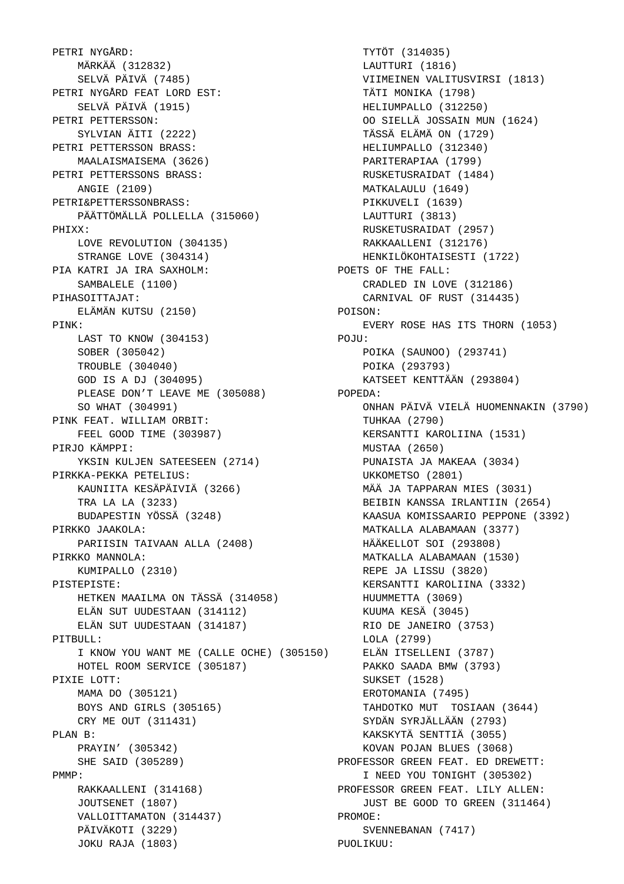PETRI NYGÅRD:
- MÄRKÄÄ (312832)
- SELVÄ PÄIVÄ (7485)

PETRI NYGÅRD FEAT LORD EST:
- SELVÄ PÄIVÄ (1915)

PETRI PETTERSSON:
- SYLVIAN ÄITI (2222)

PETRI PETTERSSON BRASS:
- MAALAISMAISEMA (3626)

PETRI PETTERSSONS BRASS:
- ANGIE (2109)

PETRI&PETTERSSONBRASS:
- PÄÄTTÖMÄLLÄ POLLELLA (315060)

PHIXX:
- LOVE REVOLUTION (304135)
- STRANGE LOVE (304314)

PIA KATRI JA IRA SAXHOLM:
- SAMBALELE (1100)

PIHASOITTAJAT:
- ELÄMÄN KUTSU (2150)

PINK:
- LAST TO KNOW (304153)
- SOBER (305042)
- TROUBLE (304040)
- GOD IS A DJ (304095)
- PLEASE DON'T LEAVE ME (305088)
- SO WHAT (304991)

PINK FEAT. WILLIAM ORBIT:
- FEEL GOOD TIME (303987)

PIRJO KÄMPPI:
- YKSIN KULJEN SATEESEEN (2714)

PIRKKA-PEKKA PETELIUS:
- KAUNIITA KESÄPÄIVIÄ (3266)
- TRA LA LA (3233)
- BUDAPESTIN YÖSSÄ (3248)

PIRKKO JAAKOLA:
- PARIISIN TAIVAAN ALLA (2408)

PIRKKO MANNOLA:
- KUMIPALLO (2310)

PISTEPISTE:
- HETKEN MAAILMA ON TÄSSÄ (314058)
- ELÄN SUT UUDESTAAN (314112)
- ELÄN SUT UUDESTAAN (314187)

PITBULL:
- I KNOW YOU WANT ME (CALLE OCHE) (305150)
- HOTEL ROOM SERVICE (305187)

PIXIE LOTT:
- MAMA DO (305121)
- BOYS AND GIRLS (305165)
- CRY ME OUT (311431)

PLAN B:
- PRAYIN' (305342)
- SHE SAID (305289)

PMMP:
- RAKKAALLENI (314168)
- JOUTSENET (1807)
- VALLOITTAMATON (314437)
- PÄIVÄKOTI (3229)
- JOKU RAJA (1803)
- TYTÖT (314035)
- LAUTTURI (1816)
- VIIMEINEN VALITUSVIRSI (1813)
- TÄTI MONIKA (1798)
- HELIUMPALLO (312250)
- OO SIELLÄ JOSSAIN MUN (1624)
- TÄSSÄ ELÄMÄ ON (1729)
- HELIUMPALLO (312340)
- PARITERAPIAA (1799)
- RUSKETUSRAIDAT (1484)
- MATKALAULU (1649)
- PIKKUVELI (1639)
- LAUTTURI (3813)
- RUSKETUSRAIDAT (2957)
- RAKKAALLENI (312176)
- HENKILÖKOHTAISESTI (1722)

POETS OF THE FALL:
- CRADLED IN LOVE (312186)
- CARNIVAL OF RUST (314435)

POISON:
- EVERY ROSE HAS ITS THORN (1053)

POJU:
- POIKA (SAUNOO) (293741)
- POIKA (293793)
- KATSEET KENTTÄÄN (293804)

POPEDA:
- ONHAN PÄIVÄ VIELÄ HUOMENNAKIN (3790)
- TUHKAA (2790)
- KERSANTTI KAROLIINA (1531)
- MUSTAA (2650)
- PUNAISTA JA MAKEAA (3034)
- UKKOMETSO (2801)
- MÄÄ JA TAPPARAN MIES (3031)
- BEIBIN KANSSA IRLANTIIN (2654)
- KAASUA KOMISSAARIO PEPPONE (3392)
- MATKALLA ALABAMAAN (3377)
- HÄÄKELLOT SOI (293808)
- MATKALLA ALABAMAAN (1530)
- REPE JA LISSU (3820)
- KERSANTTI KAROLIINA (3332)
- HUUMMETTA (3069)
- KUUMA KESÄ (3045)
- RIO DE JANEIRO (3753)
- LOLA (2799)
- ELÄN ITSELLENI (3787)
- PAKKO SAADA BMW (3793)
- SUKSET (1528)
- EROTOMANIA (7495)
- TAHDOTKO MUT  TOSIAAN (3644)
- SYDÄN SYRJÄLLÄÄN (2793)
- KAKSKYTÄ SENTTIÄ (3055)
- KOVAN POJAN BLUES (3068)

PROFESSOR GREEN FEAT. ED DREWETT:
- I NEED YOU TONIGHT (305302)

PROFESSOR GREEN FEAT. LILY ALLEN:
- JUST BE GOOD TO GREEN (311464)

PROMOE:
- SVENNEBANAN (7417)

PUOLIKUU: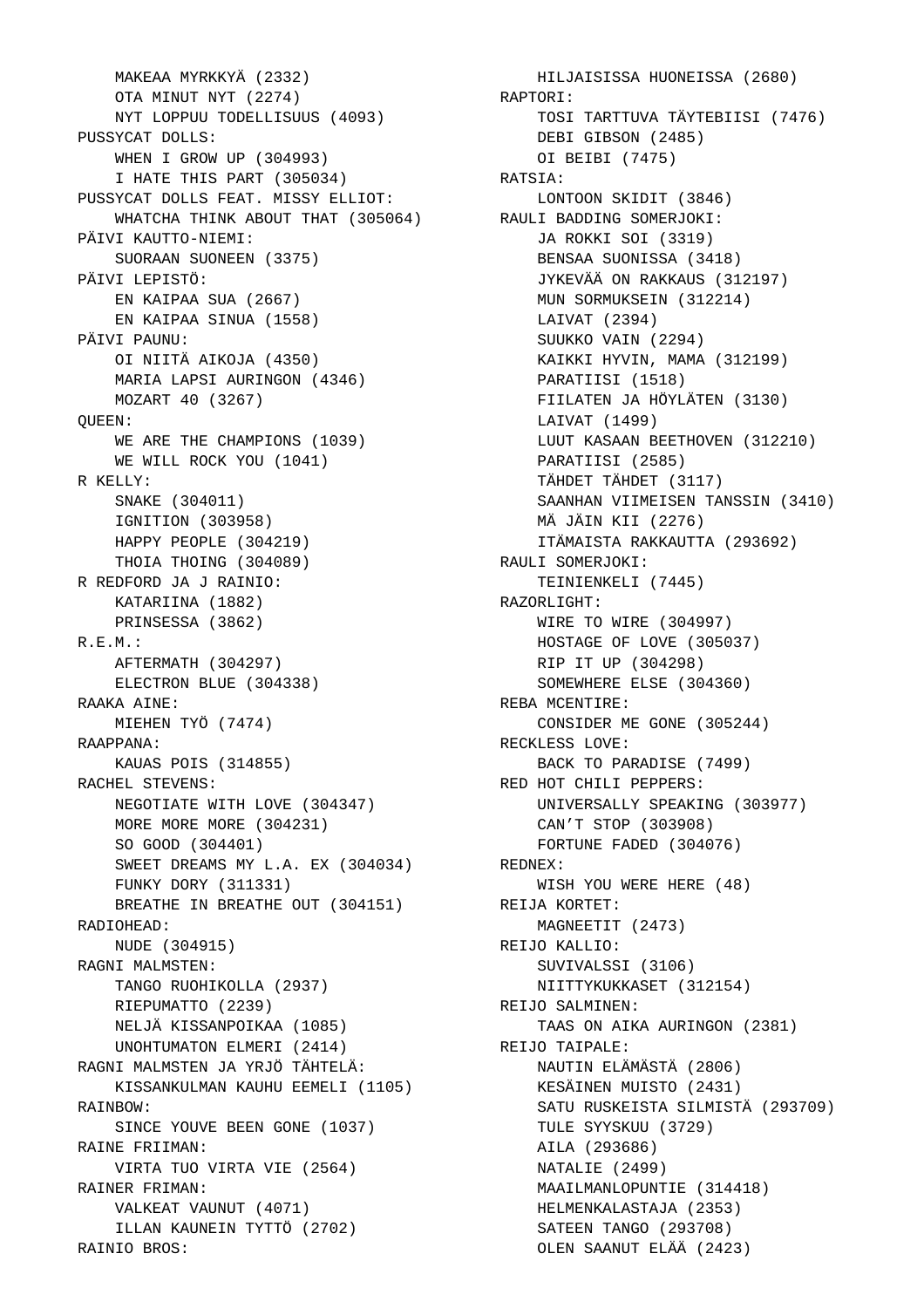MAKEAA MYRKKYÄ (2332)
OTA MINUT NYT (2274)
NYT LOPPUU TODELLISUUS (4093)

PUSSYCAT DOLLS:
WHEN I GROW UP (304993)
I HATE THIS PART (305034)

PUSSYCAT DOLLS FEAT. MISSY ELLIOT:
WHATCHA THINK ABOUT THAT (305064)

PÄIVI KAUTTO-NIEMI:
SUORAAN SUONEEN (3375)

PÄIVI LEPISTÖ:
EN KAIPAA SUA (2667)
EN KAIPAA SINUA (1558)

PÄIVI PAUNU:
OI NIITÄ AIKOJA (4350)
MARIA LAPSI AURINGON (4346)
MOZART 40 (3267)

QUEEN:
WE ARE THE CHAMPIONS (1039)
WE WILL ROCK YOU (1041)

R KELLY:
SNAKE (304011)
IGNITION (303958)
HAPPY PEOPLE (304219)
THOIA THOING (304089)

R REDFORD JA J RAINIO:
KATARIINA (1882)
PRINSESSA (3862)

R.E.M.:
AFTERMATH (304297)
ELECTRON BLUE (304338)

RAAKA AINE:
MIEHEN TYÖ (7474)

RAAPPANA:
KAUAS POIS (314855)

RACHEL STEVENS:
NEGOTIATE WITH LOVE (304347)
MORE MORE MORE (304231)
SO GOOD (304401)
SWEET DREAMS MY L.A. EX (304034)
FUNKY DORY (311331)
BREATHE IN BREATHE OUT (304151)

RADIOHEAD:
NUDE (304915)

RAGNI MALMSTEN:
TANGO RUOHIKOLLA (2937)
RIEPUMATTO (2239)
NELJÄ KISSANPOIKAA (1085)
UNOHTUMATON ELMERI (2414)

RAGNI MALMSTEN JA YRJÖ TÄHTELÄ:
KISSANKULMAN KAUHU EEMELI (1105)

RAINBOW:
SINCE YOUVE BEEN GONE (1037)

RAINE FRIIMAN:
VIRTA TUO VIRTA VIE (2564)

RAINER FRIMAN:
VALKEAT VAUNUT (4071)
ILLAN KAUNEIN TYTTÖ (2702)

RAINIO BROS:
HILJAISISSA HUONEISSA (2680)

RAPTORI:
TOSI TARTTUVA TÄYTEBIISI (7476)
DEBI GIBSON (2485)
OI BEIBI (7475)

RATSIA:
LONTOON SKIDIT (3846)

RAULI BADDING SOMERJOKI:
JA ROKKI SOI (3319)
BENSAA SUONISSA (3418)
JYKEVÄÄ ON RAKKAUS (312197)
MUN SORMUKSEIN (312214)
LAIVAT (2394)
SUUKKO VAIN (2294)
KAIKKI HYVIN, MAMA (312199)
PARATIISI (1518)
FIILATEN JA HÖYLÄTEN (3130)
LAIVAT (1499)
LUUT KASAAN BEETHOVEN (312210)
PARATIISI (2585)
TÄHDET TÄHDET (3117)
SAANHAN VIIMEISEN TANSSIN (3410)
MÄ JÄIN KII (2276)
ITÄMAISTA RAKKAUTTA (293692)

RAULI SOMERJOKI:
TEINIENKELI (7445)

RAZORLIGHT:
WIRE TO WIRE (304997)
HOSTAGE OF LOVE (305037)
RIP IT UP (304298)
SOMEWHERE ELSE (304360)

REBA MCENTIRE:
CONSIDER ME GONE (305244)

RECKLESS LOVE:
BACK TO PARADISE (7499)

RED HOT CHILI PEPPERS:
UNIVERSALLY SPEAKING (303977)
CAN'T STOP (303908)
FORTUNE FADED (304076)

REDNEX:
WISH YOU WERE HERE (48)

REIJA KORTET:
MAGNEETIT (2473)

REIJO KALLIO:
SUVIVALSSI (3106)
NIITTYKUKKASET (312154)

REIJO SALMINEN:
TAAS ON AIKA AURINGON (2381)

REIJO TAIPALE:
NAUTIN ELÄMÄSTÄ (2806)
KESÄINEN MUISTO (2431)
SATU RUSKEISTA SILMISTÄ (293709)
TULE SYYSKUU (3729)
AILA (293686)
NATALIE (2499)
MAAILMANLOPUNTIE (314418)
HELMENKALASTAJA (2353)
SATEEN TANGO (293708)
OLEN SAANUT ELÄÄ (2423)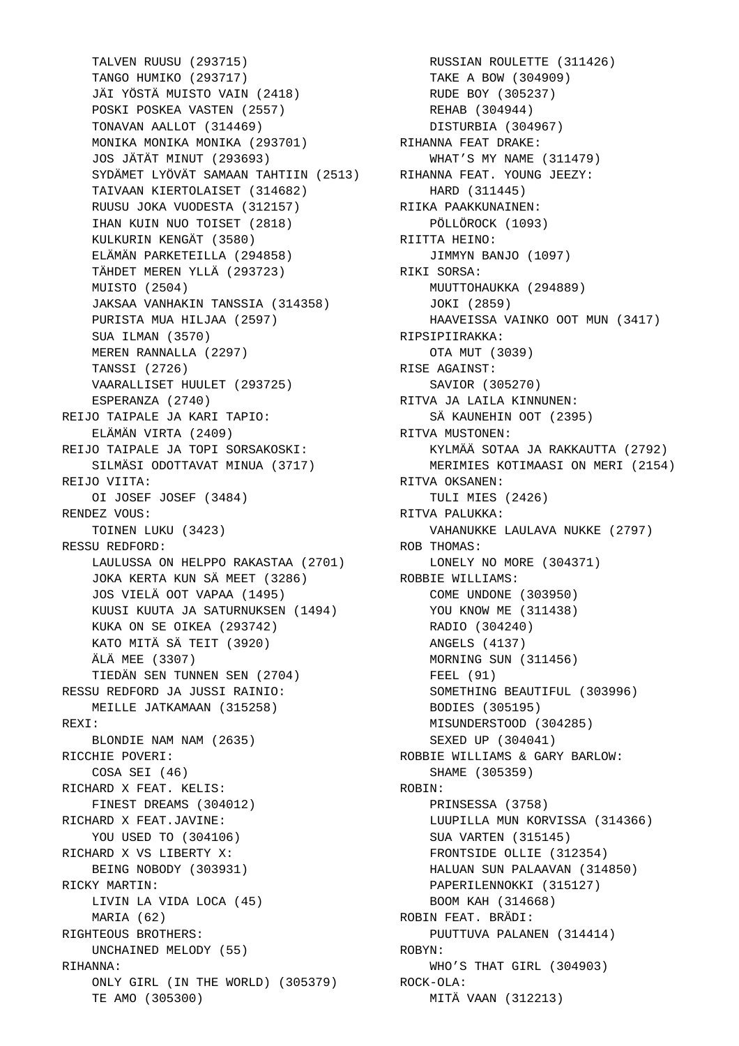TALVEN RUUSU (293715)
TANGO HUMIKO (293717)
JÄI YÖSTÄ MUISTO VAIN (2418)
POSKI POSKEA VASTEN (2557)
TONAVAN AALLOT (314469)
MONIKA MONIKA MONIKA (293701)
JOS JÄTÄT MINUT (293693)
SYDÄMET LYÖVÄT SAMAAN TAHTIIN (2513)
TAIVAAN KIERTOLAISET (314682)
RUUSU JOKA VUODESTA (312157)
IHAN KUIN NUO TOISET (2818)
KULKURIN KENGÄT (3580)
ELÄMÄN PARKETEILLA (294858)
TÄHDET MEREN YLLÄ (293723)
MUISTO (2504)
JAKSAA VANHAKIN TANSSIA (314358)
PURISTA MUA HILJAA (2597)
SUA ILMAN (3570)
MEREN RANNALLA (2297)
TANSSI (2726)
VAARALLISET HUULET (293725)
ESPERANZA (2740)

REIJO TAIPALE JA KARI TAPIO:
ELÄMÄN VIRTA (2409)

REIJO TAIPALE JA TOPI SORSAKOSKI:
SILMÄSI ODOTTAVAT MINUA (3717)

REIJO VIITA:
OI JOSEF JOSEF (3484)

RENDEZ VOUS:
TOINEN LUKU (3423)

RESSU REDFORD:
LAULUSSA ON HELPPO RAKASTAA (2701)
JOKA KERTA KUN SÄ MEET (3286)
JOS VIELÄ OOT VAPAA (1495)
KUUSI KUUTA JA SATURNUKSEN (1494)
KUKA ON SE OIKEA (293742)
KATO MITÄ SÄ TEIT (3920)
ÄLÄ MEE (3307)
TIEDÄN SEN TUNNEN SEN (2704)

RESSU REDFORD JA JUSSI RAINIO:
MEILLE JATKAMAAN (315258)

REXI:
BLONDIE NAM NAM (2635)

RICCHIE POVERI:
COSA SEI (46)

RICHARD X FEAT. KELIS:
FINEST DREAMS (304012)

RICHARD X FEAT.JAVINE:
YOU USED TO (304106)

RICHARD X VS LIBERTY X:
BEING NOBODY (303931)

RICKY MARTIN:
LIVIN LA VIDA LOCA (45)
MARIA (62)

RIGHTEOUS BROTHERS:
UNCHAINED MELODY (55)

RIHANNA:
ONLY GIRL (IN THE WORLD) (305379)
TE AMO (305300)
RUSSIAN ROULETTE (311426)
TAKE A BOW (304909)
RUDE BOY (305237)
REHAB (304944)
DISTURBIA (304967)

RIHANNA FEAT DRAKE:
WHAT'S MY NAME (311479)

RIHANNA FEAT. YOUNG JEEZY:
HARD (311445)

RIIKA PAAKKUNAINEN:
PÖLLÖROCK (1093)

RIITTA HEINO:
JIMMYN BANJO (1097)

RIKI SORSA:
MUUTTOHAUKKA (294889)
JOKI (2859)
HAAVEISSA VAINKO OOT MUN (3417)

RIPSIPIIRAKKA:
OTA MUT (3039)

RISE AGAINST:
SAVIOR (305270)

RITVA JA LAILA KINNUNEN:
SÄ KAUNEHIN OOT (2395)

RITVA MUSTONEN:
KYLMÄÄ SOTAA JA RAKKAUTTA (2792)
MERIMIES KOTIMAASI ON MERI (2154)

RITVA OKSANEN:
TULI MIES (2426)

RITVA PALUKKA:
VAHANUKKE LAULAVA NUKKE (2797)

ROB THOMAS:
LONELY NO MORE (304371)

ROBBIE WILLIAMS:
COME UNDONE (303950)
YOU KNOW ME (311438)
RADIO (304240)
ANGELS (4137)
MORNING SUN (311456)
FEEL (91)
SOMETHING BEAUTIFUL (303996)
BODIES (305195)
MISUNDERSTOOD (304285)
SEXED UP (304041)

ROBBIE WILLIAMS & GARY BARLOW:
SHAME (305359)

ROBIN:
PRINSESSA (3758)
LUUPILLA MUN KORVISSA (314366)
SUA VARTEN (315145)
FRONTSIDE OLLIE (312354)
HALUAN SUN PALAAVAN (314850)
PAPERILENNOKKI (315127)
BOOM KAH (314668)

ROBIN FEAT. BRÄDI:
PUUTTUVA PALANEN (314414)

ROBYN:
WHO'S THAT GIRL (304903)

ROCK-OLA:
MITÄ VAAN (312213)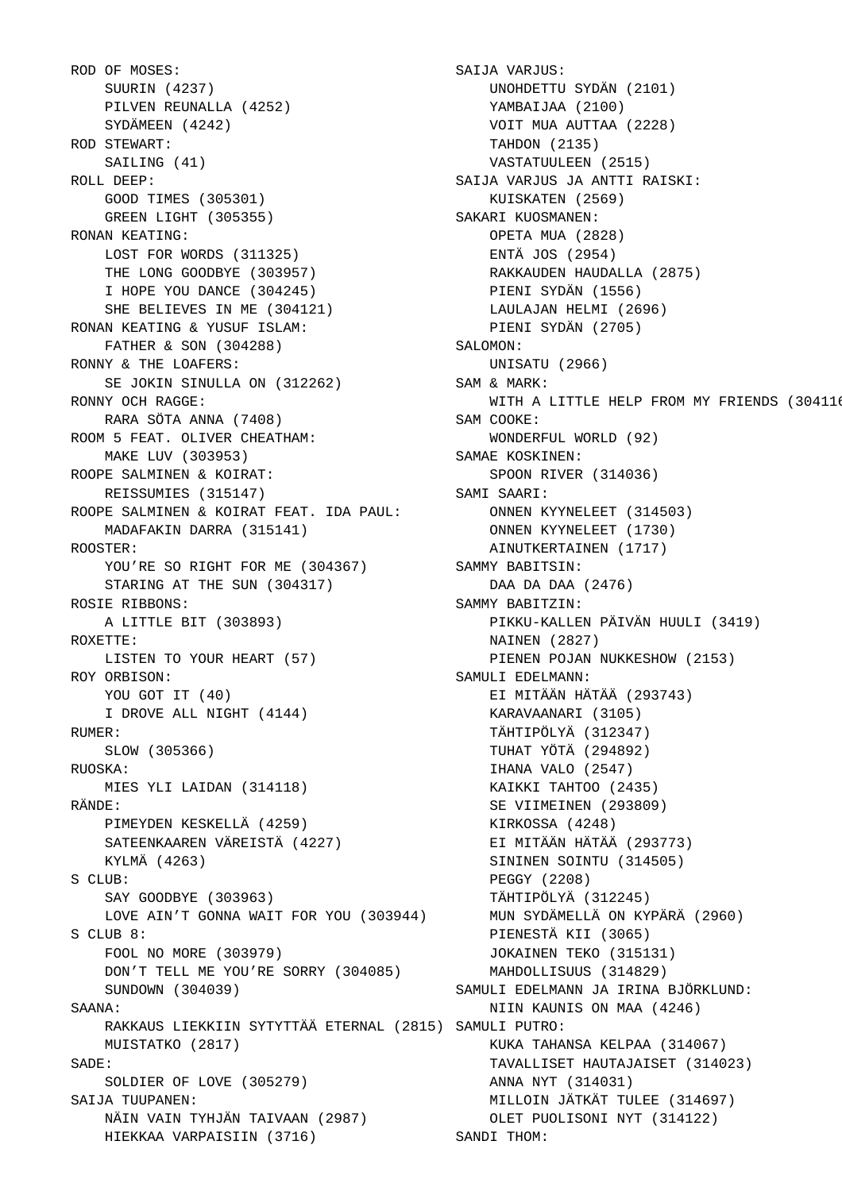ROD OF MOSES:
    SUURIN (4237)
    PILVEN REUNALLA (4252)
    SYDÄMEEN (4242)
ROD STEWART:
    SAILING (41)
ROLL DEEP:
    GOOD TIMES (305301)
    GREEN LIGHT (305355)
RONAN KEATING:
    LOST FOR WORDS (311325)
    THE LONG GOODBYE (303957)
    I HOPE YOU DANCE (304245)
    SHE BELIEVES IN ME (304121)
RONAN KEATING & YUSUF ISLAM:
    FATHER & SON (304288)
RONNY & THE LOAFERS:
    SE JOKIN SINULLA ON (312262)
RONNY OCH RAGGE:
    RARA SÖTA ANNA (7408)
ROOM 5 FEAT. OLIVER CHEATHAM:
    MAKE LUV (303953)
ROOPE SALMINEN & KOIRAT:
    REISSUMIES (315147)
ROOPE SALMINEN & KOIRAT FEAT. IDA PAUL:
    MADAFAKIN DARRA (315141)
ROOSTER:
    YOU’RE SO RIGHT FOR ME (304367)
    STARING AT THE SUN (304317)
ROSIE RIBBONS:
    A LITTLE BIT (303893)
ROXETTE:
    LISTEN TO YOUR HEART (57)
ROY ORBISON:
    YOU GOT IT (40)
    I DROVE ALL NIGHT (4144)
RUMER:
    SLOW (305366)
RUOSKA:
    MIES YLI LAIDAN (314118)
RÄNDE:
    PIMEYDEN KESKELLÄ (4259)
    SATEENKAAREN VÄREISTÄ (4227)
    KYLMÄ (4263)
S CLUB:
    SAY GOODBYE (303963)
    LOVE AIN’T GONNA WAIT FOR YOU (303944)
S CLUB 8:
    FOOL NO MORE (303979)
    DON’T TELL ME YOU’RE SORRY (304085)
    SUNDOWN (304039)
SAANA:
    RAKKAUS LIEKKIIN SYTYTTÄÄ ETERNAL (2815)
    MUISTATKO (2817)
SADE:
    SOLDIER OF LOVE (305279)
SAIJA TUUPANEN:
    NÄIN VAIN TYHJÄN TAIVAAN (2987)
    HIEKKAA VARPAISIIN (3716)
SAIJA VARJUS:
    UNOHDETTU SYDÄN (2101)
    YAMBAIJAA (2100)
    VOIT MUA AUTTAA (2228)
    TAHDON (2135)
    VASTATUULEEN (2515)
SAIJA VARJUS JA ANTTI RAISKI:
    KUISKATEN (2569)
SAKARI KUOSMANEN:
    OPETA MUA (2828)
    ENTÄ JOS (2954)
    RAKKAUDEN HAUDALLA (2875)
    PIENI SYDÄN (1556)
    LAULAJAN HELMI (2696)
    PIENI SYDÄN (2705)
SALOMON:
    UNISATU (2966)
SAM & MARK:
    WITH A LITTLE HELP FROM MY FRIENDS (304116
SAM COOKE:
    WONDERFUL WORLD (92)
SAMAE KOSKINEN:
    SPOON RIVER (314036)
SAMI SAARI:
    ONNEN KYYNELEET (314503)
    ONNEN KYYNELEET (1730)
    AINUTKERTAINEN (1717)
SAMMY BABITSIN:
    DAA DA DAA (2476)
SAMMY BABITZIN:
    PIKKU-KALLEN PÄIVÄN HUULI (3419)
    NAINEN (2827)
    PIENEN POJAN NUKKESHOW (2153)
SAMULI EDELMANN:
    EI MITÄÄN HÄTÄÄ (293743)
    KARAVAANARI (3105)
    TÄHTIPÖLYÄ (312347)
    TUHAT YÖTÄ (294892)
    IHANA VALO (2547)
    KAIKKI TAHTOO (2435)
    SE VIIMEINEN (293809)
    KIRKOSSA (4248)
    EI MITÄÄN HÄTÄÄ (293773)
    SININEN SOINTU (314505)
    PEGGY (2208)
    TÄHTIPÖLYÄ (312245)
    MUN SYDÄMELLÄ ON KYPÄRÄ (2960)
    PIENESTÄ KII (3065)
    JOKAINEN TEKO (315131)
    MAHDOLLISUUS (314829)
SAMULI EDELMANN JA IRINA BJÖRKLUND:
    NIIN KAUNIS ON MAA (4246)
SAMULI PUTRO:
    KUKA TAHANSA KELPAA (314067)
    TAVALLISET HAUTAJAISET (314023)
    ANNA NYT (314031)
    MILLOIN JÄTKÄT TULEE (314697)
    OLET PUOLISONI NYT (314122)
SANDI THOM: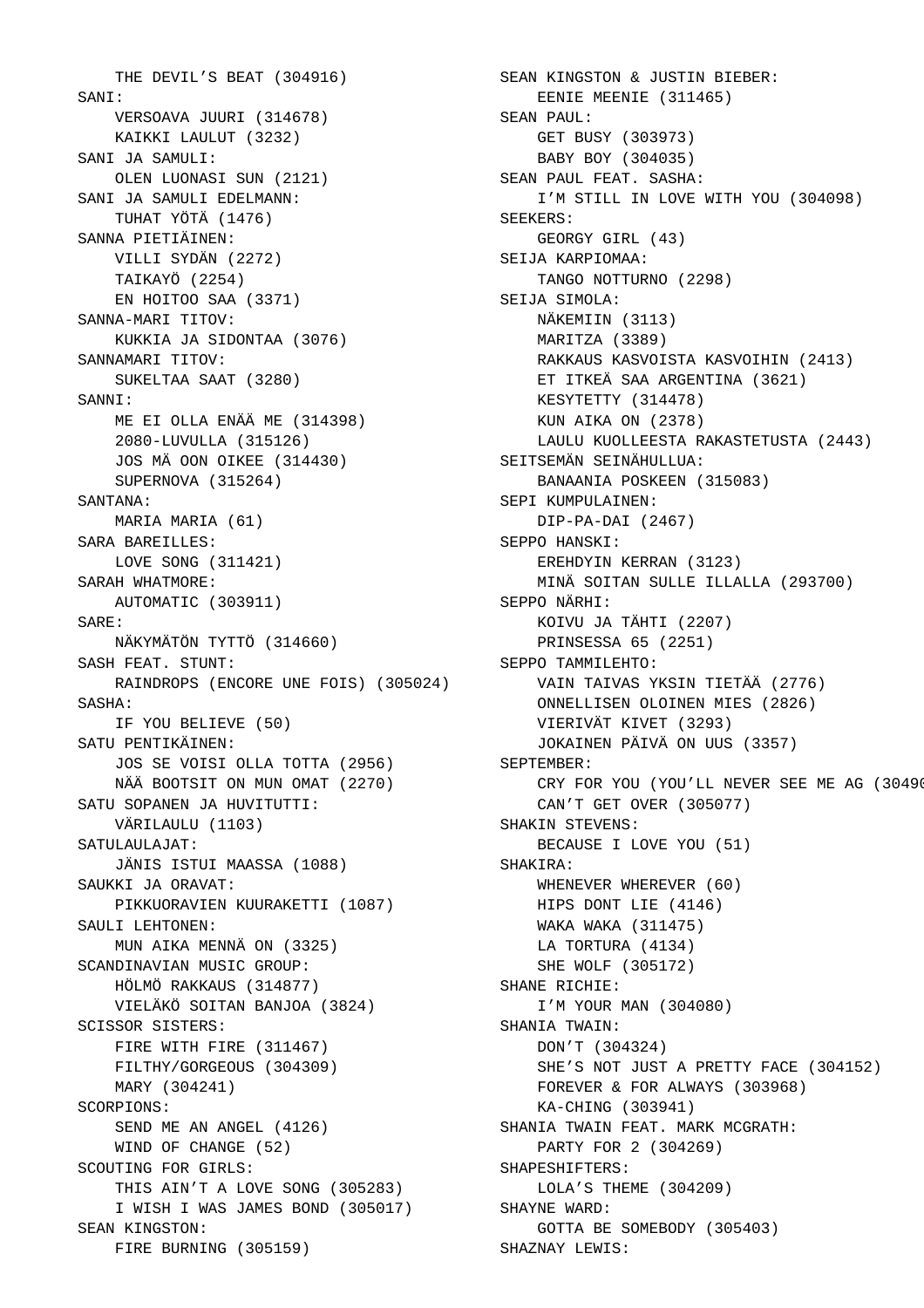THE DEVIL'S BEAT (304916)

SANI:
    VERSOAVA JUURI (314678)
    KAIKKI LAULUT (3232)

SANI JA SAMULI:
    OLEN LUONASI SUN (2121)

SANI JA SAMULI EDELMANN:
    TUHAT YÖTÄ (1476)

SANNA PIETIÄINEN:
    VILLI SYDÄN (2272)
    TAIKAYÖ (2254)
    EN HOITOO SAA (3371)

SANNA-MARI TITOV:
    KUKKIA JA SIDONTAA (3076)

SANNAMARI TITOV:
    SUKELTAA SAAT (3280)

SANNI:
    ME EI OLLA ENÄÄ ME (314398)
    2080-LUVULLA (315126)
    JOS MÄ OON OIKEE (314430)
    SUPERNOVA (315264)

SANTANA:
    MARIA MARIA (61)

SARA BAREILLES:
    LOVE SONG (311421)

SARAH WHATMORE:
    AUTOMATIC (303911)

SARE:
    NÄKYMÄTÖN TYTTÖ (314660)

SASH FEAT. STUNT:
    RAINDROPS (ENCORE UNE FOIS) (305024)

SASHA:
    IF YOU BELIEVE (50)

SATU PENTIKÄINEN:
    JOS SE VOISI OLLA TOTTA (2956)
    NÄÄ BOOTSIT ON MUN OMAT (2270)

SATU SOPANEN JA HUVITUTTI:
    VÄRILAULU (1103)

SATULAULAJAT:
    JÄNIS ISTUI MAASSA (1088)

SAUKKI JA ORAVAT:
    PIKKUORAVIEN KUURAKETTI (1087)

SAULI LEHTONEN:
    MUN AIKA MENNÄ ON (3325)

SCANDINAVIAN MUSIC GROUP:
    HÖLMÖ RAKKAUS (314877)
    VIELÄKÖ SOITAN BANJOA (3824)

SCISSOR SISTERS:
    FIRE WITH FIRE (311467)
    FILTHY/GORGEOUS (304309)
    MARY (304241)

SCORPIONS:
    SEND ME AN ANGEL (4126)
    WIND OF CHANGE (52)

SCOUTING FOR GIRLS:
    THIS AIN'T A LOVE SONG (305283)
    I WISH I WAS JAMES BOND (305017)

SEAN KINGSTON:
    FIRE BURNING (305159)

SEAN KINGSTON & JUSTIN BIEBER:
    EENIE MEENIE (311465)

SEAN PAUL:
    GET BUSY (303973)
    BABY BOY (304035)

SEAN PAUL FEAT. SASHA:
    I'M STILL IN LOVE WITH YOU (304098)

SEEKERS:
    GEORGY GIRL (43)

SEIJA KARPIOMAA:
    TANGO NOTTURNO (2298)

SEIJA SIMOLA:
    NÄKEMIIN (3113)
    MARITZA (3389)
    RAKKAUS KASVOISTA KASVOIHIN (2413)
    ET ITKEÄ SAA ARGENTINA (3621)
    KESYTETTY (314478)
    KUN AIKA ON (2378)
    LAULU KUOLLEESTA RAKASTETUSTA (2443)

SEITSEMÄN SEINÄHULLUA:
    BANAANIA POSKEEN (315083)

SEPI KUMPULAINEN:
    DIP-PA-DAI (2467)

SEPPO HANSKI:
    EREHDYIN KERRAN (3123)
    MINÄ SOITAN SULLE ILLALLA (293700)

SEPPO NÄRHI:
    KOIVU JA TÄHTI (2207)
    PRINSESSA 65 (2251)

SEPPO TAMMILEHTO:
    VAIN TAIVAS YKSIN TIETÄÄ (2776)
    ONNELLISEN OLOINEN MIES (2826)
    VIERIVÄT KIVET (3293)
    JOKAINEN PÄIVÄ ON UUS (3357)

SEPTEMBER:
    CRY FOR YOU (YOU'LL NEVER SEE ME AG (3049
    CAN'T GET OVER (305077)

SHAKIN STEVENS:
    BECAUSE I LOVE YOU (51)

SHAKIRA:
    WHENEVER WHEREVER (60)
    HIPS DONT LIE (4146)
    WAKA WAKA (311475)
    LA TORTURA (4134)
    SHE WOLF (305172)

SHANE RICHIE:
    I'M YOUR MAN (304080)

SHANIA TWAIN:
    DON'T (304324)
    SHE'S NOT JUST A PRETTY FACE (304152)
    FOREVER & FOR ALWAYS (303968)
    KA-CHING (303941)

SHANIA TWAIN FEAT. MARK MCGRATH:
    PARTY FOR 2 (304269)

SHAPESHIFTERS:
    LOLA'S THEME (304209)

SHAYNE WARD:
    GOTTA BE SOMEBODY (305403)

SHAZNAY LEWIS: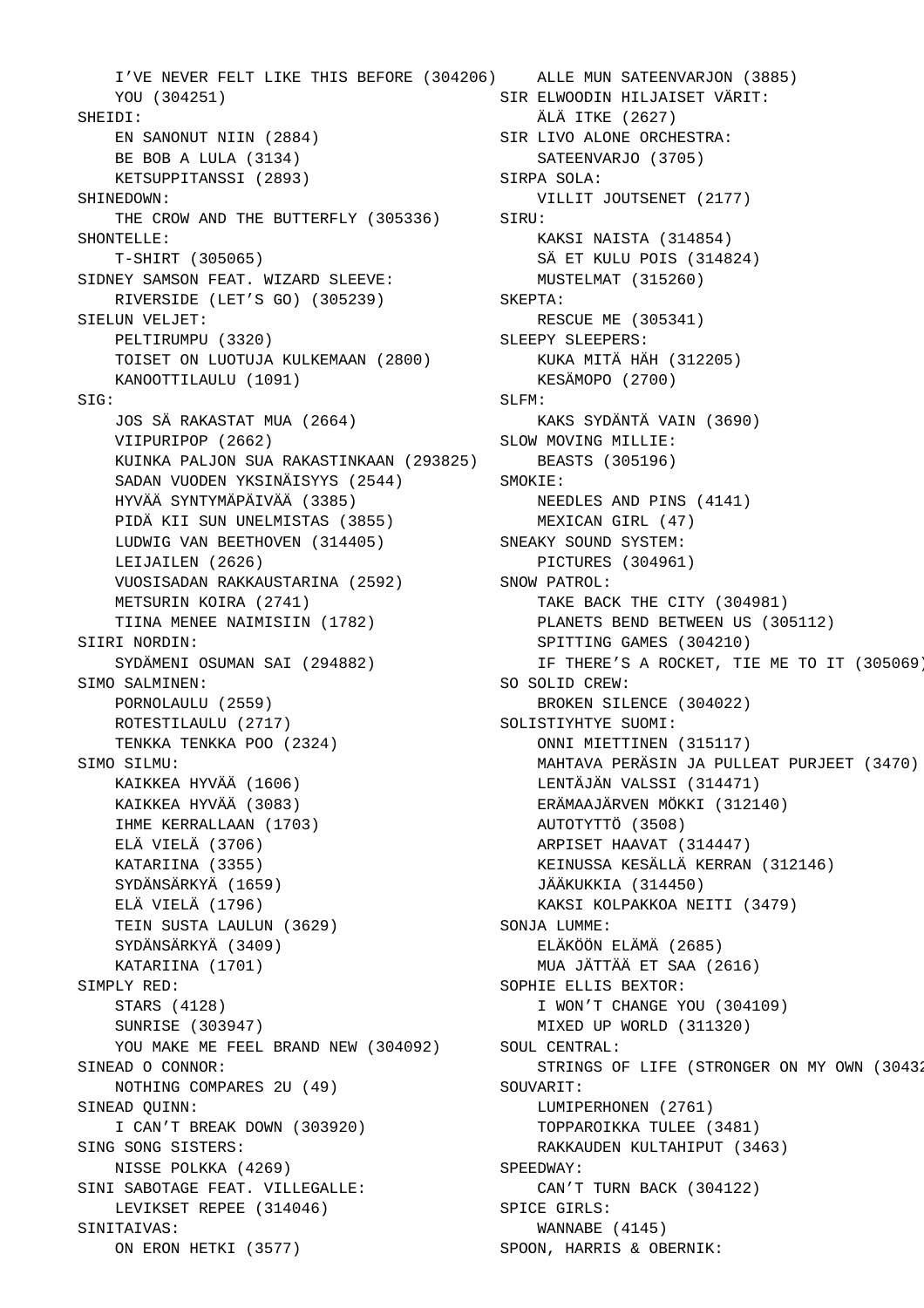I'VE NEVER FELT LIKE THIS BEFORE (304206)
YOU (304251)

SHEIDI:
EN SANONUT NIIN (2884)
BE BOB A LULA (3134)
KETSUPPITANSSI (2893)

SHINEDOWN:
THE CROW AND THE BUTTERFLY (305336)

SHONTELLE:
T-SHIRT (305065)

SIDNEY SAMSON FEAT. WIZARD SLEEVE:
RIVERSIDE (LET'S GO) (305239)

SIELUN VELJET:
PELTIRUMPU (3320)
TOISET ON LUOTUJA KULKEMAAN (2800)
KANOOTTILAULU (1091)

SIG:
JOS SÄ RAKASTAT MUA (2664)
VIIPURIPOP (2662)
KUINKA PALJON SUA RAKASTINKAAN (293825)
SADAN VUODEN YKSINÄISYYS (2544)
HYVÄÄ SYNTYMÄPÄIVÄÄ (3385)
PIDÄ KII SUN UNELMISTAS (3855)
LUDWIG VAN BEETHOVEN (314405)
LEIJAILEN (2626)
VUOSISADAN RAKKAUSTARINA (2592)
METSURIN KOIRA (2741)
TIINA MENEE NAIMISIIN (1782)

SIIRI NORDIN:
SYDÄMENI OSUMAN SAI (294882)

SIMO SALMINEN:
PORNOLAULU (2559)
ROTESTILAULU (2717)
TENKKA TENKKA POO (2324)

SIMO SILMU:
KAIKKEA HYVÄÄ (1606)
KAIKKEA HYVÄÄ (3083)
IHME KERRALLAAN (1703)
ELÄ VIELÄ (3706)
KATARIINA (3355)
SYDÄNSÄRKYÄ (1659)
ELÄ VIELÄ (1796)
TEIN SUSTA LAULUN (3629)
SYDÄNSÄRKYÄ (3409)
KATARIINA (1701)

SIMPLY RED:
STARS (4128)
SUNRISE (303947)
YOU MAKE ME FEEL BRAND NEW (304092)

SINEAD O CONNOR:
NOTHING COMPARES 2U (49)

SINEAD QUINN:
I CAN'T BREAK DOWN (303920)

SING SONG SISTERS:
NISSE POLKKA (4269)

SINI SABOTAGE FEAT. VILLEGALLE:
LEVIKSET REPEE (314046)

SINITAIVAS:
ON ERON HETKI (3577)
ALLE MUN SATEENVARJON (3885)

SIR ELWOODIN HILJAISET VÄRIT:
ÄLÄ ITKE (2627)

SIR LIVO ALONE ORCHESTRA:
SATEENVARJO (3705)

SIRPA SOLA:
VILLIT JOUTSENET (2177)

SIRU:
KAKSI NAISTA (314854)
SÄ ET KULU POIS (314824)
MUSTELMAT (315260)

SKEPTA:
RESCUE ME (305341)

SLEEPY SLEEPERS:
KUKA MITÄ HÄH (312205)
KESÄMOPO (2700)

SLFM:
KAKS SYDÄNTÄ VAIN (3690)

SLOW MOVING MILLIE:
BEASTS (305196)

SMOKIE:
NEEDLES AND PINS (4141)
MEXICAN GIRL (47)

SNEAKY SOUND SYSTEM:
PICTURES (304961)

SNOW PATROL:
TAKE BACK THE CITY (304981)
PLANETS BEND BETWEEN US (305112)
SPITTING GAMES (304210)
IF THERE'S A ROCKET, TIE ME TO IT (305069)

SO SOLID CREW:
BROKEN SILENCE (304022)

SOLISTIYHTYE SUOMI:
ONNI MIETTINEN (315117)
MAHTAVA PERÄSIN JA PULLEAT PURJEET (3470)
LENTÄJÄN VALSSI (314471)
ERÄMAAJÄRVEN MÖKKI (312140)
AUTOTYTTÖ (3508)
ARPISET HAAVAT (314447)
KEINUSSA KESÄLLÄ KERRAN (312146)
JÄÄKUKKIA (314450)
KAKSI KOLPAKKOA NEITI (3479)

SONJA LUMME:
ELÄKÖÖN ELÄMÄ (2685)
MUA JÄTTÄÄ ET SAA (2616)

SOPHIE ELLIS BEXTOR:
I WON'T CHANGE YOU (304109)
MIXED UP WORLD (311320)

SOUL CENTRAL:
STRINGS OF LIFE (STRONGER ON MY OWN (30432

SOUVARIT:
LUMIPERHONEN (2761)
TOPPAROIKKA TULEE (3481)
RAKKAUDEN KULTAHIPUT (3463)

SPEEDWAY:
CAN'T TURN BACK (304122)

SPICE GIRLS:
WANNABE (4145)

SPOON, HARRIS & OBERNIK: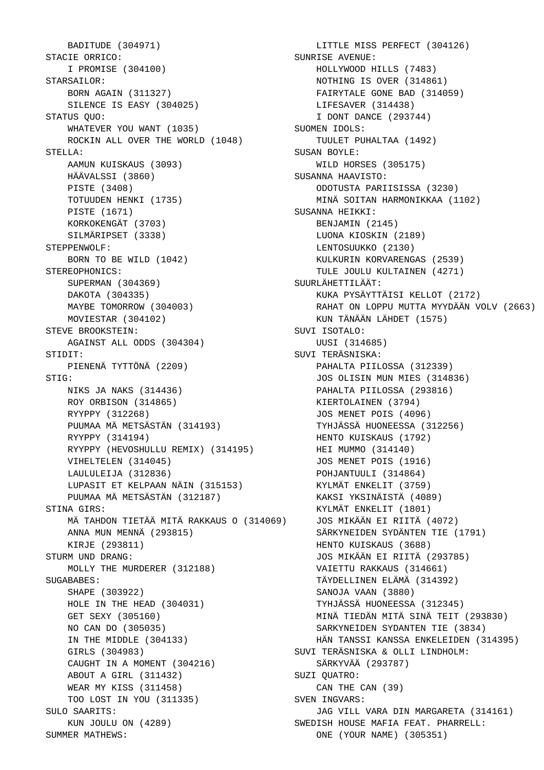BADITUDE (304971)

STACIE ORRICO:

I PROMISE (304100)

STARSAILOR:

BORN AGAIN (311327)
SILENCE IS EASY (304025)

STATUS QUO:

WHATEVER YOU WANT (1035)
ROCKIN ALL OVER THE WORLD (1048)

STELLA:

AAMUN KUISKAUS (3093)
HÄÄVALSSI (3860)
PISTE (3408)
TOTUUDEN HENKI (1735)
PISTE (1671)
KORKOKENGÄT (3703)
SILMÄRIPSET (3338)

STEPPENWOLF:

BORN TO BE WILD (1042)

STEREOPHONICS:

SUPERMAN (304369)
DAKOTA (304335)
MAYBE TOMORROW (304003)
MOVIESTAR (304102)

STEVE BROOKSTEIN:

AGAINST ALL ODDS (304304)

STIDIT:

PIENENÄ TYTTÖNÄ (2209)

STIG:

NIKS JA NAKS (314436)
ROY ORBISON (314865)
RYYPPY (312268)
PUUMAA MÄ METSÄSTÄN (314193)
RYYPPY (314194)
RYYPPY (HEVOSHULLU REMIX) (314195)
VIHELTELEN (314045)
LAULULEIJA (312836)
LUPASIT ET KELPAAN NÄIN (315153)
PUUMAA MÄ METSÄSTÄN (312187)

STINA GIRS:

MÄ TAHDON TIETÄÄ MITÄ RAKKAUS O (314069)
ANNA MUN MENNÄ (293815)
KIRJE (293811)

STURM UND DRANG:

MOLLY THE MURDERER (312188)

SUGABABES:

SHAPE (303922)
HOLE IN THE HEAD (304031)
GET SEXY (305160)
NO CAN DO (305035)
IN THE MIDDLE (304133)
GIRLS (304983)
CAUGHT IN A MOMENT (304216)
ABOUT A GIRL (311432)
WEAR MY KISS (311458)
TOO LOST IN YOU (311335)

SULO SAARITS:

KUN JOULU ON (4289)

SUMMER MATHEWS:

LITTLE MISS PERFECT (304126)

SUNRISE AVENUE:

HOLLYWOOD HILLS (7483)
NOTHING IS OVER (314861)
FAIRYTALE GONE BAD (314059)
LIFESAVER (314438)
I DONT DANCE (293744)

SUOMEN IDOLS:

TUULET PUHALTAA (1492)

SUSAN BOYLE:

WILD HORSES (305175)

SUSANNA HAAVISTO:

ODOTUSTA PARIISISSA (3230)
MINÄ SOITAN HARMONIKKAA (1102)

SUSANNA HEIKKI:

BENJAMIN (2145)
LUONA KIOSKIN (2189)
LENTOSUUKKO (2130)
KULKURIN KORVARENGAS (2539)
TULE JOULU KULTAINEN (4271)

SUURLÄHETTILÄÄT:

KUKA PYSÄYTTÄISI KELLOT (2172)
RAHAT ON LOPPU MUTTA MYYDÄÄN VOLV (2663)
KUN TÄNÄÄN LÄHDET (1575)

SUVI ISOTALO:

UUSI (314685)

SUVI TERÄSNISKA:

PAHALTA PIILOSSA (312339)
JOS OLISIN MUN MIES (314836)
PAHALTA PIILOSSA (293816)
KIERTOLAINEN (3794)
JOS MENET POIS (4096)
TYHJÄSSÄ HUONEESSA (312256)
HENTO KUISKAUS (1792)
HEI MUMMO (314140)
JOS MENET POIS (1916)
POHJANTUULI (314864)
KYLMÄT ENKELIT (3759)
KAKSI YKSINÄISTÄ (4089)
KYLMÄT ENKELIT (1801)
JOS MIKÄÄN EI RIITÄ (4072)
SÄRKYNEIDEN SYDÄNTEN TIE (1791)
HENTO KUISKAUS (3688)
JOS MIKÄÄN EI RIITÄ (293785)
VAIETTU RAKKAUS (314661)
TÄYDELLINEN ELÄMÄ (314392)
SANOJA VAAN (3880)
TYHJÄSSÄ HUONEESSA (312345)
MINÄ TIEDÄN MITÄ SINÄ TEIT (293830)
SARKYNEIDEN SYDANTEN TIE (3834)
HÄN TANSSI KANSSA ENKELEIDEN (314395)

SUVI TERÄSNISKA & OLLI LINDHOLM:

SÄRKYVÄÄ (293787)

SUZI QUATRO:

CAN THE CAN (39)

SVEN INGVARS:

JAG VILL VARA DIN MARGARETA (314161)

SWEDISH HOUSE MAFIA FEAT. PHARRELL:

ONE (YOUR NAME) (305351)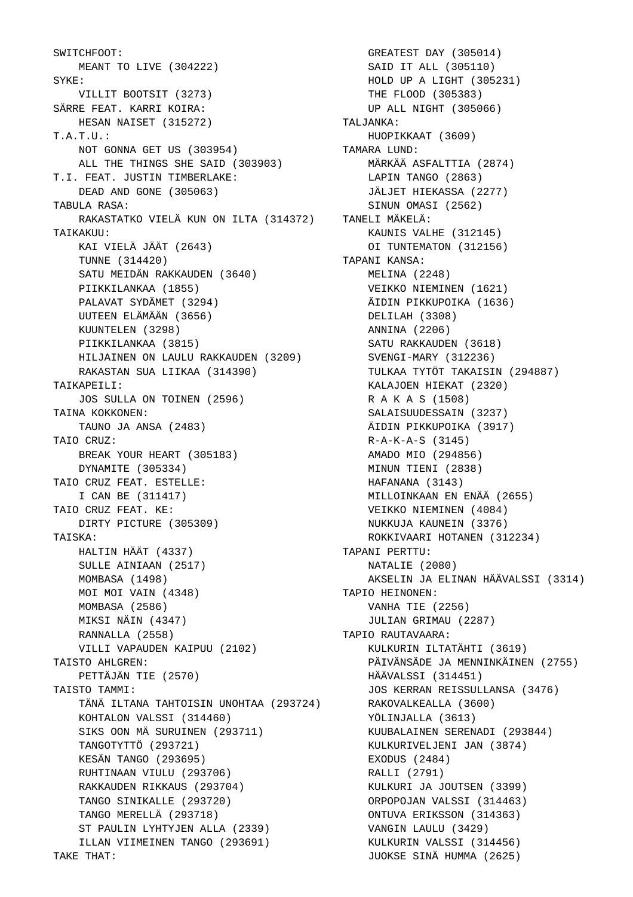SWITCHFOOT:
    MEANT TO LIVE (304222)
SYKE:
    VILLIT BOOTSIT (3273)
SÄRRE FEAT. KARRI KOIRA:
    HESAN NAISET (315272)
T.A.T.U.:
    NOT GONNA GET US (303954)
    ALL THE THINGS SHE SAID (303903)
T.I. FEAT. JUSTIN TIMBERLAKE:
    DEAD AND GONE (305063)
TABULA RASA:
    RAKASTATKO VIELÄ KUN ON ILTA (314372)
TAIKAKUU:
    KAI VIELÄ JÄÄT (2643)
    TUNNE (314420)
    SATU MEIDÄN RAKKAUDEN (3640)
    PIIKKILANKAA (1855)
    PALAVAT SYDÄMET (3294)
    UUTEEN ELÄMÄÄN (3656)
    KUUNTELEN (3298)
    PIIKKILANKAA (3815)
    HILJAINEN ON LAULU RAKKAUDEN (3209)
    RAKASTAN SUA LIIKAA (314390)
TAIKAPEILI:
    JOS SULLA ON TOINEN (2596)
TAINA KOKKONEN:
    TAUNO JA ANSA (2483)
TAIO CRUZ:
    BREAK YOUR HEART (305183)
    DYNAMITE (305334)
TAIO CRUZ FEAT. ESTELLE:
    I CAN BE (311417)
TAIO CRUZ FEAT. KE:
    DIRTY PICTURE (305309)
TAISKA:
    HALTIN HÄÄT (4337)
    SULLE AINIAAN (2517)
    MOMBASA (1498)
    MOI MOI VAIN (4348)
    MOMBASA (2586)
    MIKSI NÄIN (4347)
    RANNALLA (2558)
    VILLI VAPAUDEN KAIPUU (2102)
TAISTO AHLGREN:
    PETTÄJÄN TIE (2570)
TAISTO TAMMI:
    TÄNÄ ILTANA TAHTOISIN UNOHTAA (293724)
    KOHTALON VALSSI (314460)
    SIKS OON MÄ SURUINEN (293711)
    TANGOTYTTÖ (293721)
    KESÄN TANGO (293695)
    RUHTINAAN VIULU (293706)
    RAKKAUDEN RIKKAUS (293704)
    TANGO SINIKALLE (293720)
    TANGO MERELLÄ (293718)
    ST PAULIN LYHTYJEN ALLA (2339)
    ILLAN VIIMEINEN TANGO (293691)
TAKE THAT:
    GREATEST DAY (305014)
    SAID IT ALL (305110)
    HOLD UP A LIGHT (305231)
    THE FLOOD (305383)
    UP ALL NIGHT (305066)
TALJANKA:
    HUOPIKKAAT (3609)
TAMARA LUND:
    MÄRKÄÄ ASFALTTIA (2874)
    LAPIN TANGO (2863)
    JÄLJET HIEKASSA (2277)
    SINUN OMASI (2562)
TANELI MÄKELÄ:
    KAUNIS VALHE (312145)
    OI TUNTEMATON (312156)
TAPANI KANSA:
    MELINA (2248)
    VEIKKO NIEMINEN (1621)
    ÄIDIN PIKKUPOIKA (1636)
    DELILAH (3308)
    ANNINA (2206)
    SATU RAKKAUDEN (3618)
    SVENGI-MARY (312236)
    TULKAA TYTÖT TAKAISIN (294887)
    KALAJOEN HIEKAT (2320)
    R A K A S (1508)
    SALAISUUDESSAIN (3237)
    ÄIDIN PIKKUPOIKA (3917)
    R-A-K-A-S (3145)
    AMADO MIO (294856)
    MINUN TIENI (2838)
    HAFANANA (3143)
    MILLOINKAAN EN ENÄÄ (2655)
    VEIKKO NIEMINEN (4084)
    NUKKUJA KAUNEIN (3376)
    ROKKIVAARI HOTANEN (312234)
TAPANI PERTTU:
    NATALIE (2080)
    AKSELIN JA ELINAN HÄÄVALSSI (3314)
TAPIO HEINONEN:
    VANHA TIE (2256)
    JULIAN GRIMAU (2287)
TAPIO RAUTAVAARA:
    KULKURIN ILTATÄHTI (3619)
    PÄIVÄNSÄDE JA MENNINKÄINEN (2755)
    HÄÄVALSSI (314451)
    JOS KERRAN REISSULLANSA (3476)
    RAKOVALKEALLA (3600)
    YÖLINJALLA (3613)
    KUUBALAINEN SERENADI (293844)
    KULKURIVELJENI JAN (3874)
    EXODUS (2484)
    RALLI (2791)
    KULKURI JA JOUTSEN (3399)
    ORPOPOJAN VALSSI (314463)
    ONTUVA ERIKSSON (314363)
    VANGIN LAULU (3429)
    KULKURIN VALSSI (314456)
    JUOKSE SINÄ HUMMA (2625)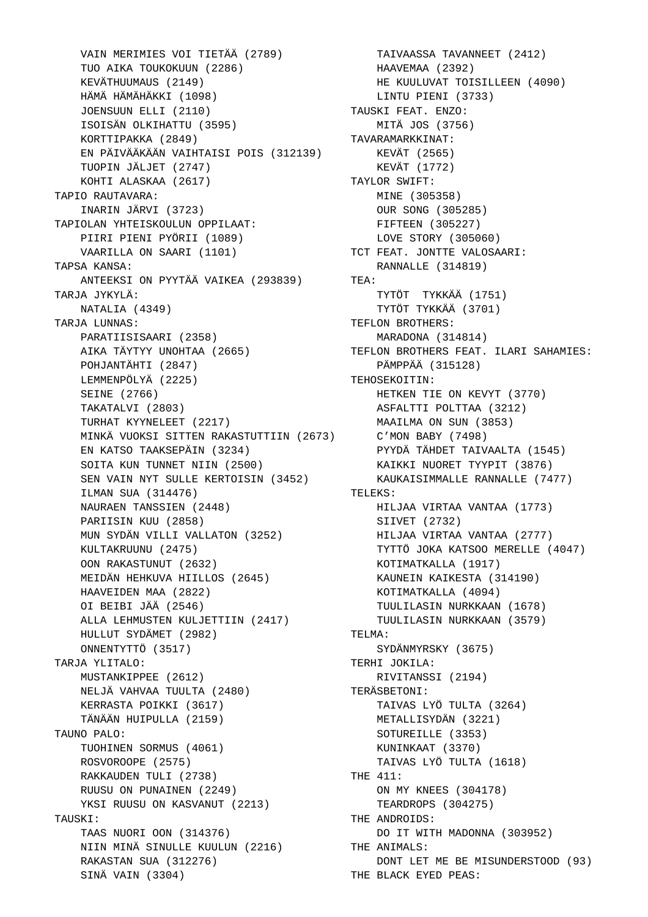VAIN MERIMIES VOI TIETÄÄ (2789)
TUO AIKA TOUKOKUUN (2286)
KEVÄTHUUMAUS (2149)
HÄMÄ HÄMÄHÄKKI (1098)
JOENSUUN ELLI (2110)
ISOISÄN OLKIHATTU (3595)
KORTTIPAKKA (2849)
EN PÄIVÄÄKÄÄN VAIHTAISI POIS (312139)
TUOPIN JÄLJET (2747)
KOHTI ALASKAA (2617)

TAPIO RAUTAVARA:
INARIN JÄRVI (3723)

TAPIOLAN YHTEISKOULUN OPPILAAT:
PIIRI PIENI PYÖRII (1089)
VAARILLA ON SAARI (1101)

TAPSA KANSA:
ANTEEKSI ON PYYTÄÄ VAIKEA (293839)

TARJA JYKYLÄ:
NATALIA (4349)

TARJA LUNNAS:
PARATIISISAARI (2358)
AIKA TÄYTYY UNOHTAA (2665)
POHJANTÄHTI (2847)
LEMMENPÖLYÄ (2225)
SEINE (2766)
TAKATALVI (2803)
TURHAT KYYNELEET (2217)
MINKÄ VUOKSI SITTEN RAKASTUTTIIN (2673)
EN KATSO TAAKSEPÄIN (3234)
SOITA KUN TUNNET NIIN (2500)
SEN VAIN NYT SULLE KERTOISIN (3452)
ILMAN SUA (314476)
NAURAEN TANSSIEN (2448)
PARIISIN KUU (2858)
MUN SYDÄN VILLI VALLATON (3252)
KULTAKRUUNU (2475)
OON RAKASTUNUT (2632)
MEIDÄN HEHKUVA HIILLOS (2645)
HAAVEIDEN MAA (2822)
OI BEIBI JÄÄ (2546)
ALLA LEHMUSTEN KULJETTIIN (2417)
HULLUT SYDÄMET (2982)
ONNENTYTTÖ (3517)

TARJA YLITALO:
MUSTANKIPPEE (2612)
NELJÄ VAHVAA TUULTA (2480)
KERRASTA POIKKI (3617)
TÄNÄÄN HUIPULLA (2159)

TAUNO PALO:
TUOHINEN SORMUS (4061)
ROSVOROOPE (2575)
RAKKAUDEN TULI (2738)
RUUSU ON PUNAINEN (2249)
YKSI RUUSU ON KASVANUT (2213)

TAUSKI:
TAAS NUORI OON (314376)
NIIN MINÄ SINULLE KUULUN (2216)
RAKASTAN SUA (312276)
SINÄ VAIN (3304)
TAIVAASSA TAVANNEET (2412)
HAAVEMAA (2392)
HE KUULUVAT TOISILLEEN (4090)
LINTU PIENI (3733)

TAUSKI FEAT. ENZO:
MITÄ JOS (3756)

TAVARAMARKKINAT:
KEVÄT (2565)
KEVÄT (1772)

TAYLOR SWIFT:
MINE (305358)
OUR SONG (305285)
FIFTEEN (305227)
LOVE STORY (305060)

TCT FEAT. JONTTE VALOSAARI:
RANNALLE (314819)

TEA:
TYTÖT  TYKKÄÄ (1751)
TYTÖT TYKKÄÄ (3701)

TEFLON BROTHERS:
MARADONA (314814)

TEFLON BROTHERS FEAT. ILARI SAHAMIES:
PÄMPPÄÄ (315128)

TEHOSEKOITIN:
HETKEN TIE ON KEVYT (3770)
ASFALTTI POLTTAA (3212)
MAAILMA ON SUN (3853)
C’MON BABY (7498)
PYYDÄ TÄHDET TAIVAALTA (1545)
KAIKKI NUORET TYYPIT (3876)
KAUKAISIMMALLE RANNALLE (7477)

TELEKS:
HILJAA VIRTAA VANTAA (1773)
SIIVET (2732)
HILJAA VIRTAA VANTAA (2777)
TYTTÖ JOKA KATSOO MERELLE (4047)
KOTIMATKALLA (1917)
KAUNEIN KAIKESTA (314190)
KOTIMATKALLA (4094)
TUULILASIN NURKKAAN (1678)
TUULILASIN NURKKAAN (3579)

TELMA:
SYDÄNMYRSKY (3675)

TERHI JOKILA:
RIVITANSSI (2194)

TERÄSBETONI:
TAIVAS LYÖ TULTA (3264)
METALLISYDÄN (3221)
SOTUREILLE (3353)
KUNINKAAT (3370)
TAIVAS LYÖ TULTA (1618)

THE 411:
ON MY KNEES (304178)
TEARDROPS (304275)

THE ANDROIDS:
DO IT WITH MADONNA (303952)

THE ANIMALS:
DONT LET ME BE MISUNDERSTOOD (93)

THE BLACK EYED PEAS: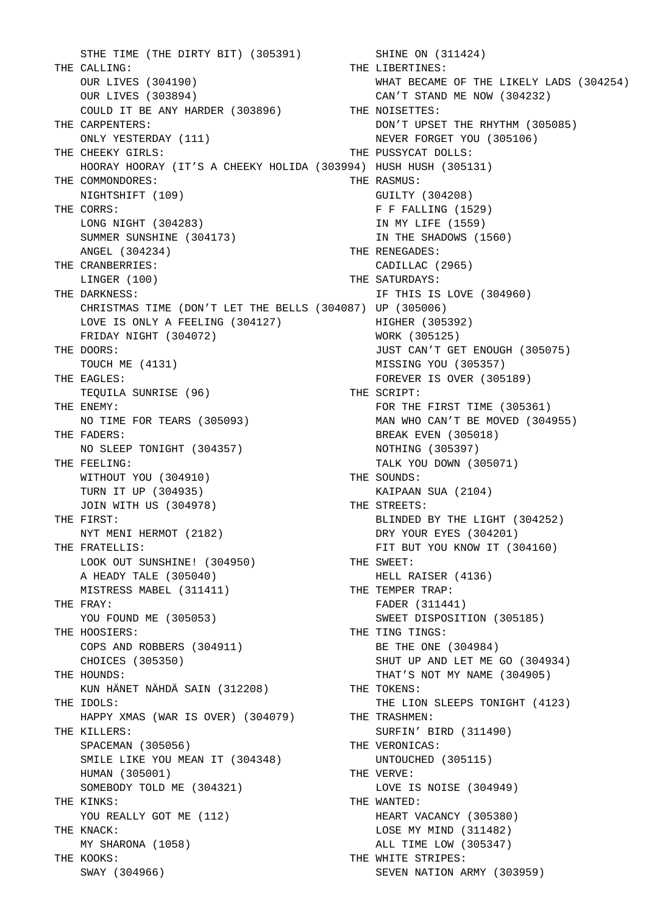STHE TIME (THE DIRTY BIT) (305391)

THE CALLING:
- OUR LIVES (304190)
- OUR LIVES (303894)
- COULD IT BE ANY HARDER (303896)

THE CARPENTERS:
- ONLY YESTERDAY (111)

THE CHEEKY GIRLS:
- HOORAY HOORAY (IT’S A CHEEKY HOLIDA (303994)

THE COMMONDORES:
- NIGHTSHIFT (109)

THE CORRS:
- LONG NIGHT (304283)
- SUMMER SUNSHINE (304173)
- ANGEL (304234)

THE CRANBERRIES:
- LINGER (100)

THE DARKNESS:
- CHRISTMAS TIME (DON’T LET THE BELLS (304087)
- LOVE IS ONLY A FEELING (304127)
- FRIDAY NIGHT (304072)

THE DOORS:
- TOUCH ME (4131)

THE EAGLES:
- TEQUILA SUNRISE (96)

THE ENEMY:
- NO TIME FOR TEARS (305093)

THE FADERS:
- NO SLEEP TONIGHT (304357)

THE FEELING:
- WITHOUT YOU (304910)
- TURN IT UP (304935)
- JOIN WITH US (304978)

THE FIRST:
- NYT MENI HERMOT (2182)

THE FRATELLIS:
- LOOK OUT SUNSHINE! (304950)
- A HEADY TALE (305040)
- MISTRESS MABEL (311411)

THE FRAY:
- YOU FOUND ME (305053)

THE HOOSIERS:
- COPS AND ROBBERS (304911)
- CHOICES (305350)

THE HOUNDS:
- KUN HÄNET NÄHDÄ SAIN (312208)

THE IDOLS:
- HAPPY XMAS (WAR IS OVER) (304079)

THE KILLERS:
- SPACEMAN (305056)
- SMILE LIKE YOU MEAN IT (304348)
- HUMAN (305001)
- SOMEBODY TOLD ME (304321)

THE KINKS:
- YOU REALLY GOT ME (112)

THE KNACK:
- MY SHARONA (1058)

THE KOOKS:
- SWAY (304966)
- SHINE ON (311424)

THE LIBERTINES:
- WHAT BECAME OF THE LIKELY LADS (304254)
- CAN’T STAND ME NOW (304232)

THE NOISETTES:
- DON’T UPSET THE RHYTHM (305085)
- NEVER FORGET YOU (305106)

THE PUSSYCAT DOLLS:
- HUSH HUSH (305131)

THE RASMUS:
- GUILTY (304208)
- F F FALLING (1529)
- IN MY LIFE (1559)
- IN THE SHADOWS (1560)

THE RENEGADES:
- CADILLAC (2965)

THE SATURDAYS:
- IF THIS IS LOVE (304960)
- UP (305006)
- HIGHER (305392)
- WORK (305125)
- JUST CAN’T GET ENOUGH (305075)
- MISSING YOU (305357)
- FOREVER IS OVER (305189)

THE SCRIPT:
- FOR THE FIRST TIME (305361)
- MAN WHO CAN’T BE MOVED (304955)
- BREAK EVEN (305018)
- NOTHING (305397)
- TALK YOU DOWN (305071)

THE SOUNDS:
- KAIPAAN SUA (2104)

THE STREETS:
- BLINDED BY THE LIGHT (304252)
- DRY YOUR EYES (304201)
- FIT BUT YOU KNOW IT (304160)

THE SWEET:
- HELL RAISER (4136)

THE TEMPER TRAP:
- FADER (311441)
- SWEET DISPOSITION (305185)

THE TING TINGS:
- BE THE ONE (304984)
- SHUT UP AND LET ME GO (304934)
- THAT’S NOT MY NAME (304905)

THE TOKENS:
- THE LION SLEEPS TONIGHT (4123)

THE TRASHMEN:
- SURFIN’ BIRD (311490)

THE VERONICAS:
- UNTOUCHED (305115)

THE VERVE:
- LOVE IS NOISE (304949)

THE WANTED:
- HEART VACANCY (305380)
- LOSE MY MIND (311482)
- ALL TIME LOW (305347)

THE WHITE STRIPES:
- SEVEN NATION ARMY (303959)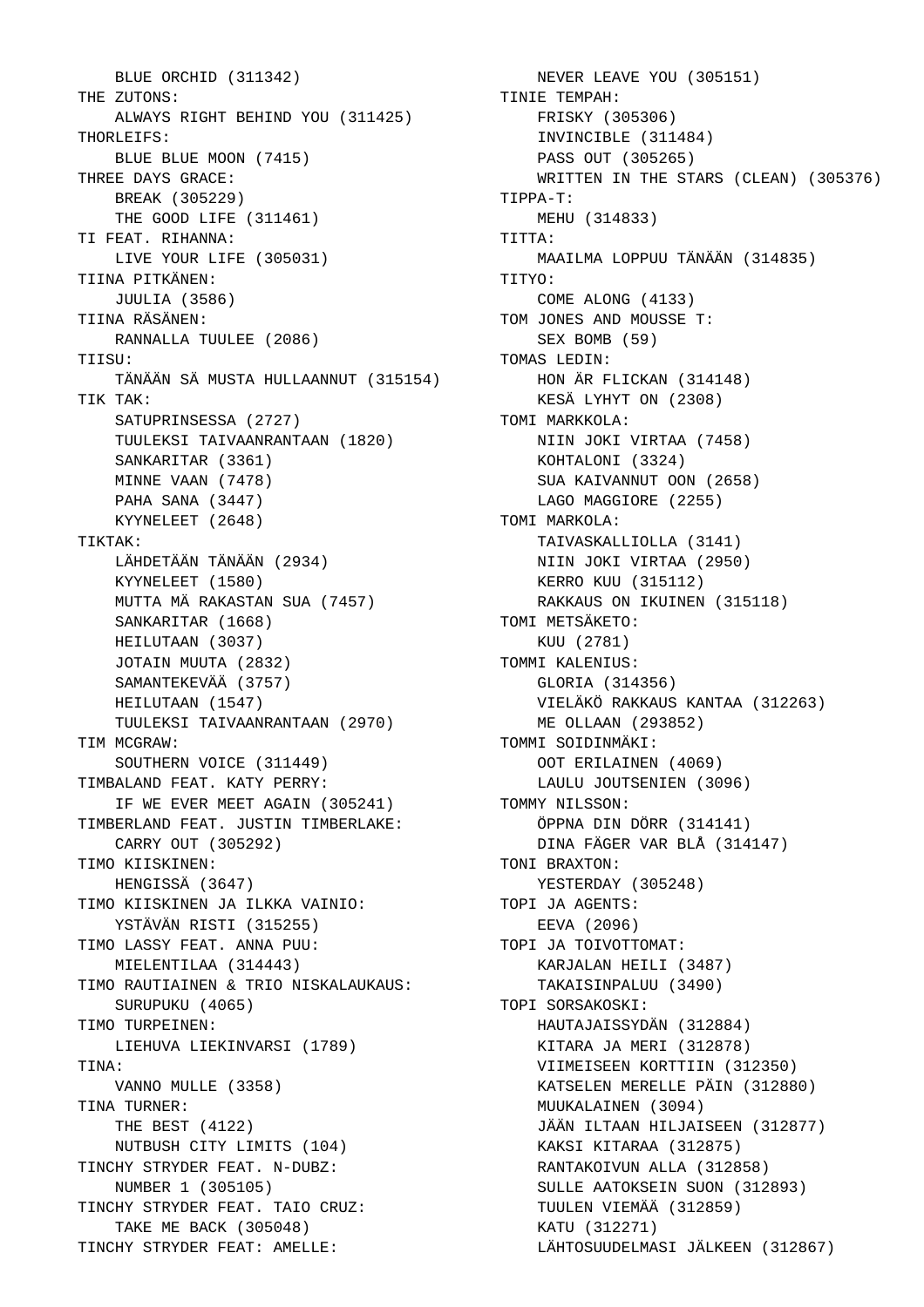BLUE ORCHID (311342)

THE ZUTONS:
    ALWAYS RIGHT BEHIND YOU (311425)

THORLEIFS:
    BLUE BLUE MOON (7415)

THREE DAYS GRACE:
    BREAK (305229)
    THE GOOD LIFE (311461)

TI FEAT. RIHANNA:
    LIVE YOUR LIFE (305031)

TIINA PITKÄNEN:
    JUULIA (3586)

TIINA RÄSÄNEN:
    RANNALLA TUULEE (2086)

TIISU:
    TÄNÄÄN SÄ MUSTA HULLAANNUT (315154)

TIK TAK:
    SATUPRINSESSA (2727)
    TUULEKSI TAIVAANRANTAAN (1820)
    SANKARITAR (3361)
    MINNE VAAN (7478)
    PAHA SANA (3447)
    KYYNELEET (2648)

TIKTAK:
    LÄHDETÄÄN TÄNÄÄN (2934)
    KYYNELEET (1580)
    MUTTA MÄ RAKASTAN SUA (7457)
    SANKARITAR (1668)
    HEILUTAAN (3037)
    JOTAIN MUUTA (2832)
    SAMANTEKEVÄÄ (3757)
    HEILUTAAN (1547)
    TUULEKSI TAIVAANRANTAAN (2970)

TIM MCGRAW:
    SOUTHERN VOICE (311449)

TIMBALAND FEAT. KATY PERRY:
    IF WE EVER MEET AGAIN (305241)

TIMBERLAND FEAT. JUSTIN TIMBERLAKE:
    CARRY OUT (305292)

TIMO KIISKINEN:
    HENGISSÄ (3647)

TIMO KIISKINEN JA ILKKA VAINIO:
    YSTÄVÄN RISTI (315255)

TIMO LASSY FEAT. ANNA PUU:
    MIELENTILAA (314443)

TIMO RAUTIAINEN & TRIO NISKALAUKAUS:
    SURUPUKU (4065)

TIMO TURPEINEN:
    LIEHUVA LIEKINVARSI (1789)

TINA:
    VANNO MULLE (3358)

TINA TURNER:
    THE BEST (4122)
    NUTBUSH CITY LIMITS (104)

TINCHY STRYDER FEAT. N-DUBZ:
    NUMBER 1 (305105)

TINCHY STRYDER FEAT. TAIO CRUZ:
    TAKE ME BACK (305048)

TINCHY STRYDER FEAT: AMELLE:
    NEVER LEAVE YOU (305151)

TINIE TEMPAH:
    FRISKY (305306)
    INVINCIBLE (311484)
    PASS OUT (305265)
    WRITTEN IN THE STARS (CLEAN) (305376)

TIPPA-T:
    MEHU (314833)

TITTA:
    MAAILMA LOPPUU TÄNÄÄN (314835)

TITYO:
    COME ALONG (4133)

TOM JONES AND MOUSSE T:
    SEX BOMB (59)

TOMAS LEDIN:
    HON ÄR FLICKAN (314148)
    KESÄ LYHYT ON (2308)

TOMI MARKKOLA:
    NIIN JOKI VIRTAA (7458)
    KOHTALONI (3324)
    SUA KAIVANNUT OON (2658)
    LAGO MAGGIORE (2255)

TOMI MARKOLA:
    TAIVASKALLIOLLA (3141)
    NIIN JOKI VIRTAA (2950)
    KERRO KUU (315112)
    RAKKAUS ON IKUINEN (315118)

TOMI METSÄKETO:
    KUU (2781)

TOMMI KALENIUS:
    GLORIA (314356)
    VIELÄKÖ RAKKAUS KANTAA (312263)
    ME OLLAAN (293852)

TOMMI SOIDINMÄKI:
    OOT ERILAINEN (4069)
    LAULU JOUTSENIEN (3096)

TOMMY NILSSON:
    ÖPPNA DIN DÖRR (314141)
    DINA FÄGER VAR BLÅ (314147)

TONI BRAXTON:
    YESTERDAY (305248)

TOPI JA AGENTS:
    EEVA (2096)

TOPI JA TOIVOTTOMAT:
    KARJALAN HEILI (3487)
    TAKAISINPALUU (3490)

TOPI SORSAKOSKI:
    HAUTAJAISSYDÄN (312884)
    KITARA JA MERI (312878)
    VIIMEISEEN KORTTIIN (312350)
    KATSELEN MERELLE PÄIN (312880)
    MUUKALAINEN (3094)
    JÄÄN ILTAAN HILJAISEEN (312877)
    KAKSI KITARAA (312875)
    RANTAKOIVUN ALLA (312858)
    SULLE AATOKSEIN SUON (312893)
    TUULEN VIEMÄÄ (312859)
    KATU (312271)
    LÄHTOSUUDELMASI JÄLKEEN (312867)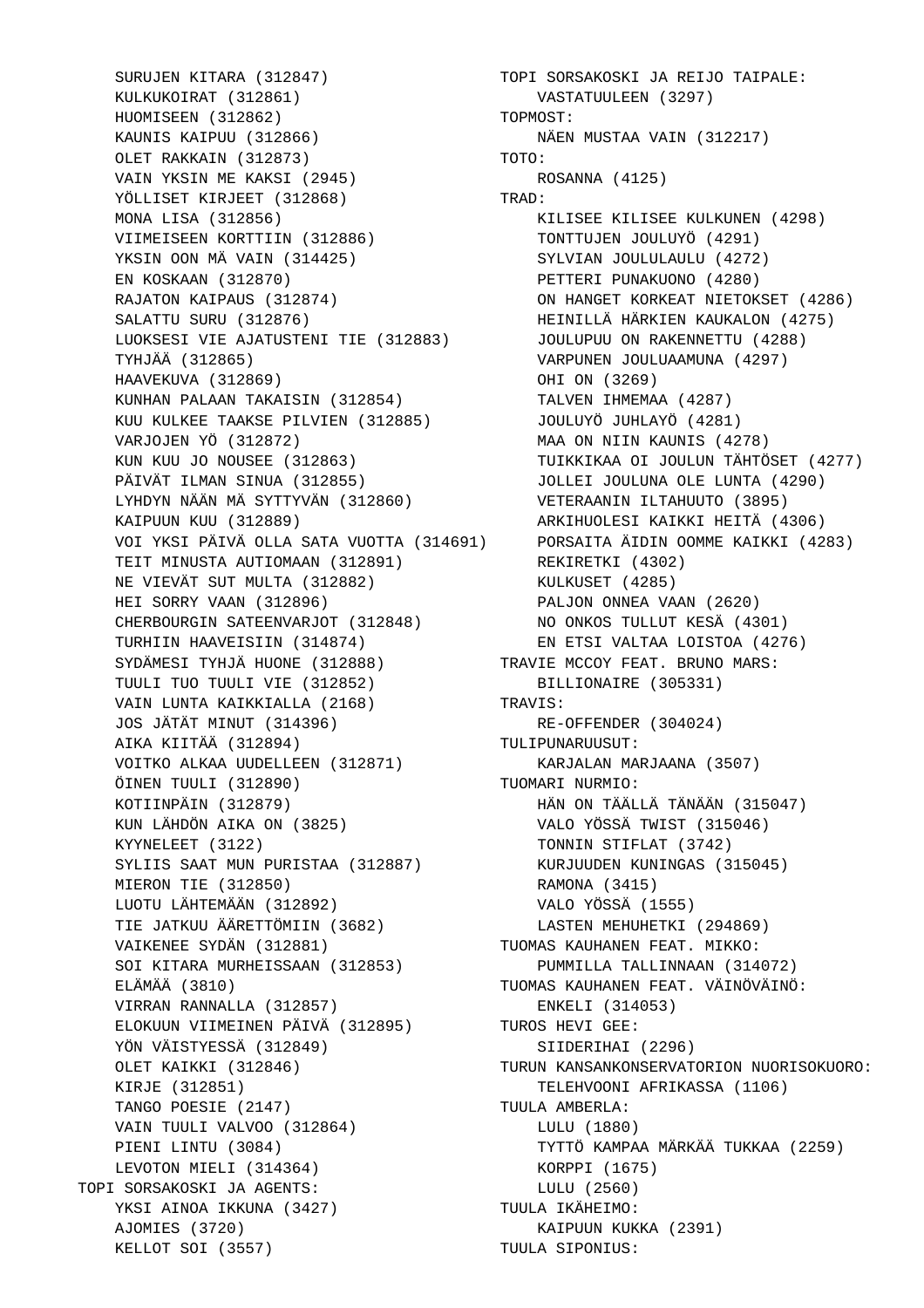SURUJEN KITARA (312847)
KULKUKOIRAT (312861)
HUOMISEEN (312862)
KAUNIS KAIPUU (312866)
OLET RAKKAIN (312873)
VAIN YKSIN ME KAKSI (2945)
YÖLLISET KIRJEET (312868)
MONA LISA (312856)
VIIMEISEEN KORTTIIN (312886)
YKSIN OON MÄ VAIN (314425)
EN KOSKAAN (312870)
RAJATON KAIPAUS (312874)
SALATTU SURU (312876)
LUOKSESI VIE AJATUSTENI TIE (312883)
TYHJÄÄ (312865)
HAAVEKUVA (312869)
KUNHAN PALAAN TAKAISIN (312854)
KUU KULKEE TAAKSE PILVIEN (312885)
VARJOJEN YÖ (312872)
KUN KUU JO NOUSEE (312863)
PÄIVÄT ILMAN SINUA (312855)
LYHDYN NÄÄN MÄ SYTTYVÄN (312860)
KAIPUUN KUU (312889)
VOI YKSI PÄIVÄ OLLA SATA VUOTTA (314691)
TEIT MINUSTA AUTIOMAAN (312891)
NE VIEVÄT SUT MULTA (312882)
HEI SORRY VAAN (312896)
CHERBOURGIN SATEENVARJOT (312848)
TURHIIN HAAVEISIIN (314874)
SYDÄMESI TYHJÄ HUONE (312888)
TUULI TUO TUULI VIE (312852)
VAIN LUNTA KAIKKIALLA (2168)
JOS JÄTÄT MINUT (314396)
AIKA KIITÄÄ (312894)
VOITKO ALKAA UUDELLEEN (312871)
ÖINEN TUULI (312890)
KOTIINPÄIN (312879)
KUN LÄHDÖN AIKA ON (3825)
KYYNELEET (3122)
SYLIIS SAAT MUN PURISTAA (312887)
MIERON TIE (312850)
LUOTU LÄHTEMÄÄN (312892)
TIE JATKUU ÄÄRETTÖMIIN (3682)
VAIKENEE SYDÄN (312881)
SOI KITARA MURHEISSAAN (312853)
ELÄMÄÄ (3810)
VIRRAN RANNALLA (312857)
ELOKUUN VIIMEINEN PÄIVÄ (312895)
YÖN VÄISTYESSÄ (312849)
OLET KAIKKI (312846)
KIRJE (312851)
TANGO POESIE (2147)
VAIN TUULI VALVOO (312864)
PIENI LINTU (3084)
LEVOTON MIELI (314364)

TOPI SORSAKOSKI JA AGENTS:
YKSI AINOA IKKUNA (3427)
AJOMIES (3720)
KELLOT SOI (3557)

TOPI SORSAKOSKI JA REIJO TAIPALE:
VASTATUULEEN (3297)

TOPMOST:
NÄEN MUSTAA VAIN (312217)

TOTO:
ROSANNA (4125)

TRAD:
KILISEE KILISEE KULKUNEN (4298)
TONTTUJEN JOULUYÖ (4291)
SYLVIAN JOULULAULU (4272)
PETTERI PUNAKUONO (4280)
ON HANGET KORKEAT NIETOKSET (4286)
HEINILLÄ HÄRKIEN KAUKALON (4275)
JOULUPUU ON RAKENNETTU (4288)
VARPUNEN JOULUAAMUNA (4297)
OHI ON (3269)
TALVEN IHMEMAA (4287)
JOULUYÖ JUHLAYÖ (4281)
MAA ON NIIN KAUNIS (4278)
TUIKKIKAA OI JOULUN TÄHTÖSET (4277)
JOLLEI JOULUNA OLE LUNTA (4290)
VETERAANIN ILTAHUUTO (3895)
ARKIHUOLESI KAIKKI HEITÄ (4306)
PORSAITA ÄIDIN OOMME KAIKKI (4283)
REKIRETKI (4302)
KULKUSET (4285)
PALJON ONNEA VAAN (2620)
NO ONKOS TULLUT KESÄ (4301)
EN ETSI VALTAA LOISTOA (4276)

TRAVIE MCCOY FEAT. BRUNO MARS:
BILLIONAIRE (305331)

TRAVIS:
RE-OFFENDER (304024)

TULIPUNARUUSUT:
KARJALAN MARJAANA (3507)

TUOMARI NURMIO:
HÄN ON TÄÄLLÄ TÄNÄÄN (315047)
VALO YÖSSÄ TWIST (315046)
TONNIN STIFLAT (3742)
KURJUUDEN KUNINGAS (315045)
RAMONA (3415)
VALO YÖSSÄ (1555)
LASTEN MEHUHETKI (294869)

TUOMAS KAUHANEN FEAT. MIKKO:
PUMMILLA TALLINNAAN (314072)

TUOMAS KAUHANEN FEAT. VÄINÖVÄINÖ:
ENKELI (314053)

TUROS HEVI GEE:
SIIDERIHAI (2296)

TURUN KANSANKONSERVATORION NUORISOKUORO:
TELEHVOONI AFRIKASSA (1106)

TUULA AMBERLA:
LULU (1880)
TYTTÖ KAMPAA MÄRKÄÄ TUKKAA (2259)
KORPPI (1675)
LULU (2560)

TUULA IKÄHEIMO:
KAIPUUN KUKKA (2391)

TUULA SIPONIUS: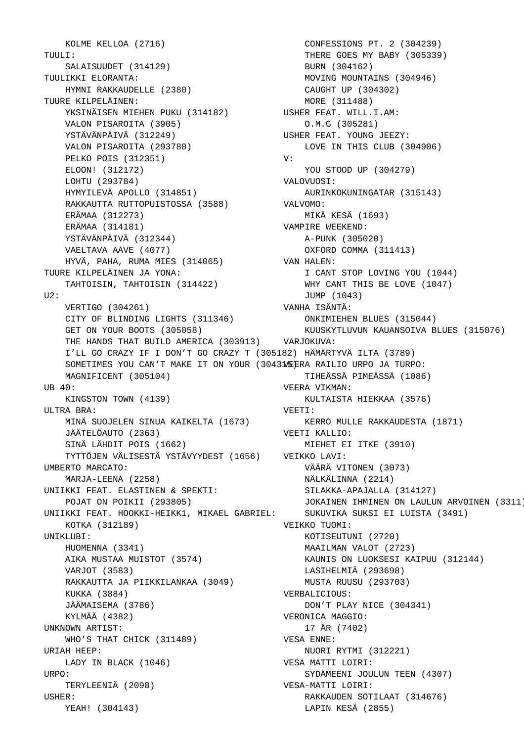KOLME KELLOA (2716)

TUULI:
- SALAISUUDET (314129)

TUULIKKI ELORANTA:
- HYMNI RAKKAUDELLE (2380)

TUURE KILPELÄINEN:
- YKSINÄISEN MIEHEN PUKU (314182)
- VALON PISAROITA (3905)
- YSTÄVÄNPÄIVÄ (312249)
- VALON PISAROITA (293780)
- PELKO POIS (312351)
- ELOON! (312172)
- LOHTU (293784)
- HYMYILEVÄ APOLLO (314851)
- RAKKAUTTA RUTTOPUISTOSSA (3588)
- ERÄMAA (312273)
- ERÄMAA (314181)
- YSTÄVÄNPÄIVÄ (312344)
- VAELTAVA AAVE (4077)
- HYVÄ, PAHA, RUMA MIES (314065)

TUURE KILPELÄINEN JA YONA:
- TAHTOISIN, TAHTOISIN (314422)

U2:
- VERTIGO (304261)
- CITY OF BLINDING LIGHTS (311346)
- GET ON YOUR BOOTS (305058)
- THE HANDS THAT BUILD AMERICA (303913)
- I'LL GO CRAZY IF I DON'T GO CRAZY T (305182)
- SOMETIMES YOU CAN'T MAKE IT ON YOUR (304315)
- MAGNIFICENT (305104)

UB 40:
- KINGSTON TOWN (4139)

ULTRA BRA:
- MINÄ SUOJELEN SINUA KAIKELTA (1673)
- JÄÄTELÖAUTO (2363)
- SINÄ LÄHDIT POIS (1662)
- TYTTÖJEN VÄLISESTÄ YSTÄVYYDEST (1656)

UMBERTO MARCATO:
- MARJA-LEENA (2258)

UNIIKKI FEAT. ELASTINEN & SPEKTI:
- POJAT ON POIKII (293805)

UNIIKKI FEAT. HOOKKI-HEIKK1, MIKAEL GABRIEL:
- KOTKA (312189)

UNIKLUBI:
- HUOMENNA (3341)
- AIKA MUSTAA MUISTOT (3574)
- VARJOT (3583)
- RAKKAUTTA JA PIIKKILANKAA (3049)
- KUKKA (3884)
- JÄÄMAISEMA (3786)
- KYLMÄÄ (4382)

UNKNOWN ARTIST:
- WHO'S THAT CHICK (311489)

URIAH HEEP:
- LADY IN BLACK (1046)

URPO:
- TERYLEENIÄ (2098)

USHER:
- YEAH! (304143)
- CONFESSIONS PT. 2 (304239)
- THERE GOES MY BABY (305339)
- BURN (304162)
- MOVING MOUNTAINS (304946)
- CAUGHT UP (304302)
- MORE (311488)

USHER FEAT. WILL.I.AM:
- O.M.G (305281)

USHER FEAT. YOUNG JEEZY:
- LOVE IN THIS CLUB (304906)

V:
- YOU STOOD UP (304279)

VALOVUOSI:
- AURINKOKUNINGATAR (315143)

VALVOMO:
- MIKÄ KESÄ (1693)

VAMPIRE WEEKEND:
- A-PUNK (305020)
- OXFORD COMMA (311413)

VAN HALEN:
- I CANT STOP LOVING YOU (1044)
- WHY CANT THIS BE LOVE (1047)
- JUMP (1043)

VANHA ISÄNTÄ:
- ONKIMIEHEN BLUES (315044)
- KUUSKYTLUVUN KAUANSOIVA BLUES (315076)

VARJOKUVA:
- HÄMÄRTYVÄ ILTA (3789)

VEERA RAILIO URPO JA TURPO:
- TIHEÄSSÄ PIMEÄSSÄ (1086)

VEERA VIKMAN:
- KULTAISTA HIEKKAA (3576)

VEETI:
- KERRO MULLE RAKKAUDESTA (1871)

VEETI KALLIO:
- MIEHET EI ITKE (3910)

VEIKKO LAVI:
- VÄÄRÄ VITONEN (3073)
- NÄLKÄLINNA (2214)
- SILAKKA-APAJALLA (314127)
- JOKAINEN IHMINEN ON LAULUN ARVOINEN (3311)
- SUKUVIKA SUKSI EI LUISTA (3491)

VEIKKO TUOMI:
- KOTISEUTUNI (2720)
- MAAILMAN VALOT (2723)
- KAUNIS ON LUOKSESI KAIPUU (312144)
- LASIHELMIÄ (293698)
- MUSTA RUUSU (293703)

VERBALICIOUS:
- DON'T PLAY NICE (304341)

VERONICA MAGGIO:
- 17 ÅR (7402)

VESA ENNE:
- NUORI RYTMI (312221)

VESA MATTI LOIRI:
- SYDÄMEENI JOULUN TEEN (4307)

VESA-MATTI LOIRI:
- RAKKAUDEN SOTILAAT (314676)
- LAPIN KESÄ (2855)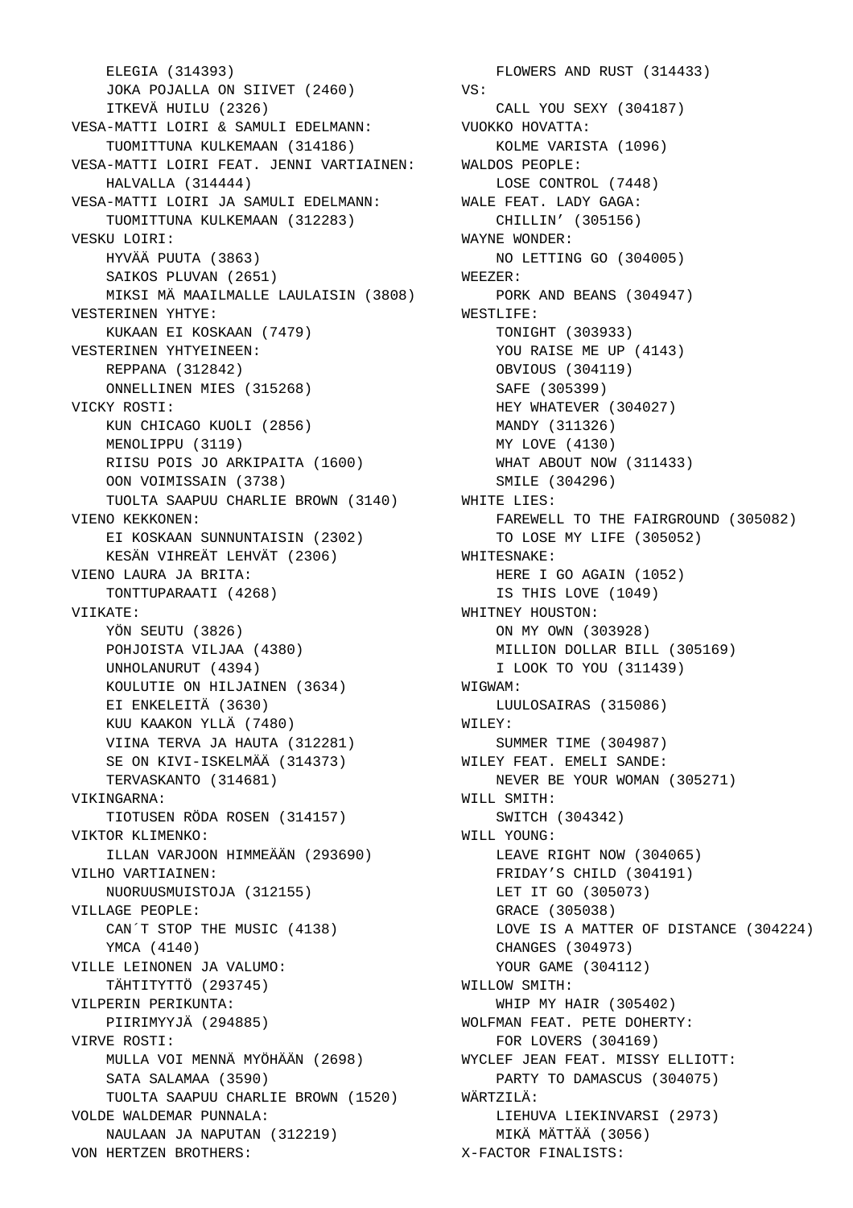ELEGIA (314393)
JOKA POJALLA ON SIIVET (2460)
ITKEVÄ HUILU (2326)

VESA-MATTI LOIRI & SAMULI EDELMANN:
TUOMITTUNA KULKEMAAN (314186)

VESA-MATTI LOIRI FEAT. JENNI VARTIAINEN:
HALVALLA (314444)

VESA-MATTI LOIRI JA SAMULI EDELMANN:
TUOMITTUNA KULKEMAAN (312283)

VESKU LOIRI:
HYVÄÄ PUUTA (3863)
SAIKOS PLUVAN (2651)
MIKSI MÄ MAAILMALLE LAULAISIN (3808)

VESTERINEN YHTYE:
KUKAAN EI KOSKAAN (7479)

VESTERINEN YHTYEINEEN:
REPPANA (312842)
ONNELLINEN MIES (315268)

VICKY ROSTI:
KUN CHICAGO KUOLI (2856)
MENOLIPPU (3119)
RIISU POIS JO ARKIPAITA (1600)
OON VOIMISSAIN (3738)
TUOLTA SAAPUU CHARLIE BROWN (3140)

VIENO KEKKONEN:
EI KOSKAAN SUNNUNTAISIN (2302)
KESÄN VIHREÄT LEHVÄT (2306)

VIENO LAURA JA BRITA:
TONTTUPARAATI (4268)

VIIKATE:
YÖN SEUTU (3826)
POHJOISTA VILJAA (4380)
UNHOLANURUT (4394)
KOULUTIE ON HILJAINEN (3634)
EI ENKELEITÄ (3630)
KUU KAAKON YLLÄ (7480)
VIINA TERVA JA HAUTA (312281)
SE ON KIVI-ISKELMÄÄ (314373)
TERVASKANTO (314681)

VIKINGARNA:
TIOTUSEN RÖDA ROSEN (314157)

VIKTOR KLIMENKO:
ILLAN VARJOON HIMMEÄÄN (293690)

VILHO VARTIAINEN:
NUORUUSMUISTOJA (312155)

VILLAGE PEOPLE:
CAN´T STOP THE MUSIC (4138)
YMCA (4140)

VILLE LEINONEN JA VALUMO:
TÄHTITYTTÖ (293745)

VILPERIN PERIKUNTA:
PIIRIMYYJÄ (294885)

VIRVE ROSTI:
MULLA VOI MENNÄ MYÖHÄÄN (2698)
SATA SALAMAA (3590)
TUOLTA SAAPUU CHARLIE BROWN (1520)

VOLDE WALDEMAR PUNNALA:
NAULAAN JA NAPUTAN (312219)

VON HERTZEN BROTHERS:
FLOWERS AND RUST (314433)

VS:
CALL YOU SEXY (304187)

VUOKKO HOVATTA:
KOLME VARISTA (1096)

WALDOS PEOPLE:
LOSE CONTROL (7448)

WALE FEAT. LADY GAGA:
CHILLIN’ (305156)

WAYNE WONDER:
NO LETTING GO (304005)

WEEZER:
PORK AND BEANS (304947)

WESTLIFE:
TONIGHT (303933)
YOU RAISE ME UP (4143)
OBVIOUS (304119)
SAFE (305399)
HEY WHATEVER (304027)
MANDY (311326)
MY LOVE (4130)
WHAT ABOUT NOW (311433)
SMILE (304296)

WHITE LIES:
FAREWELL TO THE FAIRGROUND (305082)
TO LOSE MY LIFE (305052)

WHITESNAKE:
HERE I GO AGAIN (1052)
IS THIS LOVE (1049)

WHITNEY HOUSTON:
ON MY OWN (303928)
MILLION DOLLAR BILL (305169)
I LOOK TO YOU (311439)

WIGWAM:
LUULOSAIRAS (315086)

WILEY:
SUMMER TIME (304987)

WILEY FEAT. EMELI SANDE:
NEVER BE YOUR WOMAN (305271)

WILL SMITH:
SWITCH (304342)

WILL YOUNG:
LEAVE RIGHT NOW (304065)
FRIDAY’S CHILD (304191)
LET IT GO (305073)
GRACE (305038)
LOVE IS A MATTER OF DISTANCE (304224)
CHANGES (304973)
YOUR GAME (304112)

WILLOW SMITH:
WHIP MY HAIR (305402)

WOLFMAN FEAT. PETE DOHERTY:
FOR LOVERS (304169)

WYCLEF JEAN FEAT. MISSY ELLIOTT:
PARTY TO DAMASCUS (304075)

WÄRTZILÄ:
LIEHUVA LIEKINVARSI (2973)
MIKÄ MÄTTÄÄ (3056)

X-FACTOR FINALISTS: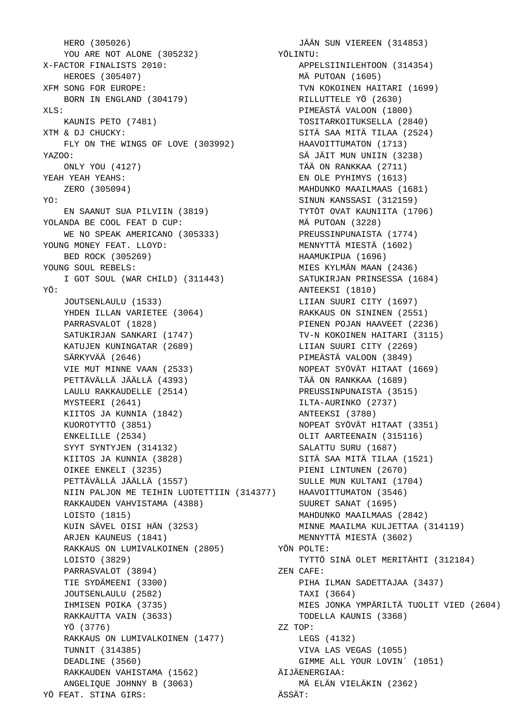HERO (305026)
YOU ARE NOT ALONE (305232)

X-FACTOR FINALISTS 2010:
HEROES (305407)

XFM SONG FOR EUROPE:
BORN IN ENGLAND (304179)

XLS:
KAUNIS PETO (7481)

XTM & DJ CHUCKY:
FLY ON THE WINGS OF LOVE (303992)

YAZOO:
ONLY YOU (4127)

YEAH YEAH YEAHS:
ZERO (305094)

YO:
EN SAANUT SUA PILVIIN (3819)

YOLANDA BE COOL FEAT D CUP:
WE NO SPEAK AMERICANO (305333)

YOUNG MONEY FEAT. LLOYD:
BED ROCK (305269)

YOUNG SOUL REBELS:
I GOT SOUL (WAR CHILD) (311443)

YÖ:
JOUTSENLAULU (1533)
YHDEN ILLAN VARIETEE (3064)
PARRASVALOT (1828)
SATUKIRJAN SANKARI (1747)
KATUJEN KUNINGATAR (2689)
SÄRKYVÄÄ (2646)
VIE MUT MINNE VAAN (2533)
PETTÄVÄLLÄ JÄÄLLÄ (4393)
LAULU RAKKAUDELLE (2514)
MYSTEERI (2641)
KIITOS JA KUNNIA (1842)
KUOROTYTTÖ (3851)
ENKELILLE (2534)
SYYT SYNTYJEN (314132)
KIITOS JA KUNNIA (3828)
OIKEE ENKELI (3235)
PETTÄVÄLLÄ JÄÄLLÄ (1557)
NIIN PALJON ME TEIHIN LUOTETTIIN (314377)
RAKKAUDEN VAHVISTAMA (4388)
LOISTO (1815)
KUIN SÄVEL OISI HÄN (3253)
ARJEN KAUNEUS (1841)
RAKKAUS ON LUMIVALKOINEN (2805)
LOISTO (3829)
PARRASVALOT (3894)
TIE SYDÄMEENI (3300)
JOUTSENLAULU (2582)
IHMISEN POIKA (3735)
RAKKAUTTA VAIN (3633)
YÖ (3776)
RAKKAUS ON LUMIVALKOINEN (1477)
TUNNIT (314385)
DEADLINE (3560)
RAKKAUDEN VAHISTAMA (1562)
ANGELIQUE JOHNNY B (3063)

YÖ FEAT. STINA GIRS:
JÄÄN SUN VIEREEN (314853)

YÖLINTU:
APPELSIINILEHTOON (314354)
MÄ PUTOAN (1605)
TVN KOKOINEN HAITARI (1699)
RILLUTTELE YÖ (2630)
PIMEÄSTÄ VALOON (1800)
TOSITARKOITUKSELLA (2840)
SITÄ SAA MITÄ TILAA (2524)
HAAVOITTUMATON (1713)
SÄ JÄIT MUN UNIIN (3238)
TÄÄ ON RANKKAA (2711)
EN OLE PYHIMYS (1613)
MAHDUNKO MAAILMAAS (1681)
SINUN KANSSASI (312159)
TYTÖT OVAT KAUNIITA (1706)
MÄ PUTOAN (3228)
PREUSSINPUNAISTA (1774)
MENNYTTÄ MIESTÄ (1602)
HAAMUKIPUA (1696)
MIES KYLMÄN MAAN (2436)
SATUKIRJAN PRINSESSA (1684)
ANTEEKSI (1810)
LIIAN SUURI CITY (1697)
RAKKAUS ON SININEN (2551)
PIENEN POJAN HAAVEET (2236)
TV-N KOKOINEN HAITARI (3115)
LIIAN SUURI CITY (2269)
PIMEÄSTÄ VALOON (3849)
NOPEAT SYÖVÄT HITAAT (1669)
TÄÄ ON RANKKAA (1689)
PREUSSINPUNAISTA (3515)
ILTA-AURINKO (2737)
ANTEEKSI (3780)
NOPEAT SYÖVÄT HITAAT (3351)
OLIT AARTEENAIN (315116)
SALATTU SURU (1687)
SITÄ SAA MITÄ TILAA (1521)
PIENI LINTUNEN (2670)
SULLE MUN KULTANI (1704)
HAAVOITTUMATON (3546)
SUURET SANAT (1695)
MAHDUNKO MAAILMAAS (2842)
MINNE MAAILMA KULJETTAA (314119)
MENNYTTÄ MIESTÄ (3602)

YÖN POLTE:
TYTTÖ SINÄ OLET MERITÄHTI (312184)

ZEN CAFE:
PIHA ILMAN SADETTAJAA (3437)
TAXI (3664)
MIES JONKA YMPÄRILTÄ TUOLIT VIED (2604)
TODELLA KAUNIS (3368)

ZZ TOP:
LEGS (4132)
VIVA LAS VEGAS (1055)
GIMME ALL YOUR LOVIN´ (1051)

ÄIJÄENERGIAA:
MÄ ELÄN VIELÄKIN (2362)

ÄSSÄT: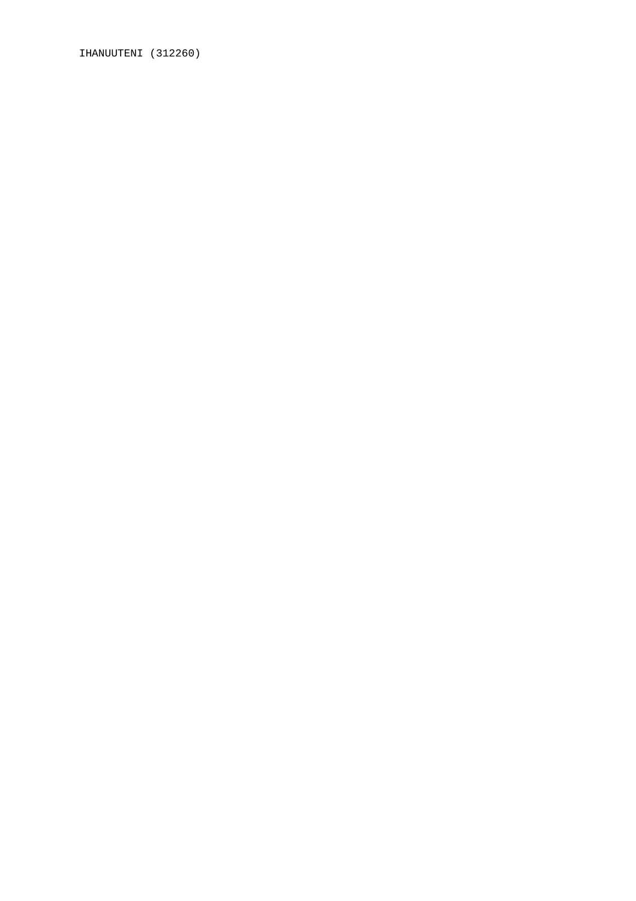IHANUUTENI (312260)